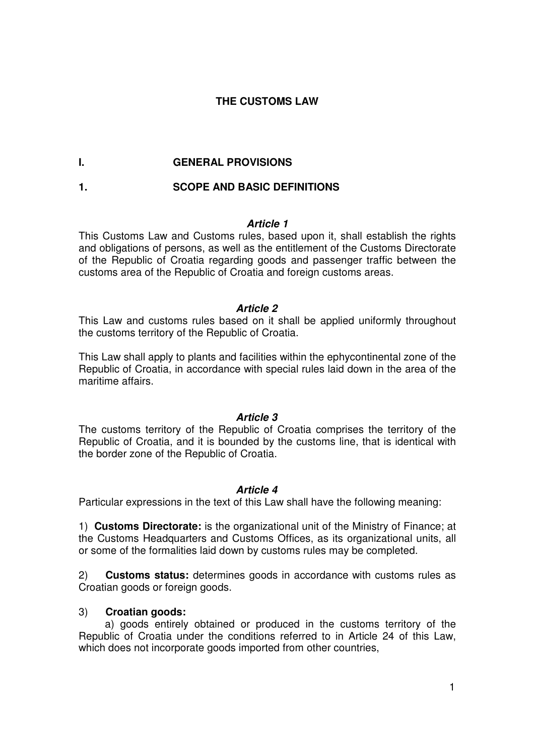# THE CUSTOMS LAW

## I. GENERAL PROVISIONS

### 1. SCOPE AND BASIC DEFINITIONS

***Article 1***

This Customs Law and Customs rules, based upon it, shall establish the rights and obligations of persons, as well as the entitlement of the Customs Directorate of the Republic of Croatia regarding goods and passenger traffic between the customs area of the Republic of Croatia and foreign customs areas.

***Article 2***

This Law and customs rules based on it shall be applied uniformly throughout the customs territory of the Republic of Croatia.

This Law shall apply to plants and facilities within the ephycontinental zone of the Republic of Croatia, in accordance with special rules laid down in the area of the maritime affairs.

***Article 3***

The customs territory of the Republic of Croatia comprises the territory of the Republic of Croatia, and it is bounded by the customs line, that is identical with the border zone of the Republic of Croatia.

***Article 4***

Particular expressions in the text of this Law shall have the following meaning:

1) **Customs Directorate:** is the organizational unit of the Ministry of Finance; at the Customs Headquarters and Customs Offices, as its organizational units, all or some of the formalities laid down by customs rules may be completed.

2) **Customs status:** determines goods in accordance with customs rules as Croatian goods or foreign goods.

3) **Croatian goods:**

a) goods entirely obtained or produced in the customs territory of the Republic of Croatia under the conditions referred to in Article 24 of this Law, which does not incorporate goods imported from other countries,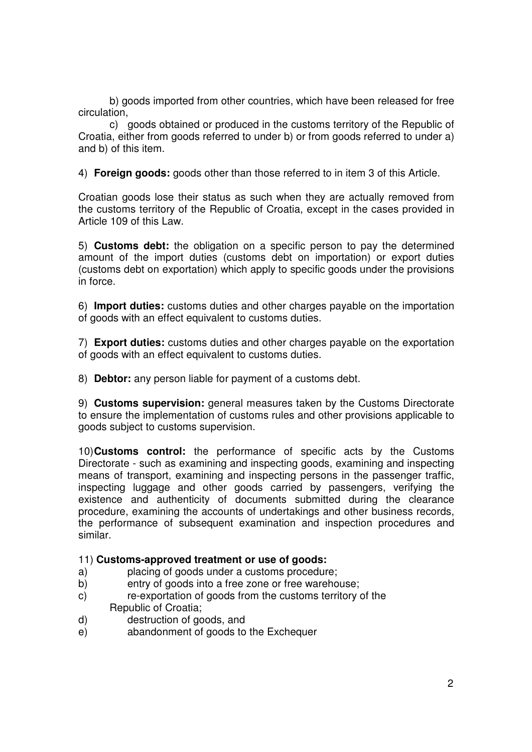b) goods imported from other countries, which have been released for free circulation,

c) goods obtained or produced in the customs territory of the Republic of Croatia, either from goods referred to under b) or from goods referred to under a) and b) of this item.

4) **Foreign goods:** goods other than those referred to in item 3 of this Article.

Croatian goods lose their status as such when they are actually removed from the customs territory of the Republic of Croatia, except in the cases provided in Article 109 of this Law.

5) **Customs debt:** the obligation on a specific person to pay the determined amount of the import duties (customs debt on importation) or export duties (customs debt on exportation) which apply to specific goods under the provisions in force.

6) **Import duties:** customs duties and other charges payable on the importation of goods with an effect equivalent to customs duties.

7) **Export duties:** customs duties and other charges payable on the exportation of goods with an effect equivalent to customs duties.

8) **Debtor:** any person liable for payment of a customs debt.

9) **Customs supervision:** general measures taken by the Customs Directorate to ensure the implementation of customs rules and other provisions applicable to goods subject to customs supervision.

10) **Customs control:** the performance of specific acts by the Customs Directorate - such as examining and inspecting goods, examining and inspecting means of transport, examining and inspecting persons in the passenger traffic, inspecting luggage and other goods carried by passengers, verifying the existence and authenticity of documents submitted during the clearance procedure, examining the accounts of undertakings and other business records, the performance of subsequent examination and inspection procedures and similar.

11) **Customs-approved treatment or use of goods:**

a) placing of goods under a customs procedure;

b) entry of goods into a free zone or free warehouse;

c) re-exportation of goods from the customs territory of the Republic of Croatia;

d) destruction of goods, and

e) abandonment of goods to the Exchequer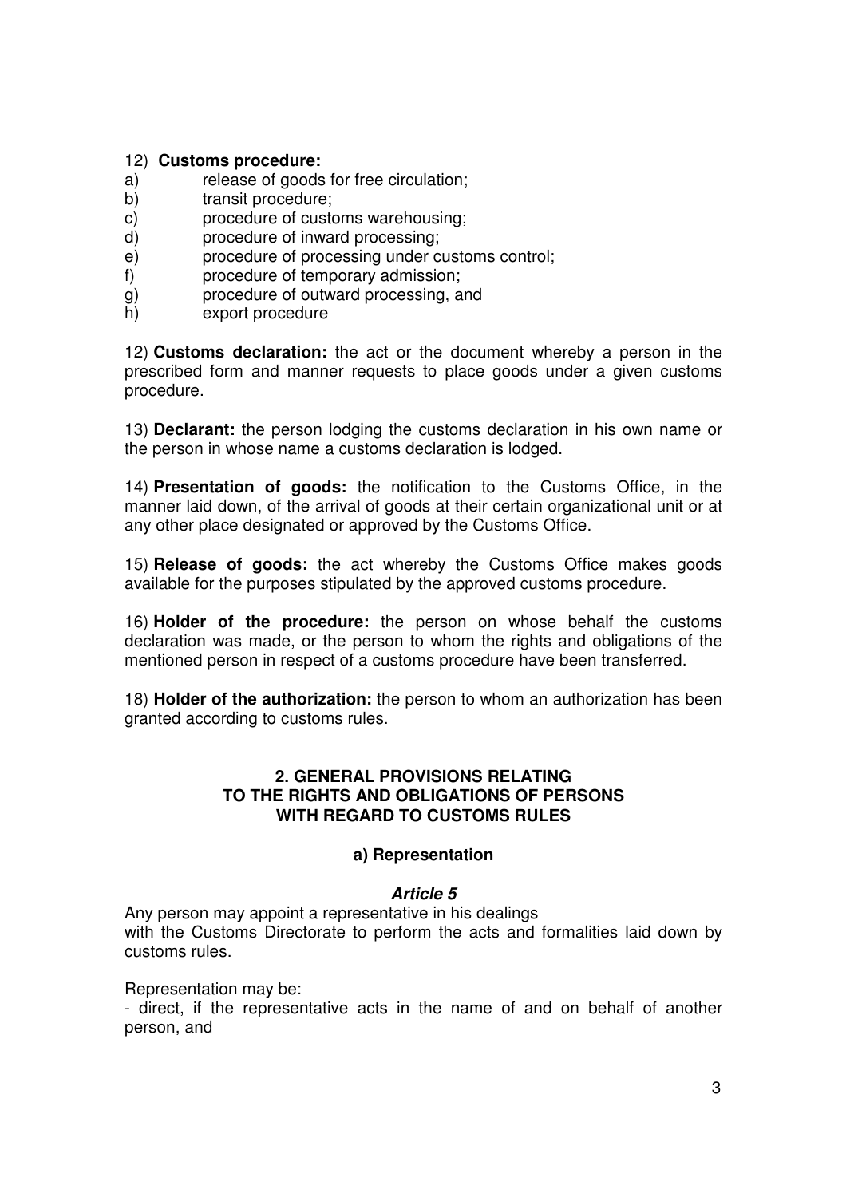12) **Customs procedure:**

a) release of goods for free circulation;
b) transit procedure;
c) procedure of customs warehousing;
d) procedure of inward processing;
e) procedure of processing under customs control;
f) procedure of temporary admission;
g) procedure of outward processing, and
h) export procedure

12) **Customs declaration:** the act or the document whereby a person in the prescribed form and manner requests to place goods under a given customs procedure.

13) **Declarant:** the person lodging the customs declaration in his own name or the person in whose name a customs declaration is lodged.

14) **Presentation of goods:** the notification to the Customs Office, in the manner laid down, of the arrival of goods at their certain organizational unit or at any other place designated or approved by the Customs Office.

15) **Release of goods:** the act whereby the Customs Office makes goods available for the purposes stipulated by the approved customs procedure.

16) **Holder of the procedure:** the person on whose behalf the customs declaration was made, or the person to whom the rights and obligations of the mentioned person in respect of a customs procedure have been transferred.

18) **Holder of the authorization:** the person to whom an authorization has been granted according to customs rules.

## 2. GENERAL PROVISIONS RELATING TO THE RIGHTS AND OBLIGATIONS OF PERSONS WITH REGARD TO CUSTOMS RULES

### a) Representation

#### *Article 5*

Any person may appoint a representative in his dealings with the Customs Directorate to perform the acts and formalities laid down by customs rules.

Representation may be:

- direct, if the representative acts in the name of and on behalf of another person, and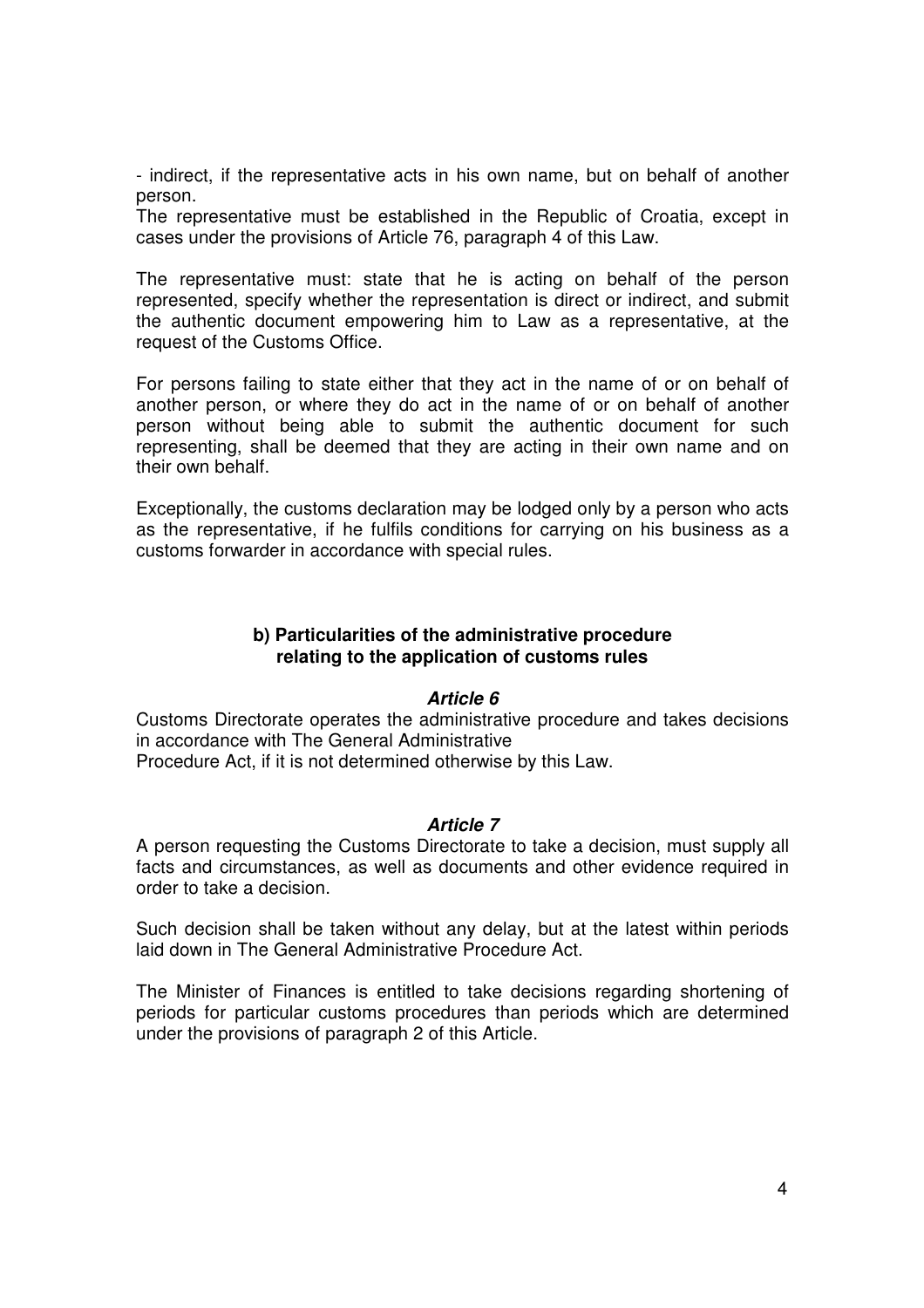- indirect, if the representative acts in his own name, but on behalf of another person.

The representative must be established in the Republic of Croatia, except in cases under the provisions of Article 76, paragraph 4 of this Law.

The representative must: state that he is acting on behalf of the person represented, specify whether the representation is direct or indirect, and submit the authentic document empowering him to Law as a representative, at the request of the Customs Office.

For persons failing to state either that they act in the name of or on behalf of another person, or where they do act in the name of or on behalf of another person without being able to submit the authentic document for such representing, shall be deemed that they are acting in their own name and on their own behalf.

Exceptionally, the customs declaration may be lodged only by a person who acts as the representative, if he fulfils conditions for carrying on his business as a customs forwarder in accordance with special rules.

### b) Particularities of the administrative procedure relating to the application of customs rules

***Article 6***

Customs Directorate operates the administrative procedure and takes decisions in accordance with The General Administrative Procedure Act, if it is not determined otherwise by this Law.

***Article 7***

A person requesting the Customs Directorate to take a decision, must supply all facts and circumstances, as well as documents and other evidence required in order to take a decision.

Such decision shall be taken without any delay, but at the latest within periods laid down in The General Administrative Procedure Act.

The Minister of Finances is entitled to take decisions regarding shortening of periods for particular customs procedures than periods which are determined under the provisions of paragraph 2 of this Article.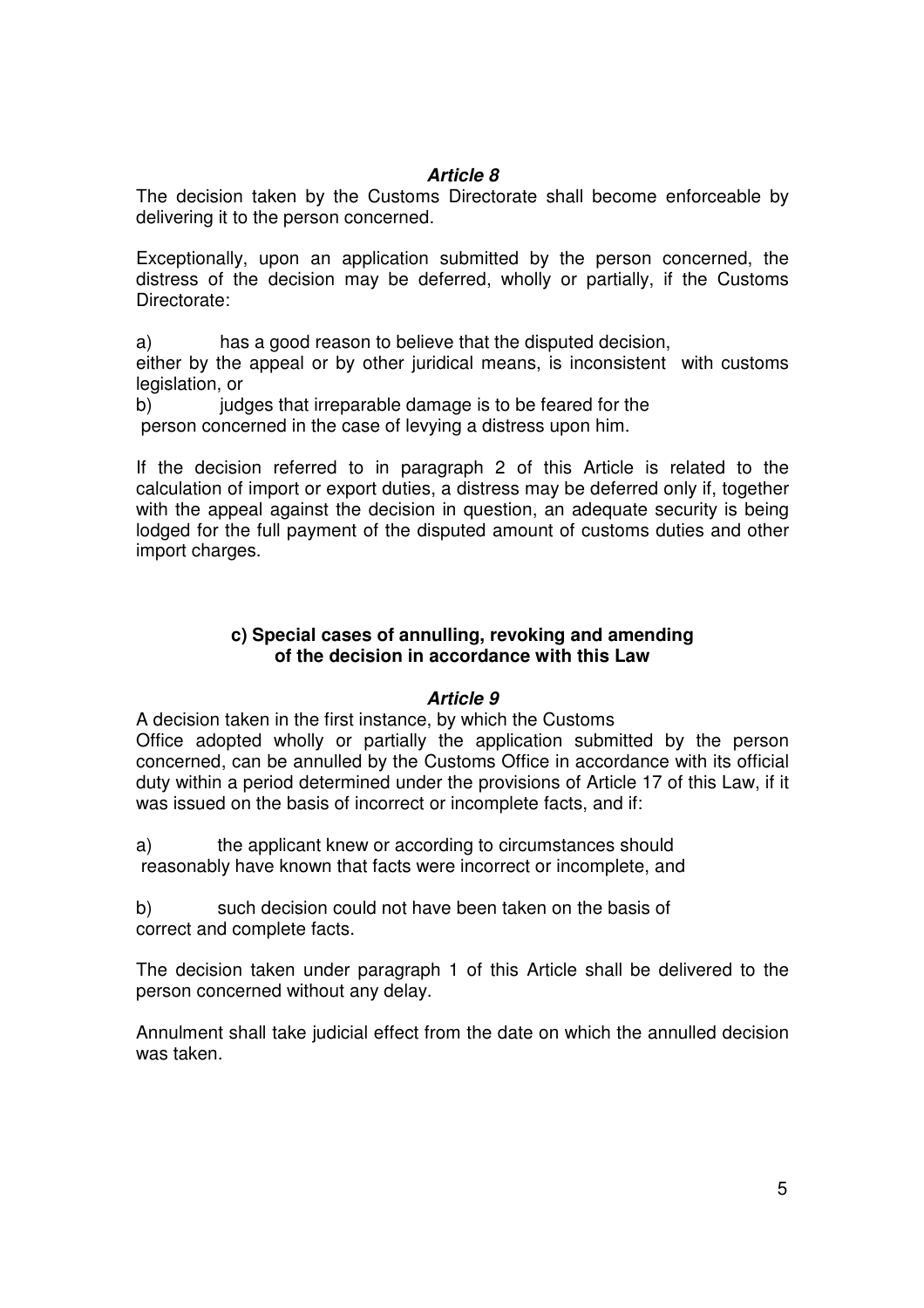***Article 8***

The decision taken by the Customs Directorate shall become enforceable by delivering it to the person concerned.

Exceptionally, upon an application submitted by the person concerned, the distress of the decision may be deferred, wholly or partially, if the Customs Directorate:

a) has a good reason to believe that the disputed decision, either by the appeal or by other juridical means, is inconsistent with customs legislation, or

b) judges that irreparable damage is to be feared for the person concerned in the case of levying a distress upon him.

If the decision referred to in paragraph 2 of this Article is related to the calculation of import or export duties, a distress may be deferred only if, together with the appeal against the decision in question, an adequate security is being lodged for the full payment of the disputed amount of customs duties and other import charges.

**c) Special cases of annulling, revoking and amending of the decision in accordance with this Law**

***Article 9***

A decision taken in the first instance, by which the Customs Office adopted wholly or partially the application submitted by the person concerned, can be annulled by the Customs Office in accordance with its official duty within a period determined under the provisions of Article 17 of this Law, if it was issued on the basis of incorrect or incomplete facts, and if:

a) the applicant knew or according to circumstances should reasonably have known that facts were incorrect or incomplete, and

b) such decision could not have been taken on the basis of correct and complete facts.

The decision taken under paragraph 1 of this Article shall be delivered to the person concerned without any delay.

Annulment shall take judicial effect from the date on which the annulled decision was taken.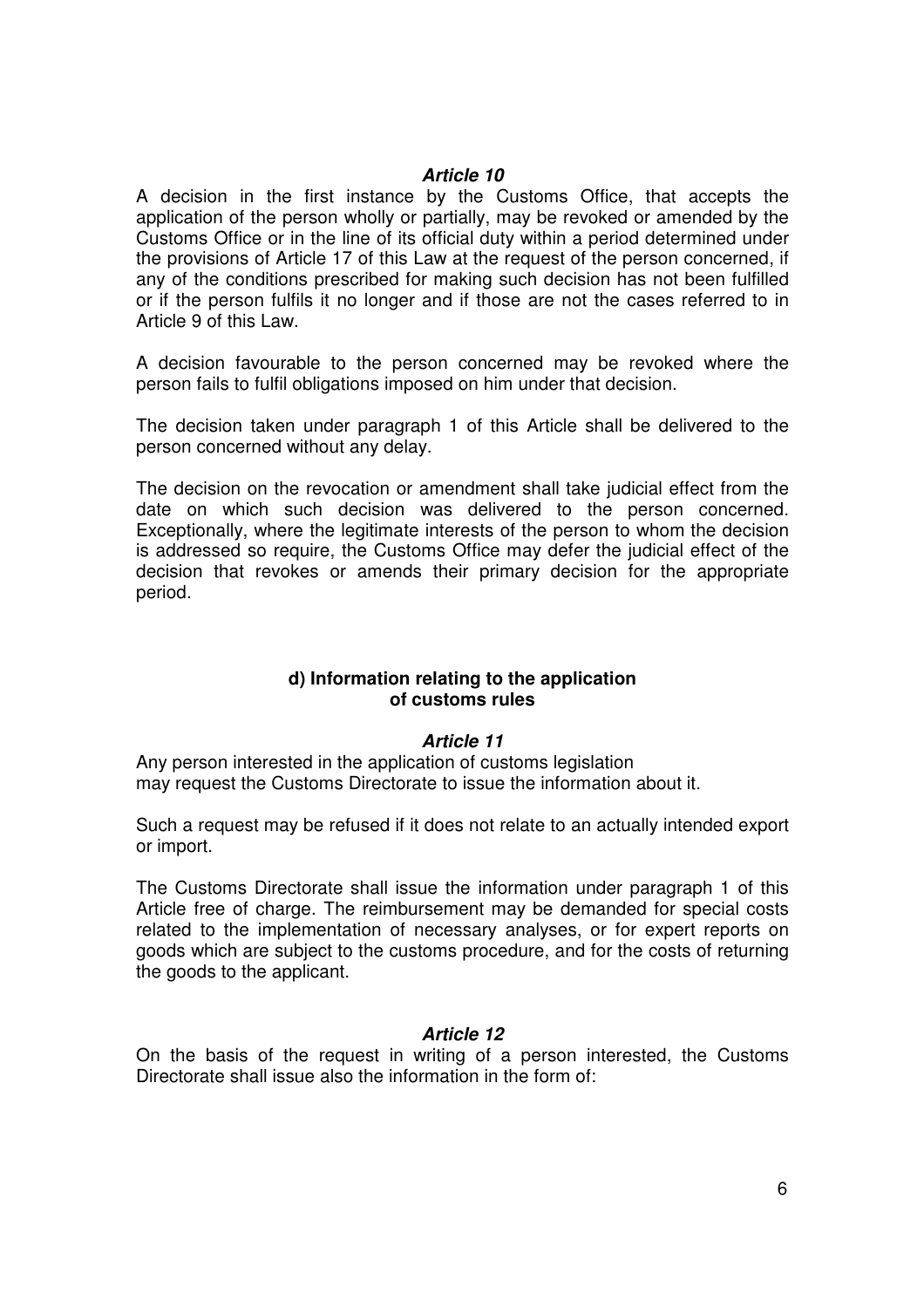***Article 10***

A decision in the first instance by the Customs Office, that accepts the application of the person wholly or partially, may be revoked or amended by the Customs Office or in the line of its official duty within a period determined under the provisions of Article 17 of this Law at the request of the person concerned, if any of the conditions prescribed for making such decision has not been fulfilled or if the person fulfils it no longer and if those are not the cases referred to in Article 9 of this Law.

A decision favourable to the person concerned may be revoked where the person fails to fulfil obligations imposed on him under that decision.

The decision taken under paragraph 1 of this Article shall be delivered to the person concerned without any delay.

The decision on the revocation or amendment shall take judicial effect from the date on which such decision was delivered to the person concerned. Exceptionally, where the legitimate interests of the person to whom the decision is addressed so require, the Customs Office may defer the judicial effect of the decision that revokes or amends their primary decision for the appropriate period.

**d) Information relating to the application of customs rules**

***Article 11***

Any person interested in the application of customs legislation may request the Customs Directorate to issue the information about it.

Such a request may be refused if it does not relate to an actually intended export or import.

The Customs Directorate shall issue the information under paragraph 1 of this Article free of charge. The reimbursement may be demanded for special costs related to the implementation of necessary analyses, or for expert reports on goods which are subject to the customs procedure, and for the costs of returning the goods to the applicant.

***Article 12***

On the basis of the request in writing of a person interested, the Customs Directorate shall issue also the information in the form of: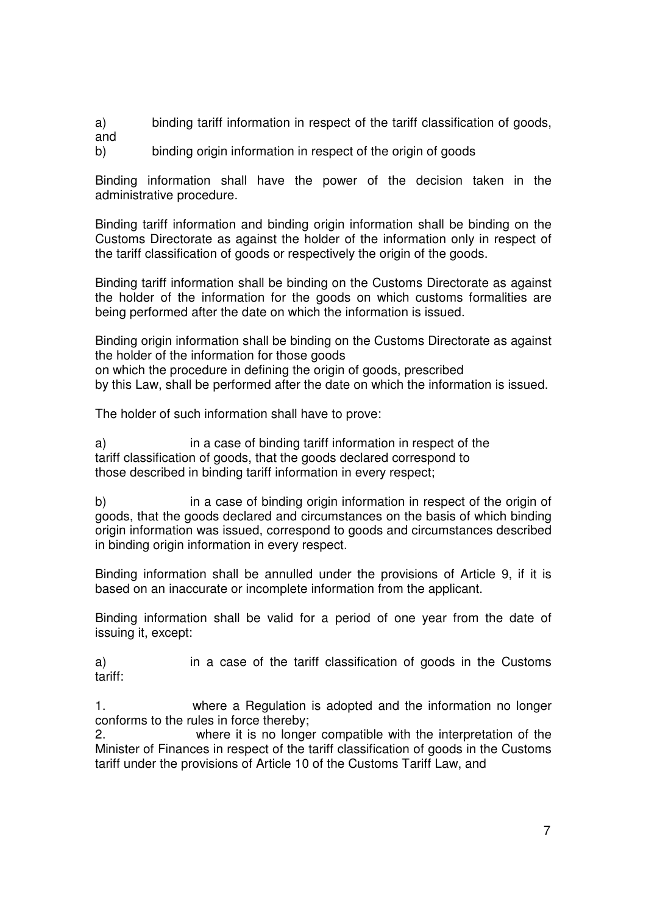a) binding tariff information in respect of the tariff classification of goods, and

b) binding origin information in respect of the origin of goods

Binding information shall have the power of the decision taken in the administrative procedure.

Binding tariff information and binding origin information shall be binding on the Customs Directorate as against the holder of the information only in respect of the tariff classification of goods or respectively the origin of the goods.

Binding tariff information shall be binding on the Customs Directorate as against the holder of the information for the goods on which customs formalities are being performed after the date on which the information is issued.

Binding origin information shall be binding on the Customs Directorate as against the holder of the information for those goods on which the procedure in defining the origin of goods, prescribed by this Law, shall be performed after the date on which the information is issued.

The holder of such information shall have to prove:

a) in a case of binding tariff information in respect of the tariff classification of goods, that the goods declared correspond to those described in binding tariff information in every respect;

b) in a case of binding origin information in respect of the origin of goods, that the goods declared and circumstances on the basis of which binding origin information was issued, correspond to goods and circumstances described in binding origin information in every respect.

Binding information shall be annulled under the provisions of Article 9, if it is based on an inaccurate or incomplete information from the applicant.

Binding information shall be valid for a period of one year from the date of issuing it, except:

a) in a case of the tariff classification of goods in the Customs tariff:

1. where a Regulation is adopted and the information no longer conforms to the rules in force thereby;
2. where it is no longer compatible with the interpretation of the Minister of Finances in respect of the tariff classification of goods in the Customs tariff under the provisions of Article 10 of the Customs Tariff Law, and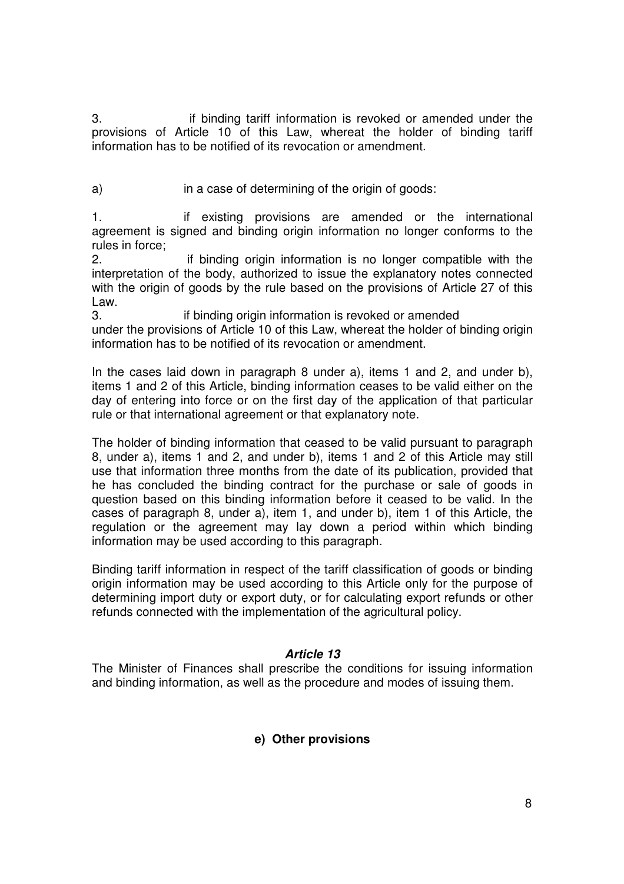3. if binding tariff information is revoked or amended under the provisions of Article 10 of this Law, whereat the holder of binding tariff information has to be notified of its revocation or amendment.

a) in a case of determining of the origin of goods:

1. if existing provisions are amended or the international agreement is signed and binding origin information no longer conforms to the rules in force;
2. if binding origin information is no longer compatible with the interpretation of the body, authorized to issue the explanatory notes connected with the origin of goods by the rule based on the provisions of Article 27 of this Law.
3. if binding origin information is revoked or amended under the provisions of Article 10 of this Law, whereat the holder of binding origin information has to be notified of its revocation or amendment.

In the cases laid down in paragraph 8 under a), items 1 and 2, and under b), items 1 and 2 of this Article, binding information ceases to be valid either on the day of entering into force or on the first day of the application of that particular rule or that international agreement or that explanatory note.

The holder of binding information that ceased to be valid pursuant to paragraph 8, under a), items 1 and 2, and under b), items 1 and 2 of this Article may still use that information three months from the date of its publication, provided that he has concluded the binding contract for the purchase or sale of goods in question based on this binding information before it ceased to be valid. In the cases of paragraph 8, under a), item 1, and under b), item 1 of this Article, the regulation or the agreement may lay down a period within which binding information may be used according to this paragraph.

Binding tariff information in respect of the tariff classification of goods or binding origin information may be used according to this Article only for the purpose of determining import duty or export duty, or for calculating export refunds or other refunds connected with the implementation of the agricultural policy.

***Article 13***

The Minister of Finances shall prescribe the conditions for issuing information and binding information, as well as the procedure and modes of issuing them.

**e) Other provisions**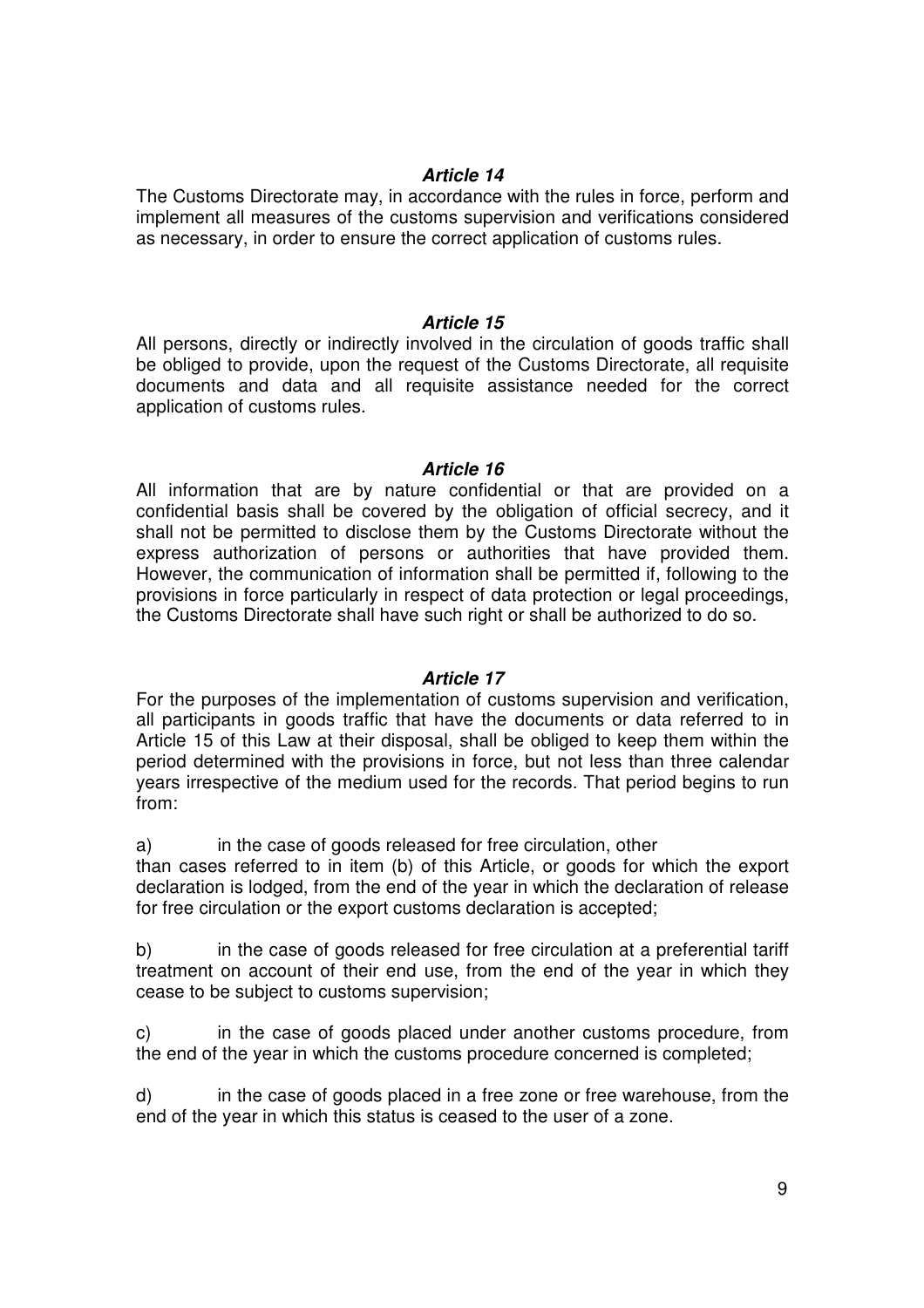### *Article 14*

The Customs Directorate may, in accordance with the rules in force, perform and implement all measures of the customs supervision and verifications considered as necessary, in order to ensure the correct application of customs rules.

### *Article 15*

All persons, directly or indirectly involved in the circulation of goods traffic shall be obliged to provide, upon the request of the Customs Directorate, all requisite documents and data and all requisite assistance needed for the correct application of customs rules.

### *Article 16*

All information that are by nature confidential or that are provided on a confidential basis shall be covered by the obligation of official secrecy, and it shall not be permitted to disclose them by the Customs Directorate without the express authorization of persons or authorities that have provided them. However, the communication of information shall be permitted if, following to the provisions in force particularly in respect of data protection or legal proceedings, the Customs Directorate shall have such right or shall be authorized to do so.

### *Article 17*

For the purposes of the implementation of customs supervision and verification, all participants in goods traffic that have the documents or data referred to in Article 15 of this Law at their disposal, shall be obliged to keep them within the period determined with the provisions in force, but not less than three calendar years irrespective of the medium used for the records. That period begins to run from:

a) in the case of goods released for free circulation, other than cases referred to in item (b) of this Article, or goods for which the export declaration is lodged, from the end of the year in which the declaration of release for free circulation or the export customs declaration is accepted;

b) in the case of goods released for free circulation at a preferential tariff treatment on account of their end use, from the end of the year in which they cease to be subject to customs supervision;

c) in the case of goods placed under another customs procedure, from the end of the year in which the customs procedure concerned is completed;

d) in the case of goods placed in a free zone or free warehouse, from the end of the year in which this status is ceased to the user of a zone.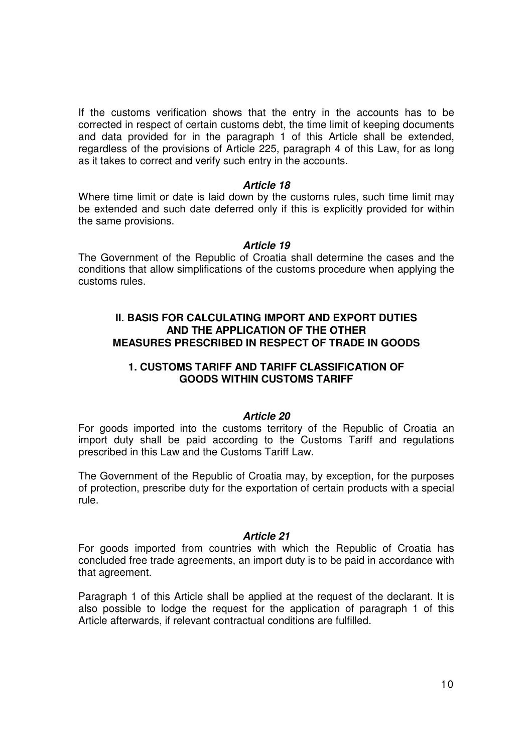If the customs verification shows that the entry in the accounts has to be corrected in respect of certain customs debt, the time limit of keeping documents and data provided for in the paragraph 1 of this Article shall be extended, regardless of the provisions of Article 225, paragraph 4 of this Law, for as long as it takes to correct and verify such entry in the accounts.

***Article 18***

Where time limit or date is laid down by the customs rules, such time limit may be extended and such date deferred only if this is explicitly provided for within the same provisions.

***Article 19***

The Government of the Republic of Croatia shall determine the cases and the conditions that allow simplifications of the customs procedure when applying the customs rules.

## II. BASIS FOR CALCULATING IMPORT AND EXPORT DUTIES AND THE APPLICATION OF THE OTHER MEASURES PRESCRIBED IN RESPECT OF TRADE IN GOODS

### 1. CUSTOMS TARIFF AND TARIFF CLASSIFICATION OF GOODS WITHIN CUSTOMS TARIFF

***Article 20***

For goods imported into the customs territory of the Republic of Croatia an import duty shall be paid according to the Customs Tariff and regulations prescribed in this Law and the Customs Tariff Law.

The Government of the Republic of Croatia may, by exception, for the purposes of protection, prescribe duty for the exportation of certain products with a special rule.

***Article 21***

For goods imported from countries with which the Republic of Croatia has concluded free trade agreements, an import duty is to be paid in accordance with that agreement.

Paragraph 1 of this Article shall be applied at the request of the declarant. It is also possible to lodge the request for the application of paragraph 1 of this Article afterwards, if relevant contractual conditions are fulfilled.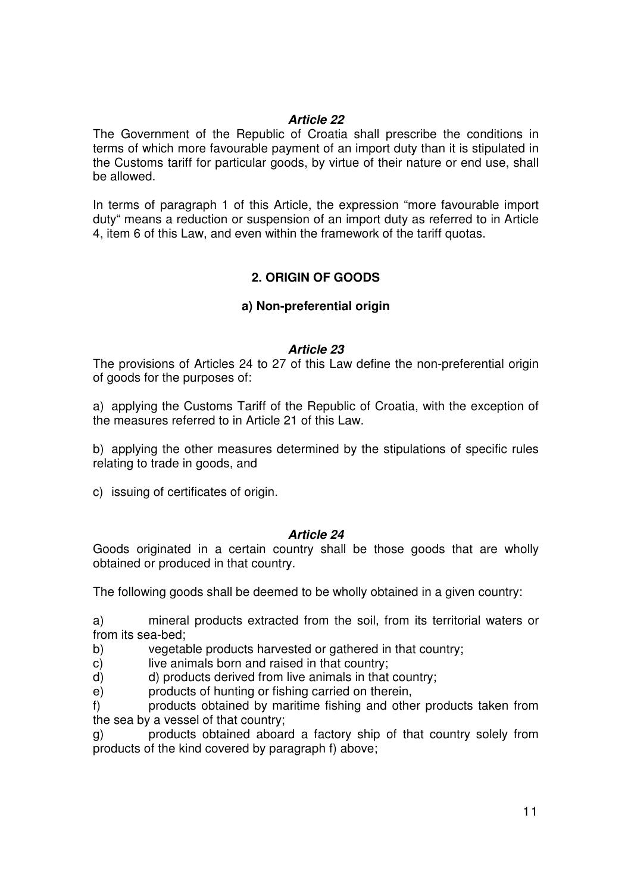***Article 22***

The Government of the Republic of Croatia shall prescribe the conditions in terms of which more favourable payment of an import duty than it is stipulated in the Customs tariff for particular goods, by virtue of their nature or end use, shall be allowed.

In terms of paragraph 1 of this Article, the expression "more favourable import duty" means a reduction or suspension of an import duty as referred to in Article 4, item 6 of this Law, and even within the framework of the tariff quotas.

## 2. ORIGIN OF GOODS

### a) Non-preferential origin

***Article 23***

The provisions of Articles 24 to 27 of this Law define the non-preferential origin of goods for the purposes of:

a) applying the Customs Tariff of the Republic of Croatia, with the exception of the measures referred to in Article 21 of this Law.

b) applying the other measures determined by the stipulations of specific rules relating to trade in goods, and

c) issuing of certificates of origin.

***Article 24***

Goods originated in a certain country shall be those goods that are wholly obtained or produced in that country.

The following goods shall be deemed to be wholly obtained in a given country:

a) mineral products extracted from the soil, from its territorial waters or from its sea-bed;
b) vegetable products harvested or gathered in that country;
c) live animals born and raised in that country;
d) d) products derived from live animals in that country;
e) products of hunting or fishing carried on therein,
f) products obtained by maritime fishing and other products taken from the sea by a vessel of that country;
g) products obtained aboard a factory ship of that country solely from products of the kind covered by paragraph f) above;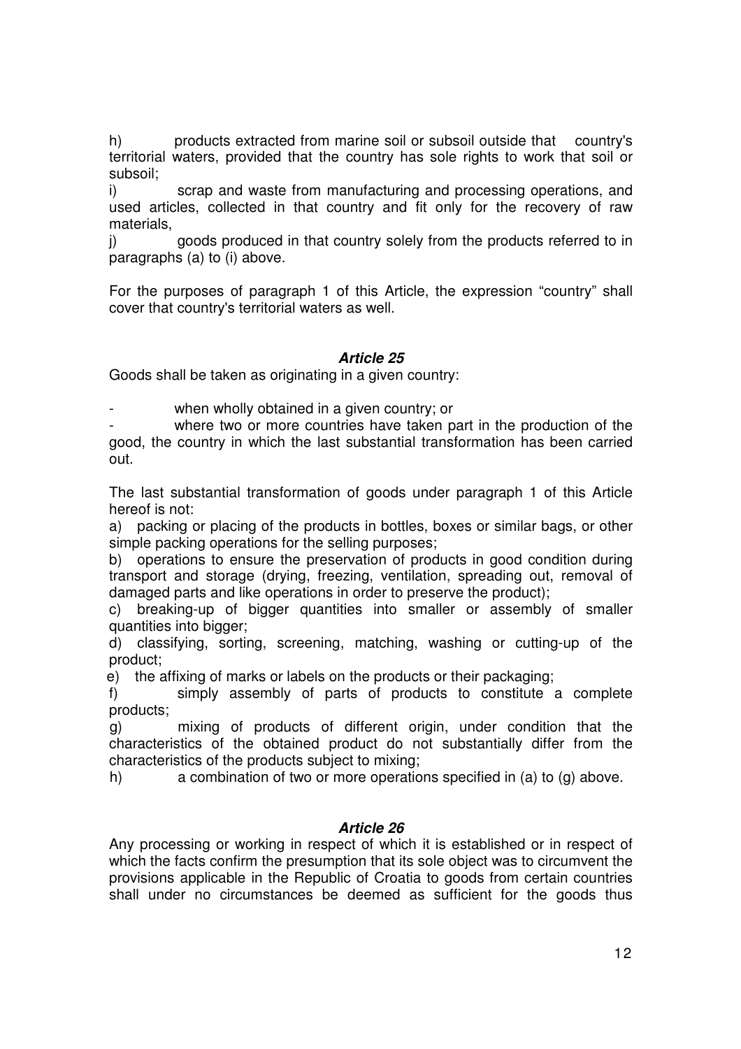h) products extracted from marine soil or subsoil outside that country's territorial waters, provided that the country has sole rights to work that soil or subsoil;

i) scrap and waste from manufacturing and processing operations, and used articles, collected in that country and fit only for the recovery of raw materials,

j) goods produced in that country solely from the products referred to in paragraphs (a) to (i) above.

For the purposes of paragraph 1 of this Article, the expression "country" shall cover that country's territorial waters as well.

### *Article 25*

Goods shall be taken as originating in a given country:

- when wholly obtained in a given country; or
- where two or more countries have taken part in the production of the good, the country in which the last substantial transformation has been carried out.

The last substantial transformation of goods under paragraph 1 of this Article hereof is not:

a) packing or placing of the products in bottles, boxes or similar bags, or other simple packing operations for the selling purposes;

b) operations to ensure the preservation of products in good condition during transport and storage (drying, freezing, ventilation, spreading out, removal of damaged parts and like operations in order to preserve the product);

c) breaking-up of bigger quantities into smaller or assembly of smaller quantities into bigger;

d) classifying, sorting, screening, matching, washing or cutting-up of the product;

e) the affixing of marks or labels on the products or their packaging;

f) simply assembly of parts of products to constitute a complete products;

g) mixing of products of different origin, under condition that the characteristics of the obtained product do not substantially differ from the characteristics of the products subject to mixing;

h) a combination of two or more operations specified in (a) to (g) above.

### *Article 26*

Any processing or working in respect of which it is established or in respect of which the facts confirm the presumption that its sole object was to circumvent the provisions applicable in the Republic of Croatia to goods from certain countries shall under no circumstances be deemed as sufficient for the goods thus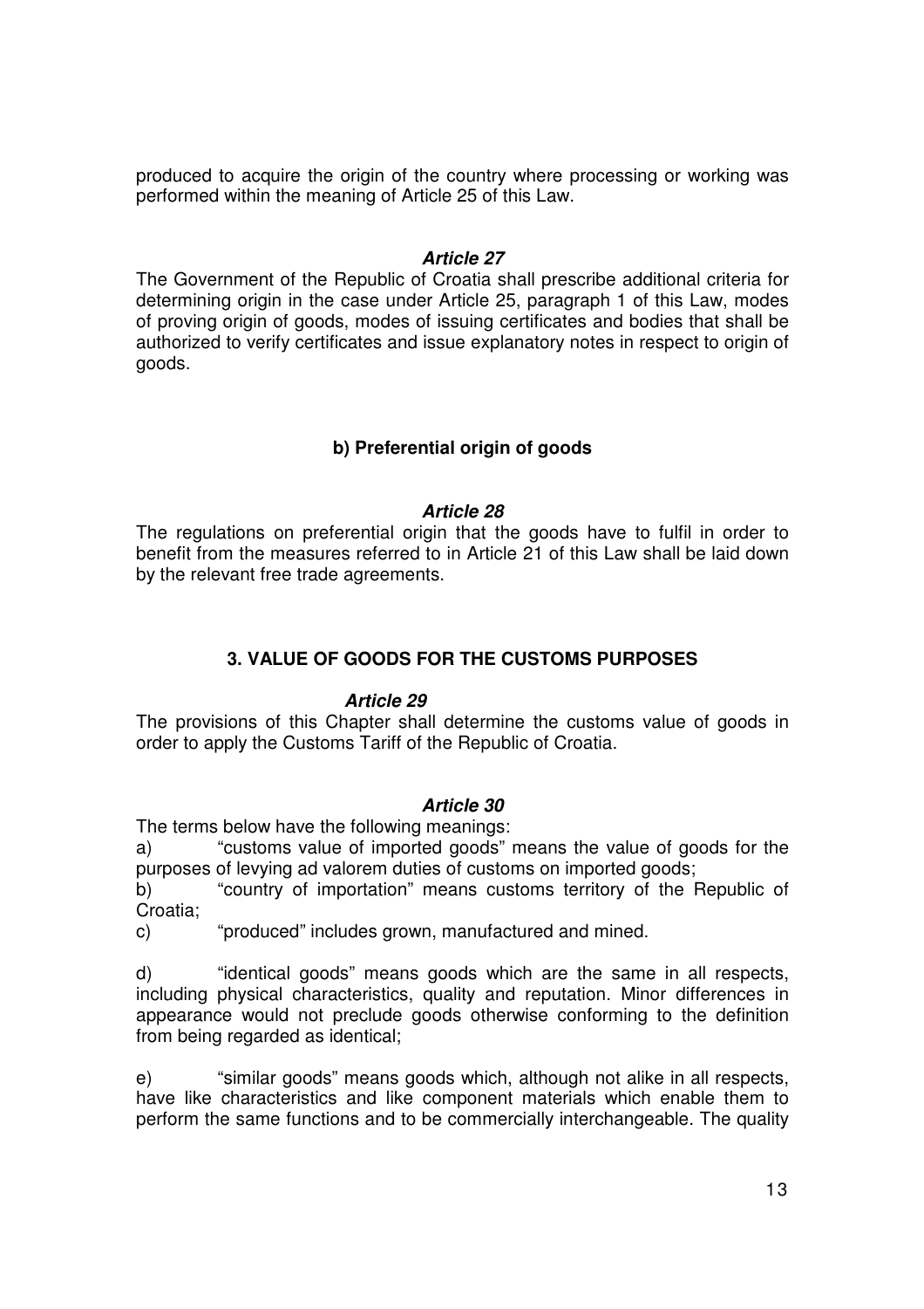produced to acquire the origin of the country where processing or working was performed within the meaning of Article 25 of this Law.

### *Article 27*

The Government of the Republic of Croatia shall prescribe additional criteria for determining origin in the case under Article 25, paragraph 1 of this Law, modes of proving origin of goods, modes of issuing certificates and bodies that shall be authorized to verify certificates and issue explanatory notes in respect to origin of goods.

## b) Preferential origin of goods

### *Article 28*

The regulations on preferential origin that the goods have to fulfil in order to benefit from the measures referred to in Article 21 of this Law shall be laid down by the relevant free trade agreements.

## 3. VALUE OF GOODS FOR THE CUSTOMS PURPOSES

### *Article 29*

The provisions of this Chapter shall determine the customs value of goods in order to apply the Customs Tariff of the Republic of Croatia.

### *Article 30*

The terms below have the following meanings:

a) "customs value of imported goods" means the value of goods for the purposes of levying ad valorem duties of customs on imported goods;

b) "country of importation" means customs territory of the Republic of Croatia;

c) "produced" includes grown, manufactured and mined.

d) "identical goods" means goods which are the same in all respects, including physical characteristics, quality and reputation. Minor differences in appearance would not preclude goods otherwise conforming to the definition from being regarded as identical;

e) "similar goods" means goods which, although not alike in all respects, have like characteristics and like component materials which enable them to perform the same functions and to be commercially interchangeable. The quality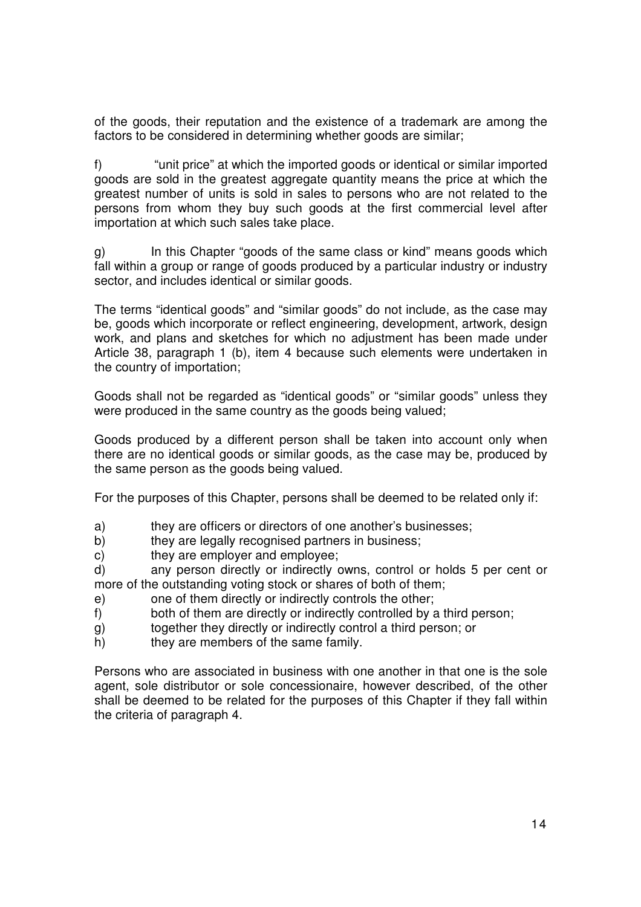of the goods, their reputation and the existence of a trademark are among the factors to be considered in determining whether goods are similar;

f) "unit price" at which the imported goods or identical or similar imported goods are sold in the greatest aggregate quantity means the price at which the greatest number of units is sold in sales to persons who are not related to the persons from whom they buy such goods at the first commercial level after importation at which such sales take place.

g) In this Chapter "goods of the same class or kind" means goods which fall within a group or range of goods produced by a particular industry or industry sector, and includes identical or similar goods.

The terms "identical goods" and "similar goods" do not include, as the case may be, goods which incorporate or reflect engineering, development, artwork, design work, and plans and sketches for which no adjustment has been made under Article 38, paragraph 1 (b), item 4 because such elements were undertaken in the country of importation;

Goods shall not be regarded as "identical goods" or "similar goods" unless they were produced in the same country as the goods being valued;

Goods produced by a different person shall be taken into account only when there are no identical goods or similar goods, as the case may be, produced by the same person as the goods being valued.

For the purposes of this Chapter, persons shall be deemed to be related only if:

a) they are officers or directors of one another's businesses;
b) they are legally recognised partners in business;
c) they are employer and employee;
d) any person directly or indirectly owns, control or holds 5 per cent or more of the outstanding voting stock or shares of both of them;
e) one of them directly or indirectly controls the other;
f) both of them are directly or indirectly controlled by a third person;
g) together they directly or indirectly control a third person; or
h) they are members of the same family.

Persons who are associated in business with one another in that one is the sole agent, sole distributor or sole concessionaire, however described, of the other shall be deemed to be related for the purposes of this Chapter if they fall within the criteria of paragraph 4.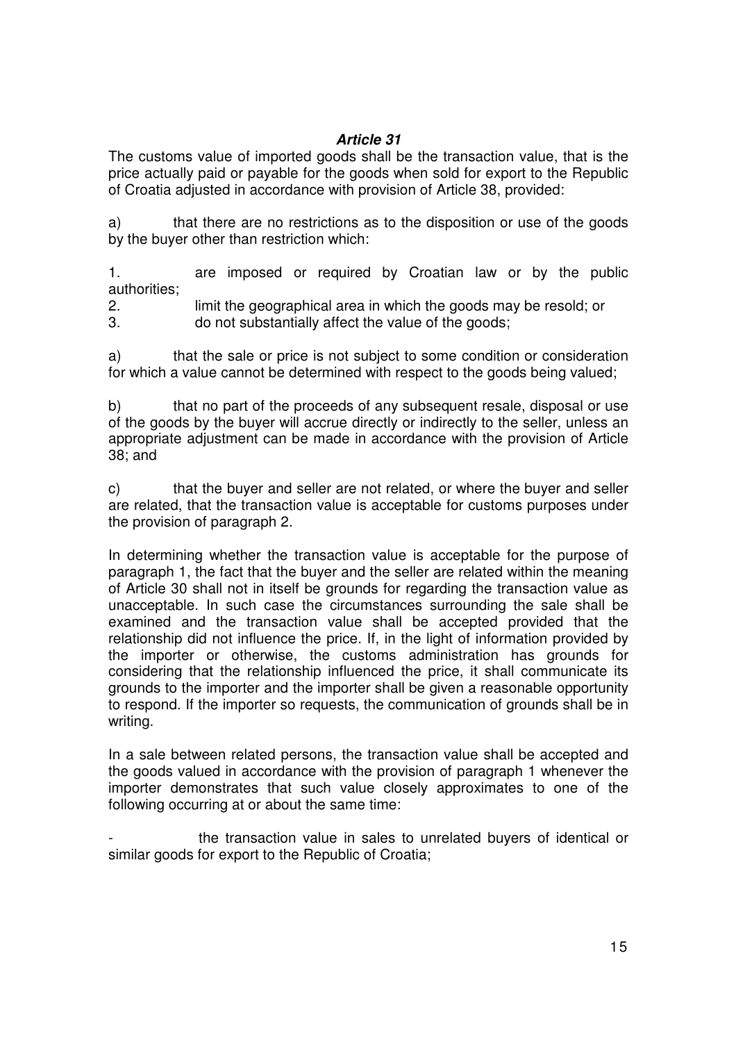***Article 31***

The customs value of imported goods shall be the transaction value, that is the price actually paid or payable for the goods when sold for export to the Republic of Croatia adjusted in accordance with provision of Article 38, provided:

a) that there are no restrictions as to the disposition or use of the goods by the buyer other than restriction which:

1. are imposed or required by Croatian law or by the public authorities;
2. limit the geographical area in which the goods may be resold; or
3. do not substantially affect the value of the goods;

a) that the sale or price is not subject to some condition or consideration for which a value cannot be determined with respect to the goods being valued;

b) that no part of the proceeds of any subsequent resale, disposal or use of the goods by the buyer will accrue directly or indirectly to the seller, unless an appropriate adjustment can be made in accordance with the provision of Article 38; and

c) that the buyer and seller are not related, or where the buyer and seller are related, that the transaction value is acceptable for customs purposes under the provision of paragraph 2.

In determining whether the transaction value is acceptable for the purpose of paragraph 1, the fact that the buyer and the seller are related within the meaning of Article 30 shall not in itself be grounds for regarding the transaction value as unacceptable. In such case the circumstances surrounding the sale shall be examined and the transaction value shall be accepted provided that the relationship did not influence the price. If, in the light of information provided by the importer or otherwise, the customs administration has grounds for considering that the relationship influenced the price, it shall communicate its grounds to the importer and the importer shall be given a reasonable opportunity to respond. If the importer so requests, the communication of grounds shall be in writing.

In a sale between related persons, the transaction value shall be accepted and the goods valued in accordance with the provision of paragraph 1 whenever the importer demonstrates that such value closely approximates to one of the following occurring at or about the same time:

- the transaction value in sales to unrelated buyers of identical or similar goods for export to the Republic of Croatia;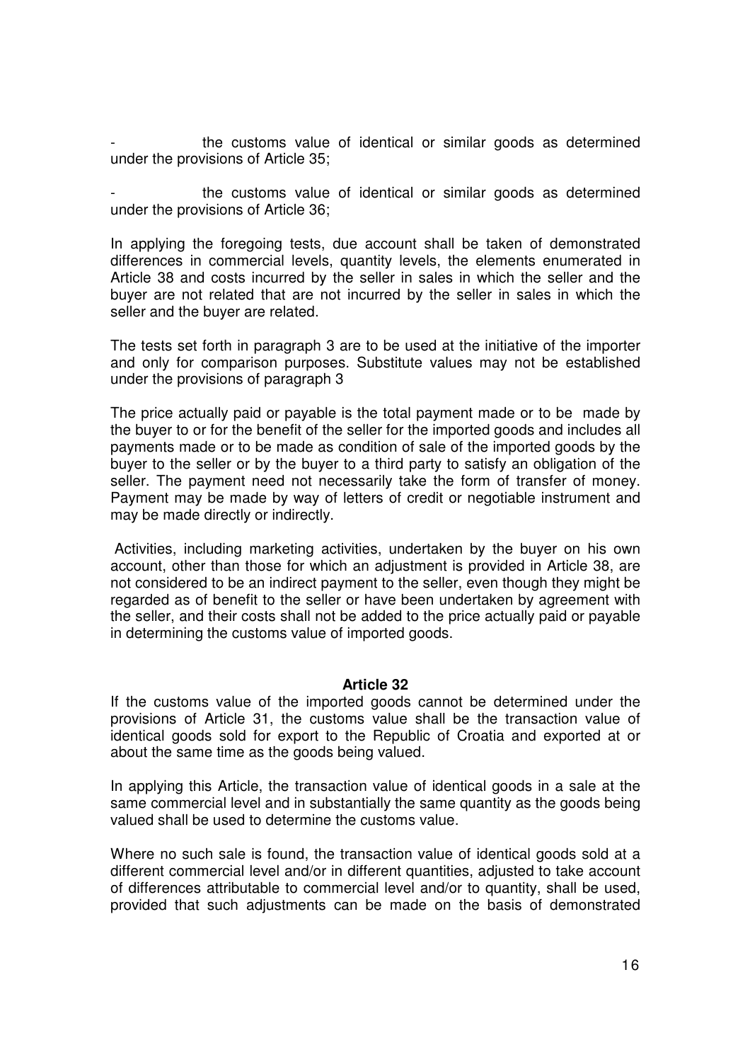- the customs value of identical or similar goods as determined under the provisions of Article 35;

- the customs value of identical or similar goods as determined under the provisions of Article 36;

In applying the foregoing tests, due account shall be taken of demonstrated differences in commercial levels, quantity levels, the elements enumerated in Article 38 and costs incurred by the seller in sales in which the seller and the buyer are not related that are not incurred by the seller in sales in which the seller and the buyer are related.

The tests set forth in paragraph 3 are to be used at the initiative of the importer and only for comparison purposes. Substitute values may not be established under the provisions of paragraph 3

The price actually paid or payable is the total payment made or to be made by the buyer to or for the benefit of the seller for the imported goods and includes all payments made or to be made as condition of sale of the imported goods by the buyer to the seller or by the buyer to a third party to satisfy an obligation of the seller. The payment need not necessarily take the form of transfer of money. Payment may be made by way of letters of credit or negotiable instrument and may be made directly or indirectly.

Activities, including marketing activities, undertaken by the buyer on his own account, other than those for which an adjustment is provided in Article 38, are not considered to be an indirect payment to the seller, even though they might be regarded as of benefit to the seller or have been undertaken by agreement with the seller, and their costs shall not be added to the price actually paid or payable in determining the customs value of imported goods.

**Article 32**

If the customs value of the imported goods cannot be determined under the provisions of Article 31, the customs value shall be the transaction value of identical goods sold for export to the Republic of Croatia and exported at or about the same time as the goods being valued.

In applying this Article, the transaction value of identical goods in a sale at the same commercial level and in substantially the same quantity as the goods being valued shall be used to determine the customs value.

Where no such sale is found, the transaction value of identical goods sold at a different commercial level and/or in different quantities, adjusted to take account of differences attributable to commercial level and/or to quantity, shall be used, provided that such adjustments can be made on the basis of demonstrated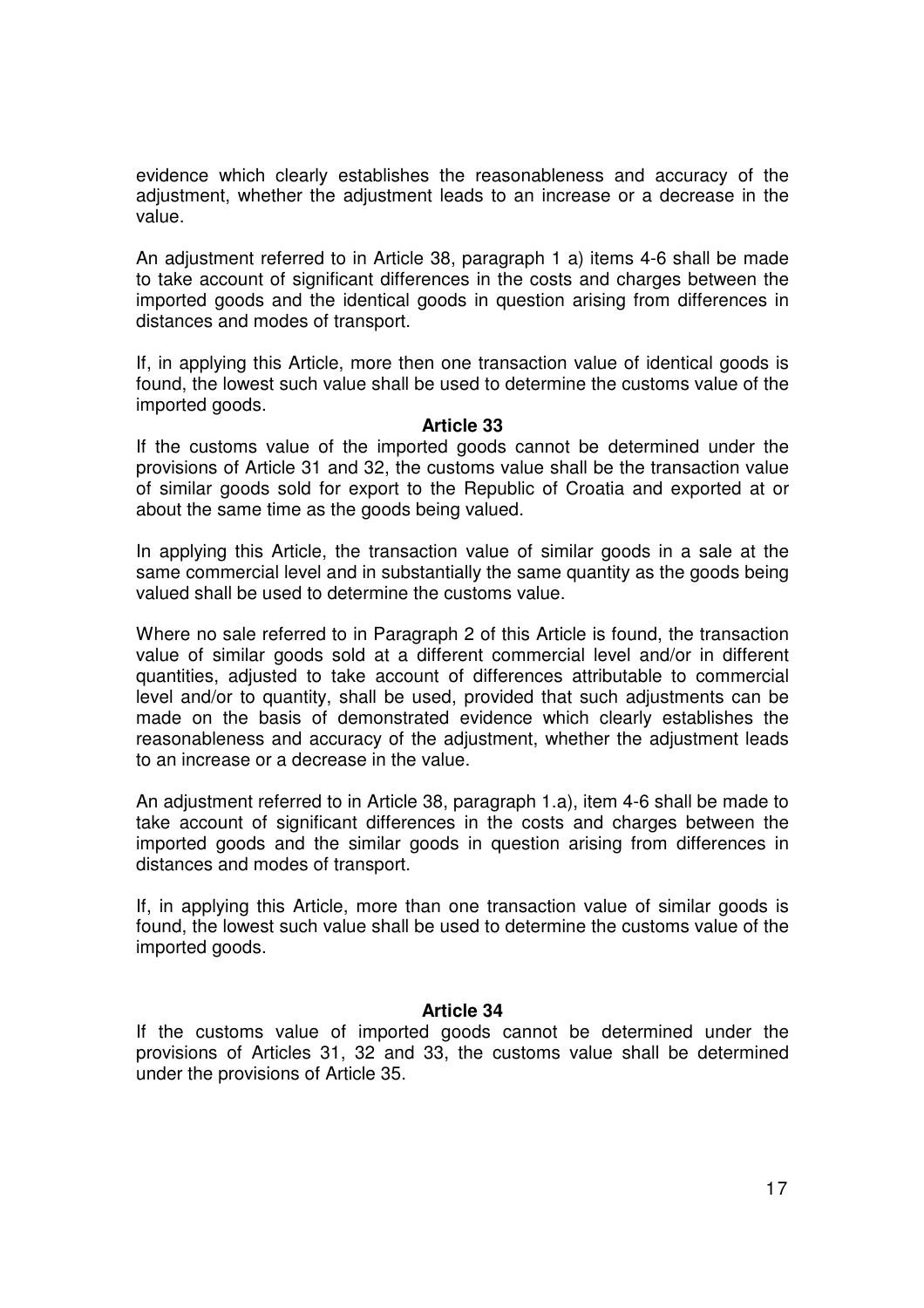evidence which clearly establishes the reasonableness and accuracy of the adjustment, whether the adjustment leads to an increase or a decrease in the value.

An adjustment referred to in Article 38, paragraph 1 a) items 4-6 shall be made to take account of significant differences in the costs and charges between the imported goods and the identical goods in question arising from differences in distances and modes of transport.

If, in applying this Article, more then one transaction value of identical goods is found, the lowest such value shall be used to determine the customs value of the imported goods.

**Article 33**

If the customs value of the imported goods cannot be determined under the provisions of Article 31 and 32, the customs value shall be the transaction value of similar goods sold for export to the Republic of Croatia and exported at or about the same time as the goods being valued.

In applying this Article, the transaction value of similar goods in a sale at the same commercial level and in substantially the same quantity as the goods being valued shall be used to determine the customs value.

Where no sale referred to in Paragraph 2 of this Article is found, the transaction value of similar goods sold at a different commercial level and/or in different quantities, adjusted to take account of differences attributable to commercial level and/or to quantity, shall be used, provided that such adjustments can be made on the basis of demonstrated evidence which clearly establishes the reasonableness and accuracy of the adjustment, whether the adjustment leads to an increase or a decrease in the value.

An adjustment referred to in Article 38, paragraph 1.a), item 4-6 shall be made to take account of significant differences in the costs and charges between the imported goods and the similar goods in question arising from differences in distances and modes of transport.

If, in applying this Article, more than one transaction value of similar goods is found, the lowest such value shall be used to determine the customs value of the imported goods.

**Article 34**

If the customs value of imported goods cannot be determined under the provisions of Articles 31, 32 and 33, the customs value shall be determined under the provisions of Article 35.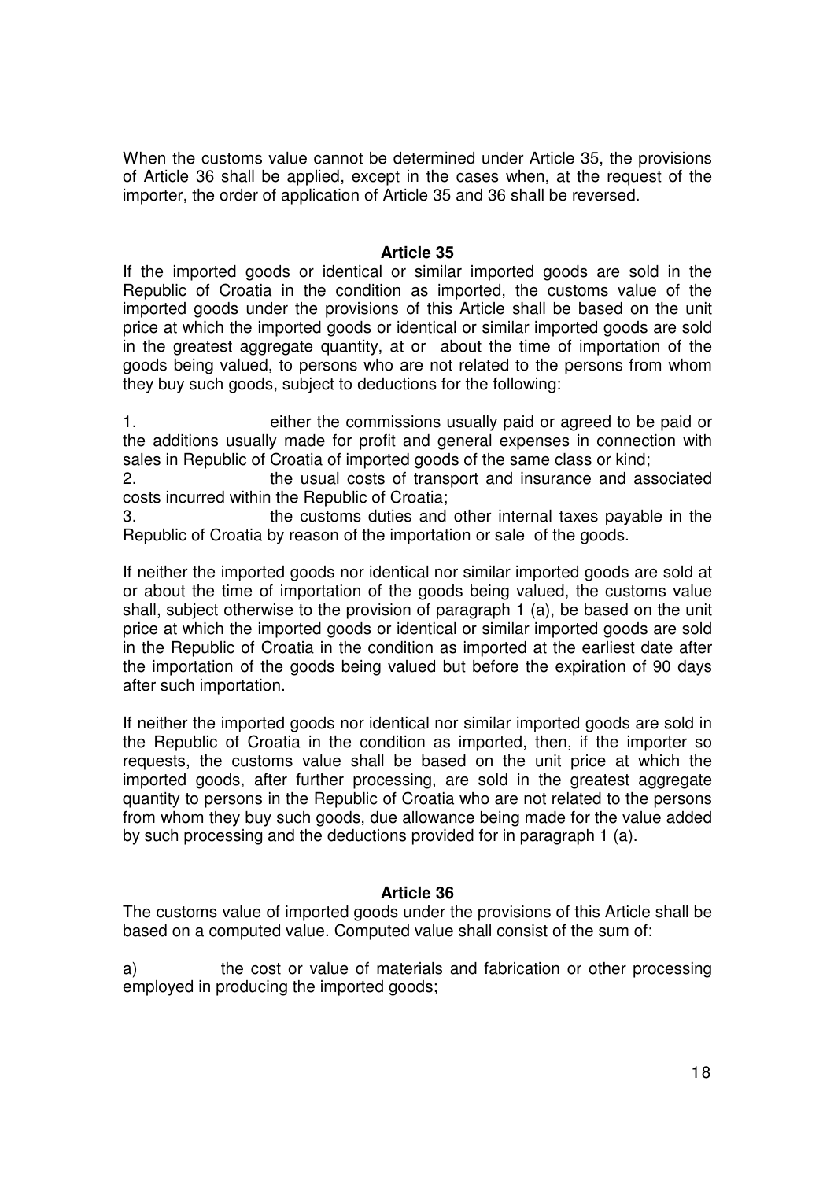When the customs value cannot be determined under Article 35, the provisions of Article 36 shall be applied, except in the cases when, at the request of the importer, the order of application of Article 35 and 36 shall be reversed.

### Article 35

If the imported goods or identical or similar imported goods are sold in the Republic of Croatia in the condition as imported, the customs value of the imported goods under the provisions of this Article shall be based on the unit price at which the imported goods or identical or similar imported goods are sold in the greatest aggregate quantity, at or about the time of importation of the goods being valued, to persons who are not related to the persons from whom they buy such goods, subject to deductions for the following:

1. either the commissions usually paid or agreed to be paid or the additions usually made for profit and general expenses in connection with sales in Republic of Croatia of imported goods of the same class or kind;
2. the usual costs of transport and insurance and associated costs incurred within the Republic of Croatia;
3. the customs duties and other internal taxes payable in the Republic of Croatia by reason of the importation or sale of the goods.

If neither the imported goods nor identical nor similar imported goods are sold at or about the time of importation of the goods being valued, the customs value shall, subject otherwise to the provision of paragraph 1 (a), be based on the unit price at which the imported goods or identical or similar imported goods are sold in the Republic of Croatia in the condition as imported at the earliest date after the importation of the goods being valued but before the expiration of 90 days after such importation.

If neither the imported goods nor identical nor similar imported goods are sold in the Republic of Croatia in the condition as imported, then, if the importer so requests, the customs value shall be based on the unit price at which the imported goods, after further processing, are sold in the greatest aggregate quantity to persons in the Republic of Croatia who are not related to the persons from whom they buy such goods, due allowance being made for the value added by such processing and the deductions provided for in paragraph 1 (a).

### Article 36

The customs value of imported goods under the provisions of this Article shall be based on a computed value. Computed value shall consist of the sum of:

a) the cost or value of materials and fabrication or other processing employed in producing the imported goods;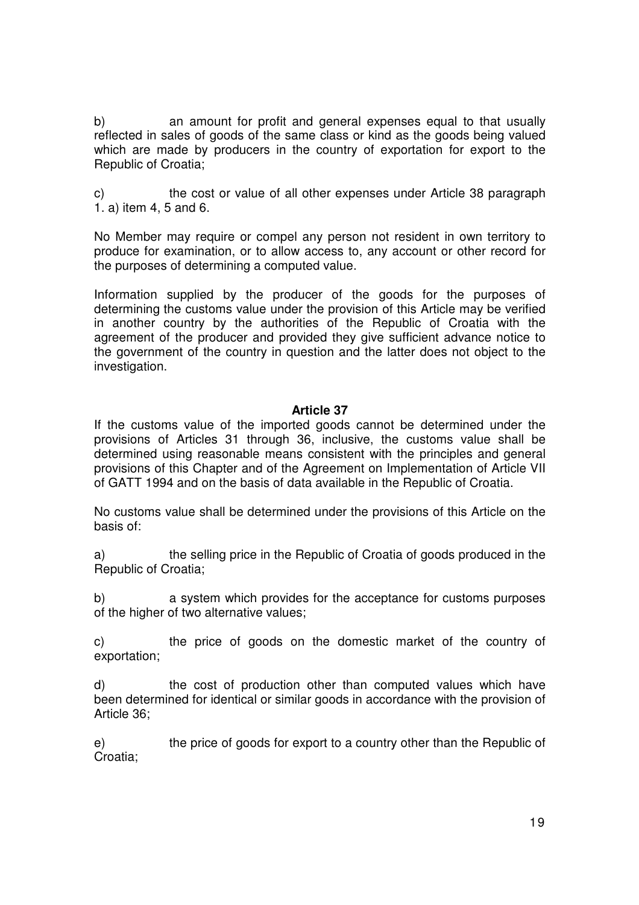b) an amount for profit and general expenses equal to that usually reflected in sales of goods of the same class or kind as the goods being valued which are made by producers in the country of exportation for export to the Republic of Croatia;

c) the cost or value of all other expenses under Article 38 paragraph 1. a) item 4, 5 and 6.

No Member may require or compel any person not resident in own territory to produce for examination, or to allow access to, any account or other record for the purposes of determining a computed value.

Information supplied by the producer of the goods for the purposes of determining the customs value under the provision of this Article may be verified in another country by the authorities of the Republic of Croatia with the agreement of the producer and provided they give sufficient advance notice to the government of the country in question and the latter does not object to the investigation.

**Article 37**

If the customs value of the imported goods cannot be determined under the provisions of Articles 31 through 36, inclusive, the customs value shall be determined using reasonable means consistent with the principles and general provisions of this Chapter and of the Agreement on Implementation of Article VII of GATT 1994 and on the basis of data available in the Republic of Croatia.

No customs value shall be determined under the provisions of this Article on the basis of:

a) the selling price in the Republic of Croatia of goods produced in the Republic of Croatia;

b) a system which provides for the acceptance for customs purposes of the higher of two alternative values;

c) the price of goods on the domestic market of the country of exportation;

d) the cost of production other than computed values which have been determined for identical or similar goods in accordance with the provision of Article 36;

e) the price of goods for export to a country other than the Republic of Croatia;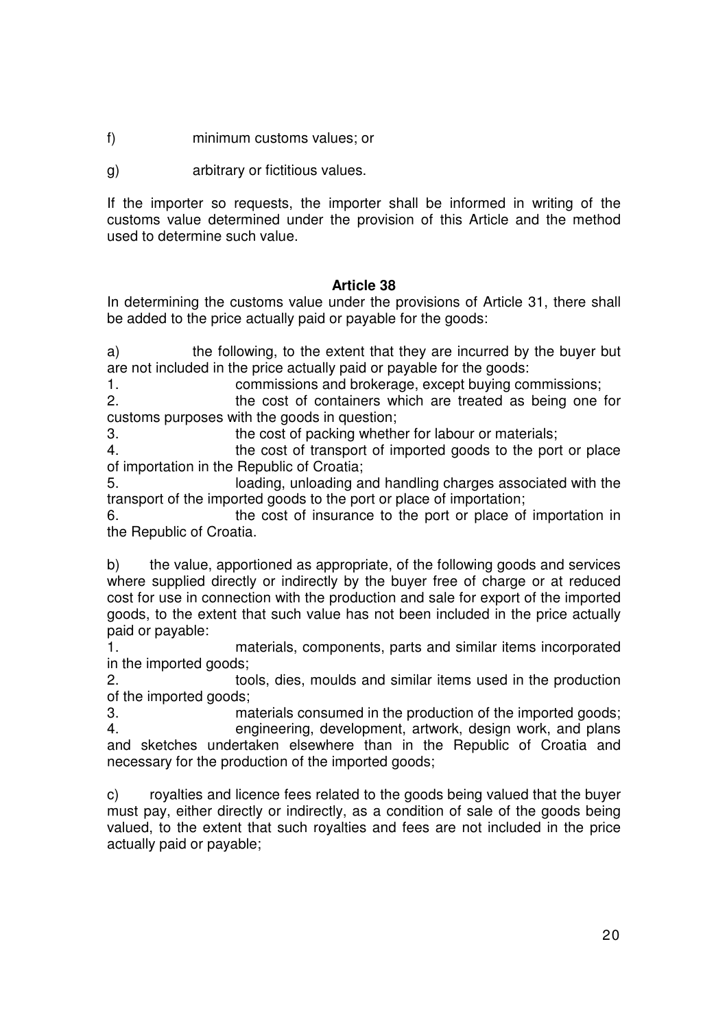f) minimum customs values; or

g) arbitrary or fictitious values.

If the importer so requests, the importer shall be informed in writing of the customs value determined under the provision of this Article and the method used to determine such value.

### Article 38

In determining the customs value under the provisions of Article 31, there shall be added to the price actually paid or payable for the goods:

a) the following, to the extent that they are incurred by the buyer but are not included in the price actually paid or payable for the goods:

1. commissions and brokerage, except buying commissions;
2. the cost of containers which are treated as being one for customs purposes with the goods in question;
3. the cost of packing whether for labour or materials;
4. the cost of transport of imported goods to the port or place of importation in the Republic of Croatia;
5. loading, unloading and handling charges associated with the transport of the imported goods to the port or place of importation;
6. the cost of insurance to the port or place of importation in the Republic of Croatia.

b) the value, apportioned as appropriate, of the following goods and services where supplied directly or indirectly by the buyer free of charge or at reduced cost for use in connection with the production and sale for export of the imported goods, to the extent that such value has not been included in the price actually paid or payable:

1. materials, components, parts and similar items incorporated in the imported goods;
2. tools, dies, moulds and similar items used in the production of the imported goods;
3. materials consumed in the production of the imported goods;
4. engineering, development, artwork, design work, and plans and sketches undertaken elsewhere than in the Republic of Croatia and necessary for the production of the imported goods;

c) royalties and licence fees related to the goods being valued that the buyer must pay, either directly or indirectly, as a condition of sale of the goods being valued, to the extent that such royalties and fees are not included in the price actually paid or payable;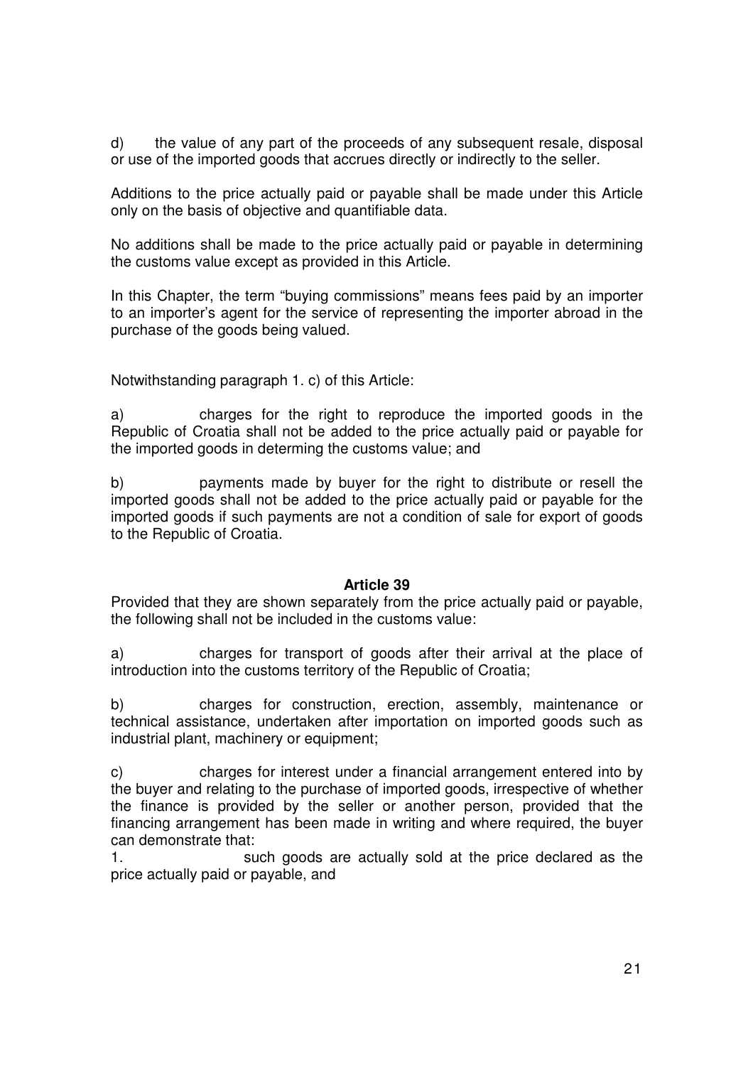d) the value of any part of the proceeds of any subsequent resale, disposal or use of the imported goods that accrues directly or indirectly to the seller.

Additions to the price actually paid or payable shall be made under this Article only on the basis of objective and quantifiable data.

No additions shall be made to the price actually paid or payable in determining the customs value except as provided in this Article.

In this Chapter, the term "buying commissions" means fees paid by an importer to an importer's agent for the service of representing the importer abroad in the purchase of the goods being valued.

Notwithstanding paragraph 1. c) of this Article:

a) charges for the right to reproduce the imported goods in the Republic of Croatia shall not be added to the price actually paid or payable for the imported goods in determing the customs value; and

b) payments made by buyer for the right to distribute or resell the imported goods shall not be added to the price actually paid or payable for the imported goods if such payments are not a condition of sale for export of goods to the Republic of Croatia.

**Article 39**

Provided that they are shown separately from the price actually paid or payable, the following shall not be included in the customs value:

a) charges for transport of goods after their arrival at the place of introduction into the customs territory of the Republic of Croatia;

b) charges for construction, erection, assembly, maintenance or technical assistance, undertaken after importation on imported goods such as industrial plant, machinery or equipment;

c) charges for interest under a financial arrangement entered into by the buyer and relating to the purchase of imported goods, irrespective of whether the finance is provided by the seller or another person, provided that the financing arrangement has been made in writing and where required, the buyer can demonstrate that:

1. such goods are actually sold at the price declared as the price actually paid or payable, and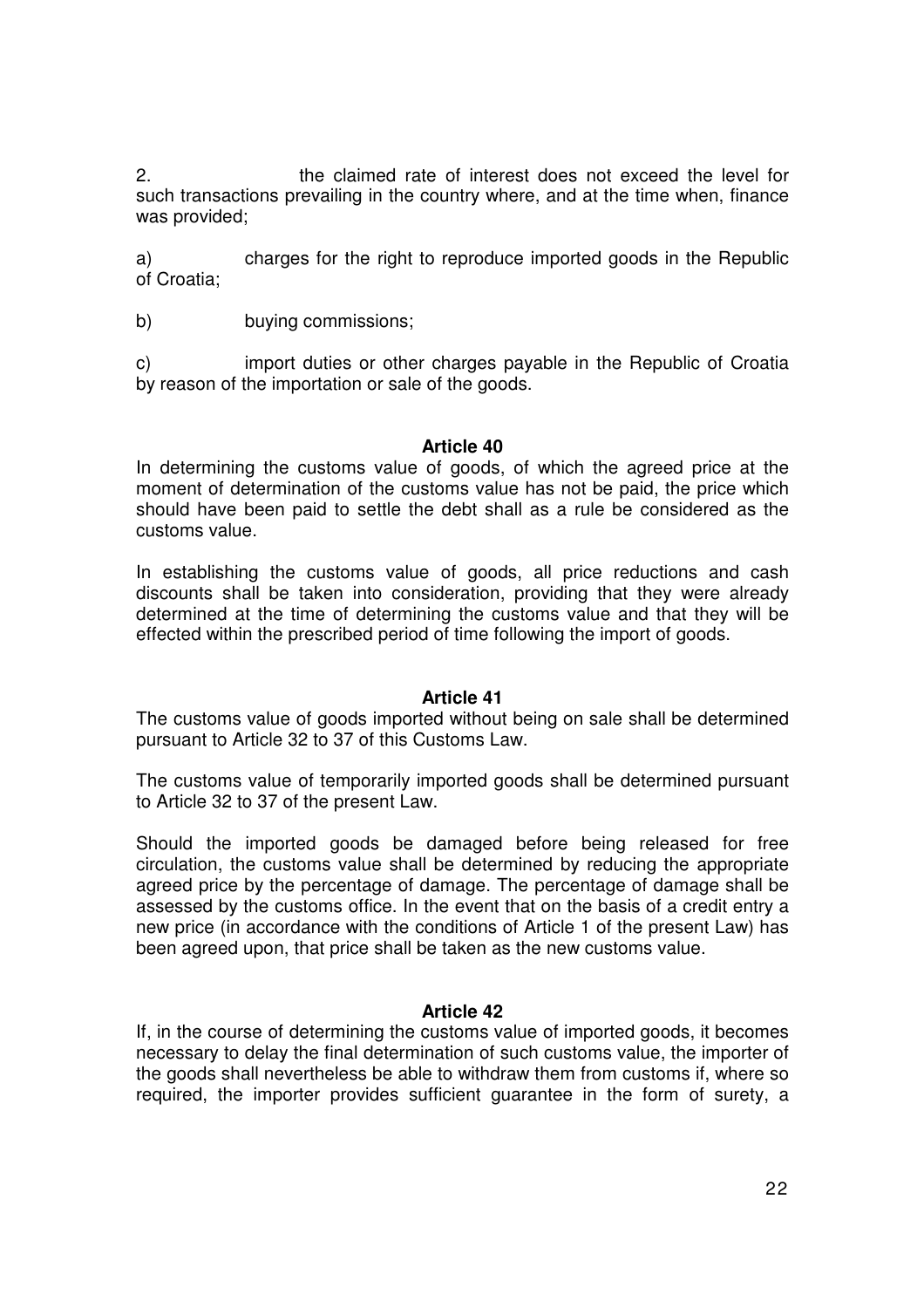2. the claimed rate of interest does not exceed the level for such transactions prevailing in the country where, and at the time when, finance was provided;

a) charges for the right to reproduce imported goods in the Republic of Croatia;

b) buying commissions;

c) import duties or other charges payable in the Republic of Croatia by reason of the importation or sale of the goods.

**Article 40**

In determining the customs value of goods, of which the agreed price at the moment of determination of the customs value has not be paid, the price which should have been paid to settle the debt shall as a rule be considered as the customs value.

In establishing the customs value of goods, all price reductions and cash discounts shall be taken into consideration, providing that they were already determined at the time of determining the customs value and that they will be effected within the prescribed period of time following the import of goods.

**Article 41**

The customs value of goods imported without being on sale shall be determined pursuant to Article 32 to 37 of this Customs Law.

The customs value of temporarily imported goods shall be determined pursuant to Article 32 to 37 of the present Law.

Should the imported goods be damaged before being released for free circulation, the customs value shall be determined by reducing the appropriate agreed price by the percentage of damage. The percentage of damage shall be assessed by the customs office. In the event that on the basis of a credit entry a new price (in accordance with the conditions of Article 1 of the present Law) has been agreed upon, that price shall be taken as the new customs value.

**Article 42**

If, in the course of determining the customs value of imported goods, it becomes necessary to delay the final determination of such customs value, the importer of the goods shall nevertheless be able to withdraw them from customs if, where so required, the importer provides sufficient guarantee in the form of surety, a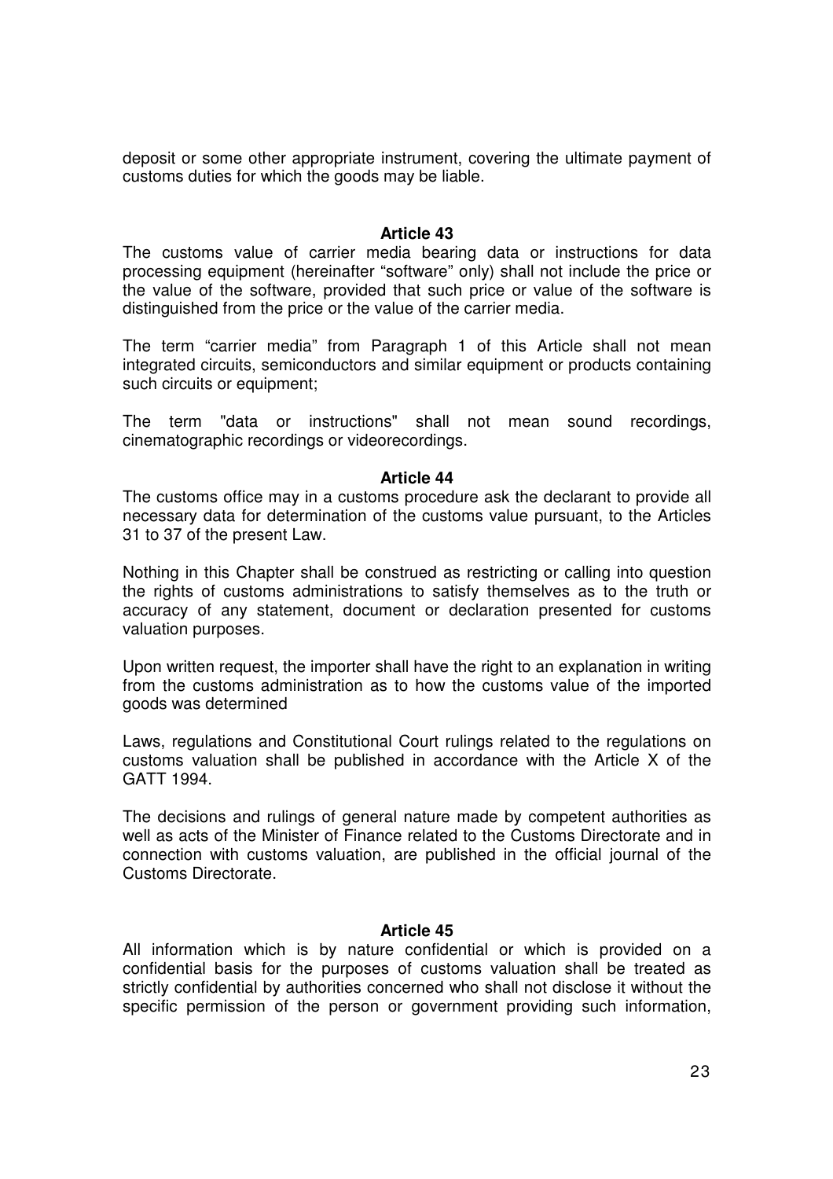deposit or some other appropriate instrument, covering the ultimate payment of customs duties for which the goods may be liable.

**Article 43**

The customs value of carrier media bearing data or instructions for data processing equipment (hereinafter “software” only) shall not include the price or the value of the software, provided that such price or value of the software is distinguished from the price or the value of the carrier media.

The term “carrier media” from Paragraph 1 of this Article shall not mean integrated circuits, semiconductors and similar equipment or products containing such circuits or equipment;

The term "data or instructions" shall not mean sound recordings, cinematographic recordings or videorecordings.

**Article 44**

The customs office may in a customs procedure ask the declarant to provide all necessary data for determination of the customs value pursuant, to the Articles 31 to 37 of the present Law.

Nothing in this Chapter shall be construed as restricting or calling into question the rights of customs administrations to satisfy themselves as to the truth or accuracy of any statement, document or declaration presented for customs valuation purposes.

Upon written request, the importer shall have the right to an explanation in writing from the customs administration as to how the customs value of the imported goods was determined

Laws, regulations and Constitutional Court rulings related to the regulations on customs valuation shall be published in accordance with the Article X of the GATT 1994.

The decisions and rulings of general nature made by competent authorities as well as acts of the Minister of Finance related to the Customs Directorate and in connection with customs valuation, are published in the official journal of the Customs Directorate.

**Article 45**

All information which is by nature confidential or which is provided on a confidential basis for the purposes of customs valuation shall be treated as strictly confidential by authorities concerned who shall not disclose it without the specific permission of the person or government providing such information,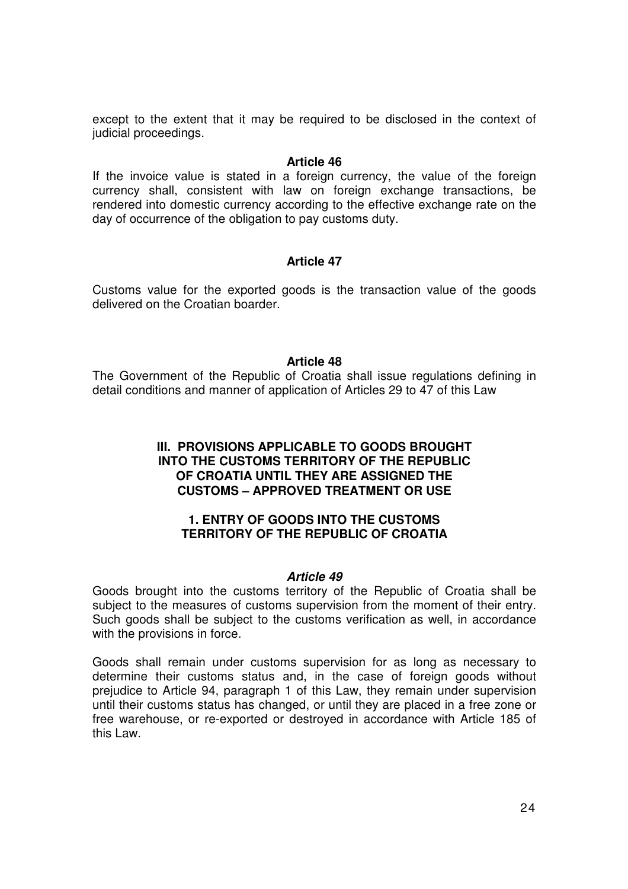except to the extent that it may be required to be disclosed in the context of judicial proceedings.

**Article 46**

If the invoice value is stated in a foreign currency, the value of the foreign currency shall, consistent with law on foreign exchange transactions, be rendered into domestic currency according to the effective exchange rate on the day of occurrence of the obligation to pay customs duty.

**Article 47**

Customs value for the exported goods is the transaction value of the goods delivered on the Croatian boarder.

**Article 48**

The Government of the Republic of Croatia shall issue regulations defining in detail conditions and manner of application of Articles 29 to 47 of this Law

## III. PROVISIONS APPLICABLE TO GOODS BROUGHT INTO THE CUSTOMS TERRITORY OF THE REPUBLIC OF CROATIA UNTIL THEY ARE ASSIGNED THE CUSTOMS – APPROVED TREATMENT OR USE

### 1. ENTRY OF GOODS INTO THE CUSTOMS TERRITORY OF THE REPUBLIC OF CROATIA

***Article 49***

Goods brought into the customs territory of the Republic of Croatia shall be subject to the measures of customs supervision from the moment of their entry. Such goods shall be subject to the customs verification as well, in accordance with the provisions in force.

Goods shall remain under customs supervision for as long as necessary to determine their customs status and, in the case of foreign goods without prejudice to Article 94, paragraph 1 of this Law, they remain under supervision until their customs status has changed, or until they are placed in a free zone or free warehouse, or re-exported or destroyed in accordance with Article 185 of this Law.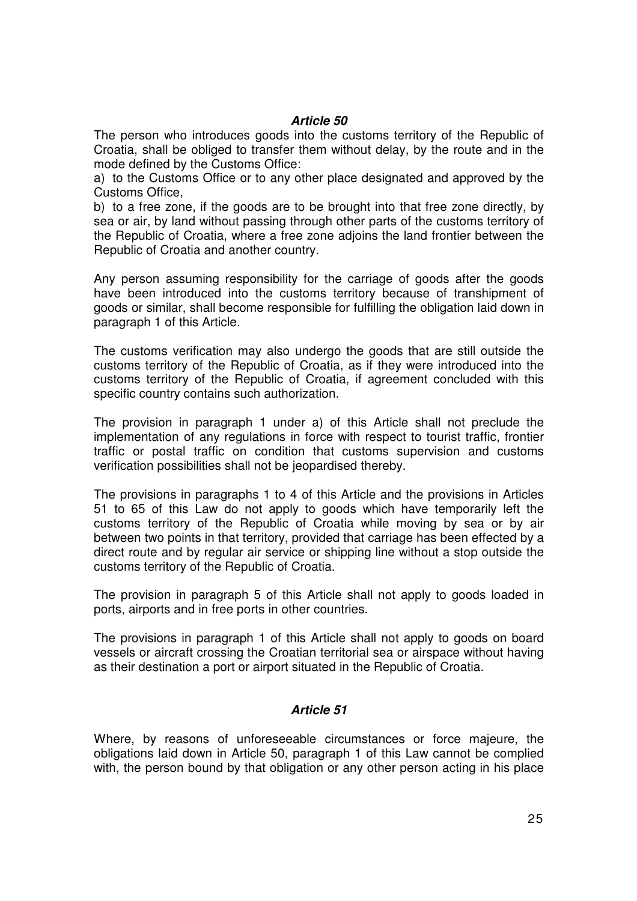### *Article 50*

The person who introduces goods into the customs territory of the Republic of Croatia, shall be obliged to transfer them without delay, by the route and in the mode defined by the Customs Office:

a) to the Customs Office or to any other place designated and approved by the Customs Office,

b) to a free zone, if the goods are to be brought into that free zone directly, by sea or air, by land without passing through other parts of the customs territory of the Republic of Croatia, where a free zone adjoins the land frontier between the Republic of Croatia and another country.

Any person assuming responsibility for the carriage of goods after the goods have been introduced into the customs territory because of transhipment of goods or similar, shall become responsible for fulfilling the obligation laid down in paragraph 1 of this Article.

The customs verification may also undergo the goods that are still outside the customs territory of the Republic of Croatia, as if they were introduced into the customs territory of the Republic of Croatia, if agreement concluded with this specific country contains such authorization.

The provision in paragraph 1 under a) of this Article shall not preclude the implementation of any regulations in force with respect to tourist traffic, frontier traffic or postal traffic on condition that customs supervision and customs verification possibilities shall not be jeopardised thereby.

The provisions in paragraphs 1 to 4 of this Article and the provisions in Articles 51 to 65 of this Law do not apply to goods which have temporarily left the customs territory of the Republic of Croatia while moving by sea or by air between two points in that territory, provided that carriage has been effected by a direct route and by regular air service or shipping line without a stop outside the customs territory of the Republic of Croatia.

The provision in paragraph 5 of this Article shall not apply to goods loaded in ports, airports and in free ports in other countries.

The provisions in paragraph 1 of this Article shall not apply to goods on board vessels or aircraft crossing the Croatian territorial sea or airspace without having as their destination a port or airport situated in the Republic of Croatia.

### *Article 51*

Where, by reasons of unforeseeable circumstances or force majeure, the obligations laid down in Article 50, paragraph 1 of this Law cannot be complied with, the person bound by that obligation or any other person acting in his place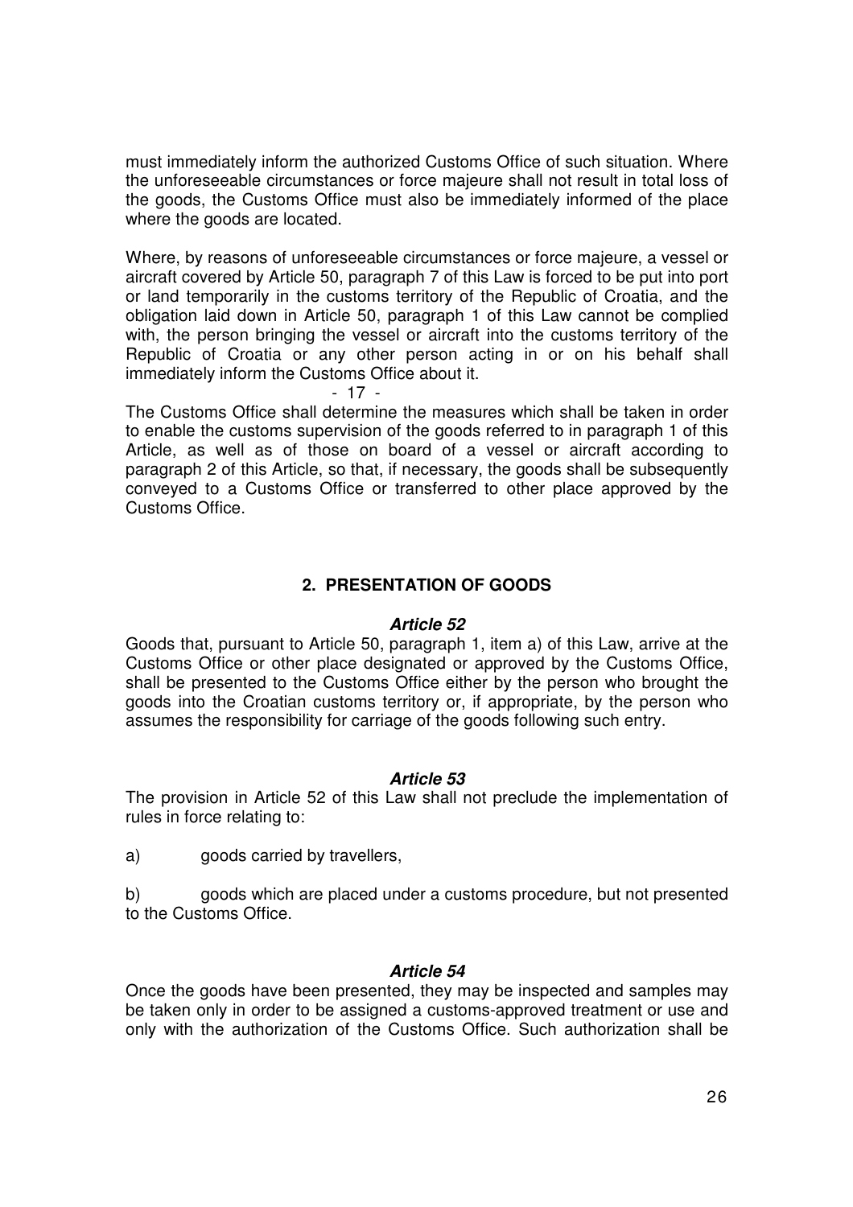must immediately inform the authorized Customs Office of such situation. Where the unforeseeable circumstances or force majeure shall not result in total loss of the goods, the Customs Office must also be immediately informed of the place where the goods are located.

Where, by reasons of unforeseeable circumstances or force majeure, a vessel or aircraft covered by Article 50, paragraph 7 of this Law is forced to be put into port or land temporarily in the customs territory of the Republic of Croatia, and the obligation laid down in Article 50, paragraph 1 of this Law cannot be complied with, the person bringing the vessel or aircraft into the customs territory of the Republic of Croatia or any other person acting in or on his behalf shall immediately inform the Customs Office about it.

- 17 -

The Customs Office shall determine the measures which shall be taken in order to enable the customs supervision of the goods referred to in paragraph 1 of this Article, as well as of those on board of a vessel or aircraft according to paragraph 2 of this Article, so that, if necessary, the goods shall be subsequently conveyed to a Customs Office or transferred to other place approved by the Customs Office.

## 2. PRESENTATION OF GOODS

### *Article 52*

Goods that, pursuant to Article 50, paragraph 1, item a) of this Law, arrive at the Customs Office or other place designated or approved by the Customs Office, shall be presented to the Customs Office either by the person who brought the goods into the Croatian customs territory or, if appropriate, by the person who assumes the responsibility for carriage of the goods following such entry.

### *Article 53*

The provision in Article 52 of this Law shall not preclude the implementation of rules in force relating to:

a) goods carried by travellers,

b) goods which are placed under a customs procedure, but not presented to the Customs Office.

### *Article 54*

Once the goods have been presented, they may be inspected and samples may be taken only in order to be assigned a customs-approved treatment or use and only with the authorization of the Customs Office. Such authorization shall be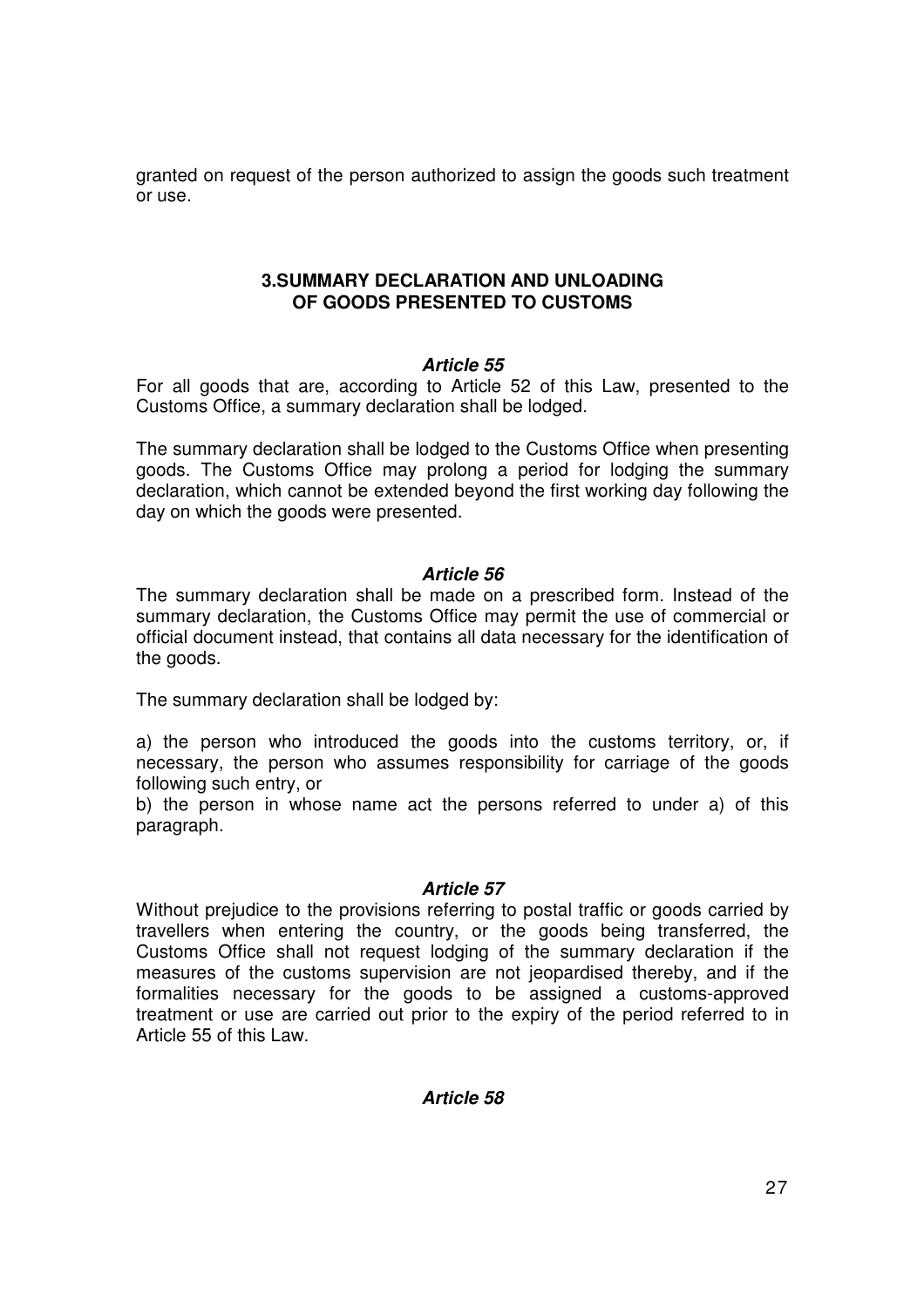granted on request of the person authorized to assign the goods such treatment or use.

### 3.SUMMARY DECLARATION AND UNLOADING OF GOODS PRESENTED TO CUSTOMS

***Article 55***

For all goods that are, according to Article 52 of this Law, presented to the Customs Office, a summary declaration shall be lodged.

The summary declaration shall be lodged to the Customs Office when presenting goods. The Customs Office may prolong a period for lodging the summary declaration, which cannot be extended beyond the first working day following the day on which the goods were presented.

***Article 56***

The summary declaration shall be made on a prescribed form. Instead of the summary declaration, the Customs Office may permit the use of commercial or official document instead, that contains all data necessary for the identification of the goods.

The summary declaration shall be lodged by:

a) the person who introduced the goods into the customs territory, or, if necessary, the person who assumes responsibility for carriage of the goods following such entry, or
b) the person in whose name act the persons referred to under a) of this paragraph.

***Article 57***

Without prejudice to the provisions referring to postal traffic or goods carried by travellers when entering the country, or the goods being transferred, the Customs Office shall not request lodging of the summary declaration if the measures of the customs supervision are not jeopardised thereby, and if the formalities necessary for the goods to be assigned a customs-approved treatment or use are carried out prior to the expiry of the period referred to in Article 55 of this Law.

***Article 58***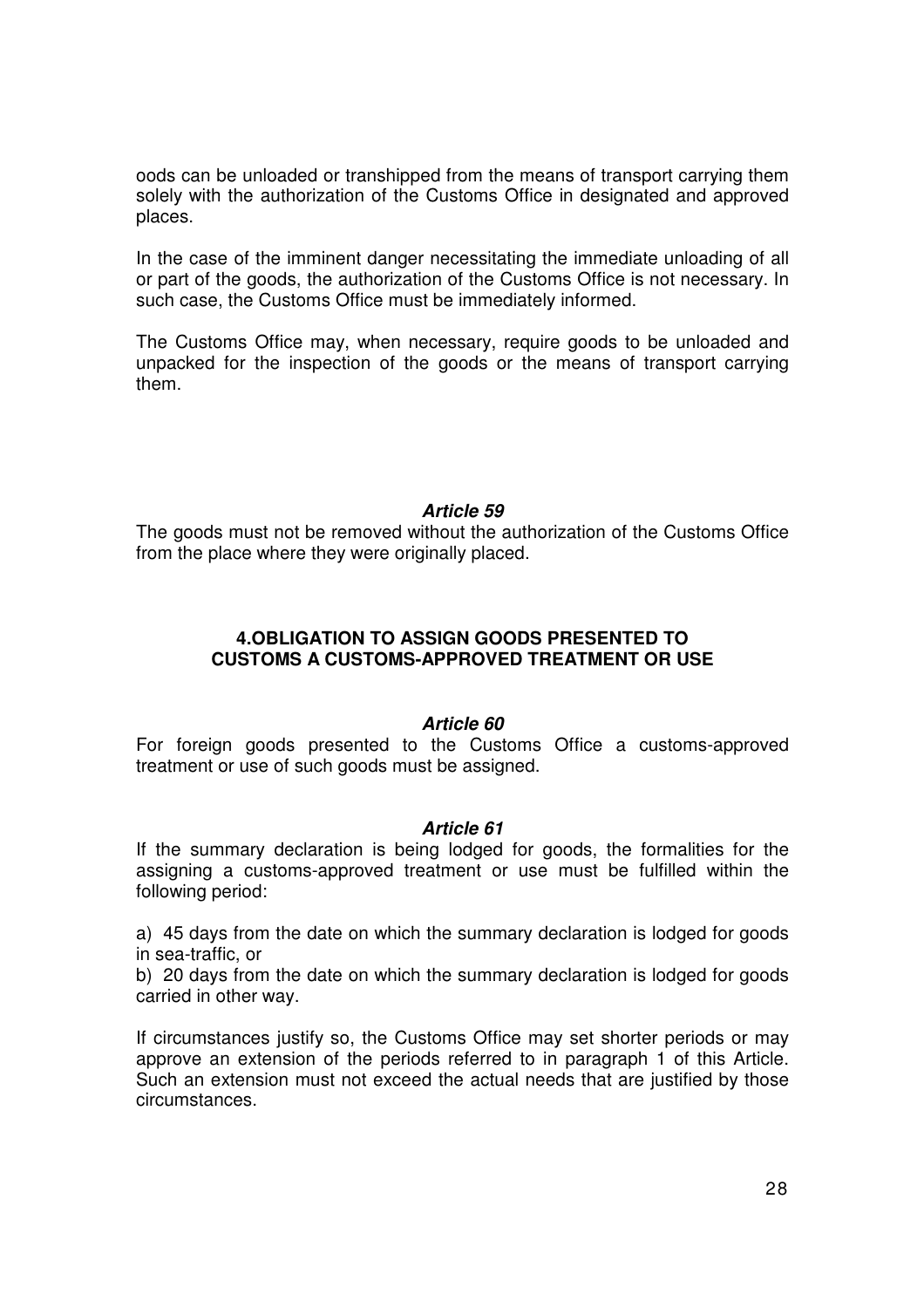oods can be unloaded or transhipped from the means of transport carrying them solely with the authorization of the Customs Office in designated and approved places.

In the case of the imminent danger necessitating the immediate unloading of all or part of the goods, the authorization of the Customs Office is not necessary. In such case, the Customs Office must be immediately informed.

The Customs Office may, when necessary, require goods to be unloaded and unpacked for the inspection of the goods or the means of transport carrying them.

***Article 59***

The goods must not be removed without the authorization of the Customs Office from the place where they were originally placed.

## 4.OBLIGATION TO ASSIGN GOODS PRESENTED TO CUSTOMS A CUSTOMS-APPROVED TREATMENT OR USE

***Article 60***

For foreign goods presented to the Customs Office a customs-approved treatment or use of such goods must be assigned.

***Article 61***

If the summary declaration is being lodged for goods, the formalities for the assigning a customs-approved treatment or use must be fulfilled within the following period:

a) 45 days from the date on which the summary declaration is lodged for goods in sea-traffic, or
b) 20 days from the date on which the summary declaration is lodged for goods carried in other way.

If circumstances justify so, the Customs Office may set shorter periods or may approve an extension of the periods referred to in paragraph 1 of this Article. Such an extension must not exceed the actual needs that are justified by those circumstances.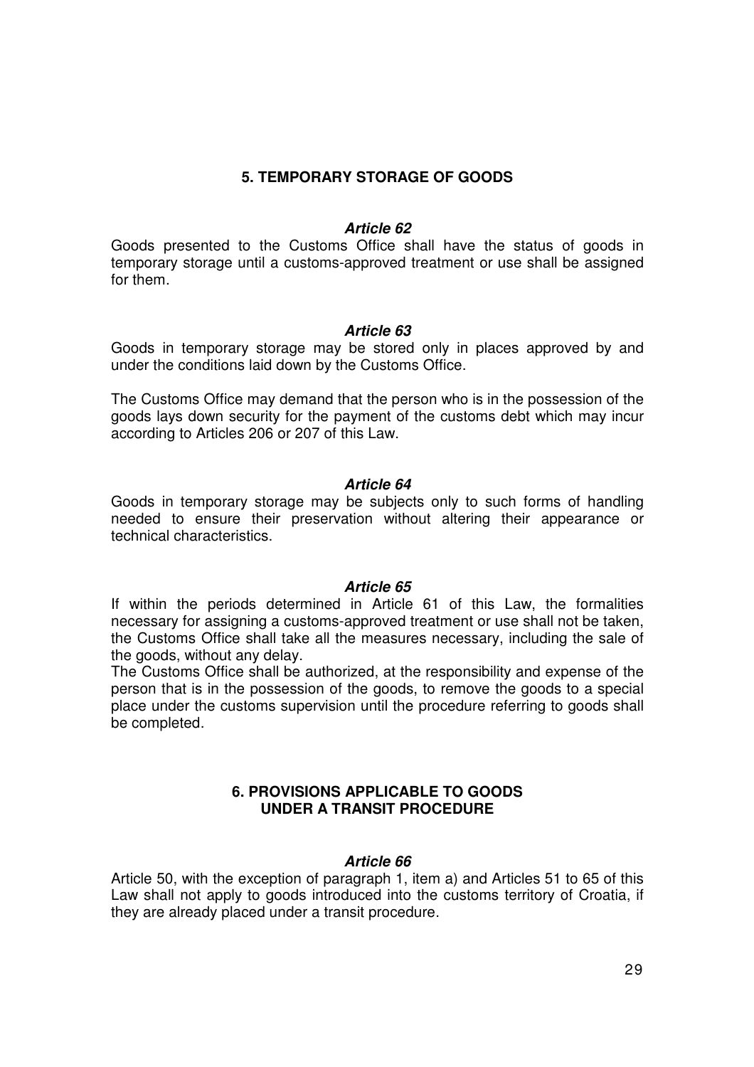## 5. TEMPORARY STORAGE OF GOODS

***Article 62***

Goods presented to the Customs Office shall have the status of goods in temporary storage until a customs-approved treatment or use shall be assigned for them.

***Article 63***

Goods in temporary storage may be stored only in places approved by and under the conditions laid down by the Customs Office.

The Customs Office may demand that the person who is in the possession of the goods lays down security for the payment of the customs debt which may incur according to Articles 206 or 207 of this Law.

***Article 64***

Goods in temporary storage may be subjects only to such forms of handling needed to ensure their preservation without altering their appearance or technical characteristics.

***Article 65***

If within the periods determined in Article 61 of this Law, the formalities necessary for assigning a customs-approved treatment or use shall not be taken, the Customs Office shall take all the measures necessary, including the sale of the goods, without any delay.

The Customs Office shall be authorized, at the responsibility and expense of the person that is in the possession of the goods, to remove the goods to a special place under the customs supervision until the procedure referring to goods shall be completed.

## 6. PROVISIONS APPLICABLE TO GOODS UNDER A TRANSIT PROCEDURE

***Article 66***

Article 50, with the exception of paragraph 1, item a) and Articles 51 to 65 of this Law shall not apply to goods introduced into the customs territory of Croatia, if they are already placed under a transit procedure.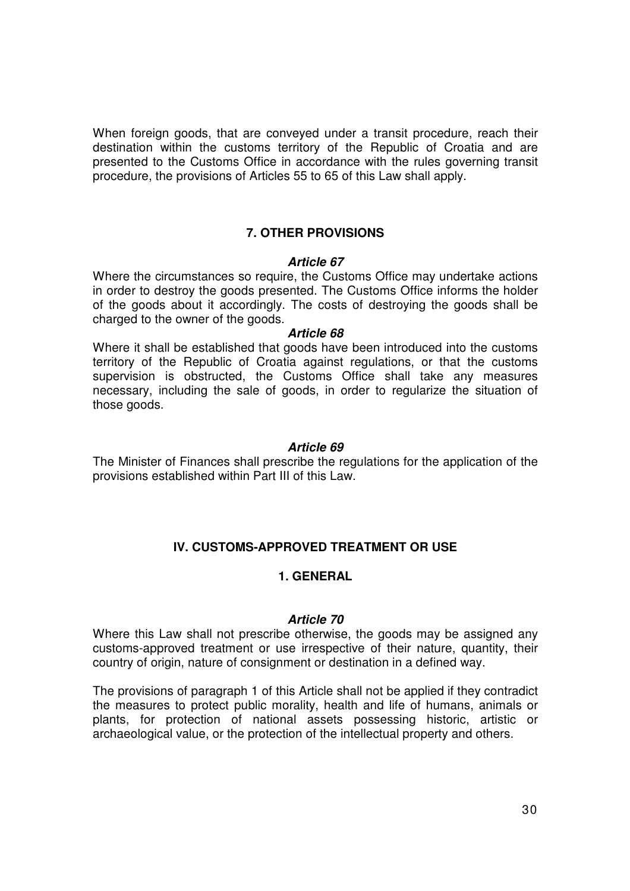When foreign goods, that are conveyed under a transit procedure, reach their destination within the customs territory of the Republic of Croatia and are presented to the Customs Office in accordance with the rules governing transit procedure, the provisions of Articles 55 to 65 of this Law shall apply.

## 7. OTHER PROVISIONS

#### *Article 67*

Where the circumstances so require, the Customs Office may undertake actions in order to destroy the goods presented. The Customs Office informs the holder of the goods about it accordingly. The costs of destroying the goods shall be charged to the owner of the goods.

#### *Article 68*

Where it shall be established that goods have been introduced into the customs territory of the Republic of Croatia against regulations, or that the customs supervision is obstructed, the Customs Office shall take any measures necessary, including the sale of goods, in order to regularize the situation of those goods.

#### *Article 69*

The Minister of Finances shall prescribe the regulations for the application of the provisions established within Part III of this Law.

# IV. CUSTOMS-APPROVED TREATMENT OR USE

## 1. GENERAL

#### *Article 70*

Where this Law shall not prescribe otherwise, the goods may be assigned any customs-approved treatment or use irrespective of their nature, quantity, their country of origin, nature of consignment or destination in a defined way.

The provisions of paragraph 1 of this Article shall not be applied if they contradict the measures to protect public morality, health and life of humans, animals or plants, for protection of national assets possessing historic, artistic or archaeological value, or the protection of the intellectual property and others.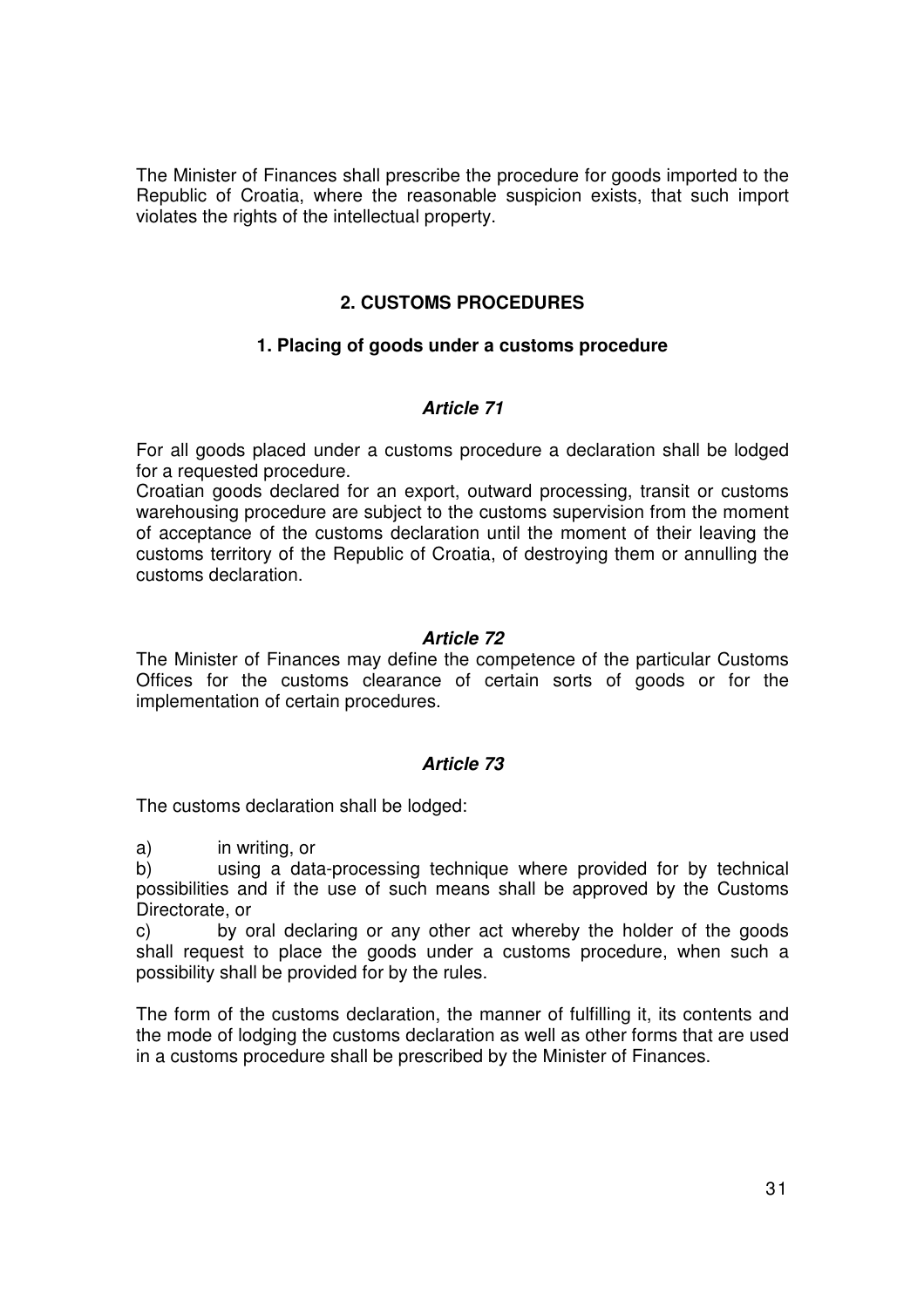The Minister of Finances shall prescribe the procedure for goods imported to the Republic of Croatia, where the reasonable suspicion exists, that such import violates the rights of the intellectual property.

## 2. CUSTOMS PROCEDURES

### 1. Placing of goods under a customs procedure

#### *Article 71*

For all goods placed under a customs procedure a declaration shall be lodged for a requested procedure.
Croatian goods declared for an export, outward processing, transit or customs warehousing procedure are subject to the customs supervision from the moment of acceptance of the customs declaration until the moment of their leaving the customs territory of the Republic of Croatia, of destroying them or annulling the customs declaration.

#### *Article 72*

The Minister of Finances may define the competence of the particular Customs Offices for the customs clearance of certain sorts of goods or for the implementation of certain procedures.

#### *Article 73*

The customs declaration shall be lodged:

a) in writing, or
b) using a data-processing technique where provided for by technical possibilities and if the use of such means shall be approved by the Customs Directorate, or
c) by oral declaring or any other act whereby the holder of the goods shall request to place the goods under a customs procedure, when such a possibility shall be provided for by the rules.

The form of the customs declaration, the manner of fulfilling it, its contents and the mode of lodging the customs declaration as well as other forms that are used in a customs procedure shall be prescribed by the Minister of Finances.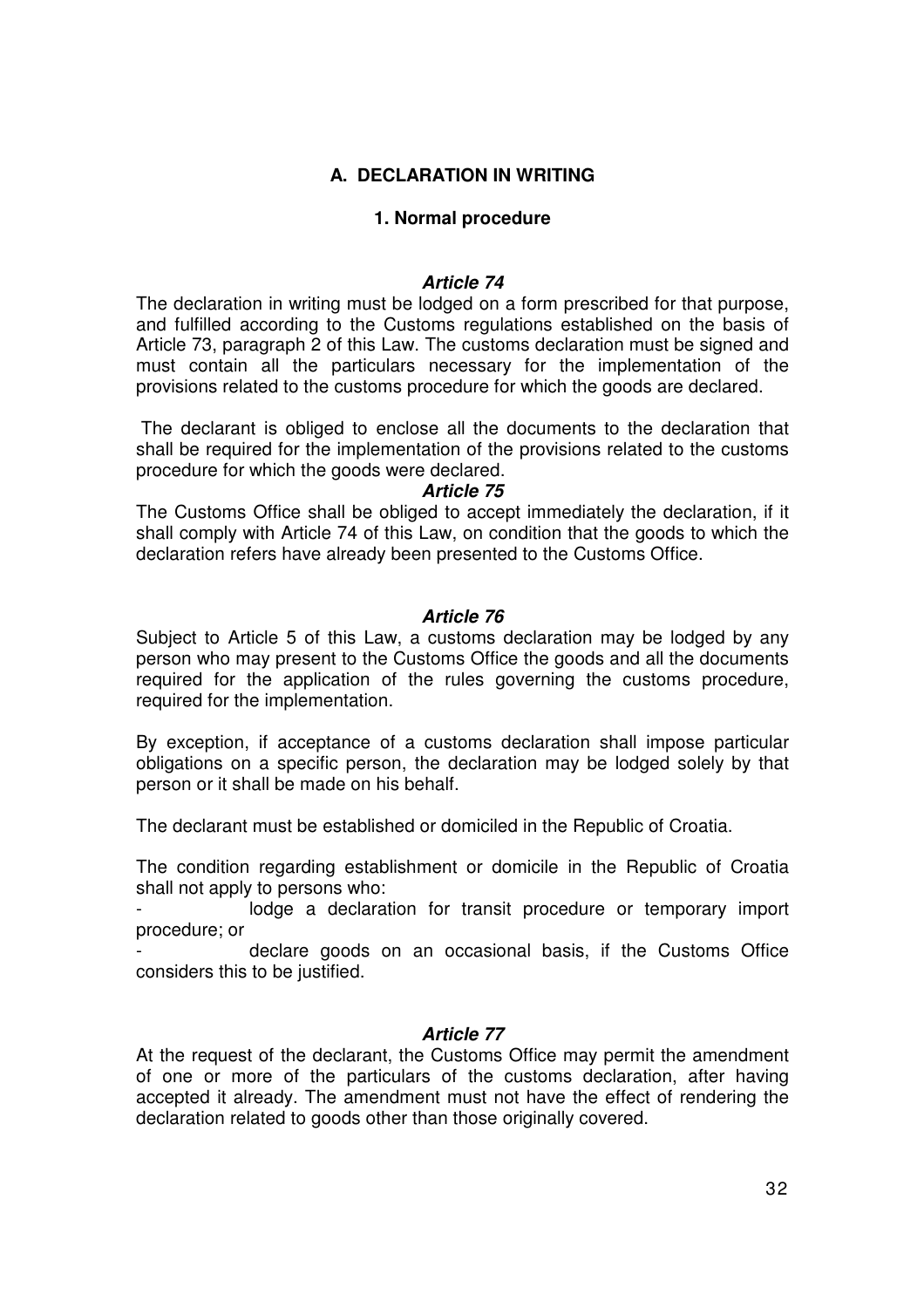## A. DECLARATION IN WRITING

### 1. Normal procedure

#### *Article 74*

The declaration in writing must be lodged on a form prescribed for that purpose, and fulfilled according to the Customs regulations established on the basis of Article 73, paragraph 2 of this Law. The customs declaration must be signed and must contain all the particulars necessary for the implementation of the provisions related to the customs procedure for which the goods are declared.

The declarant is obliged to enclose all the documents to the declaration that shall be required for the implementation of the provisions related to the customs procedure for which the goods were declared.

#### *Article 75*

The Customs Office shall be obliged to accept immediately the declaration, if it shall comply with Article 74 of this Law, on condition that the goods to which the declaration refers have already been presented to the Customs Office.

#### *Article 76*

Subject to Article 5 of this Law, a customs declaration may be lodged by any person who may present to the Customs Office the goods and all the documents required for the application of the rules governing the customs procedure, required for the implementation.

By exception, if acceptance of a customs declaration shall impose particular obligations on a specific person, the declaration may be lodged solely by that person or it shall be made on his behalf.

The declarant must be established or domiciled in the Republic of Croatia.

The condition regarding establishment or domicile in the Republic of Croatia shall not apply to persons who:

- lodge a declaration for transit procedure or temporary import procedure; or
- declare goods on an occasional basis, if the Customs Office considers this to be justified.

#### *Article 77*

At the request of the declarant, the Customs Office may permit the amendment of one or more of the particulars of the customs declaration, after having accepted it already. The amendment must not have the effect of rendering the declaration related to goods other than those originally covered.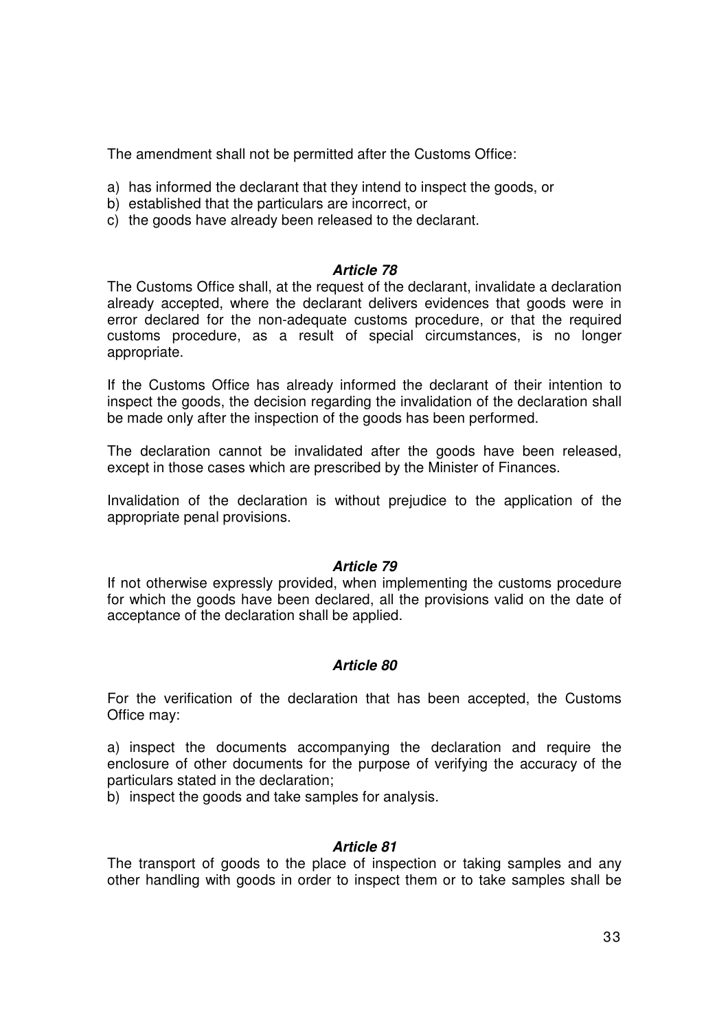The amendment shall not be permitted after the Customs Office:

a) has informed the declarant that they intend to inspect the goods, or
b) established that the particulars are incorrect, or
c) the goods have already been released to the declarant.

***Article 78***

The Customs Office shall, at the request of the declarant, invalidate a declaration already accepted, where the declarant delivers evidences that goods were in error declared for the non-adequate customs procedure, or that the required customs procedure, as a result of special circumstances, is no longer appropriate.

If the Customs Office has already informed the declarant of their intention to inspect the goods, the decision regarding the invalidation of the declaration shall be made only after the inspection of the goods has been performed.

The declaration cannot be invalidated after the goods have been released, except in those cases which are prescribed by the Minister of Finances.

Invalidation of the declaration is without prejudice to the application of the appropriate penal provisions.

***Article 79***

If not otherwise expressly provided, when implementing the customs procedure for which the goods have been declared, all the provisions valid on the date of acceptance of the declaration shall be applied.

***Article 80***

For the verification of the declaration that has been accepted, the Customs Office may:

a) inspect the documents accompanying the declaration and require the enclosure of other documents for the purpose of verifying the accuracy of the particulars stated in the declaration;
b) inspect the goods and take samples for analysis.

***Article 81***

The transport of goods to the place of inspection or taking samples and any other handling with goods in order to inspect them or to take samples shall be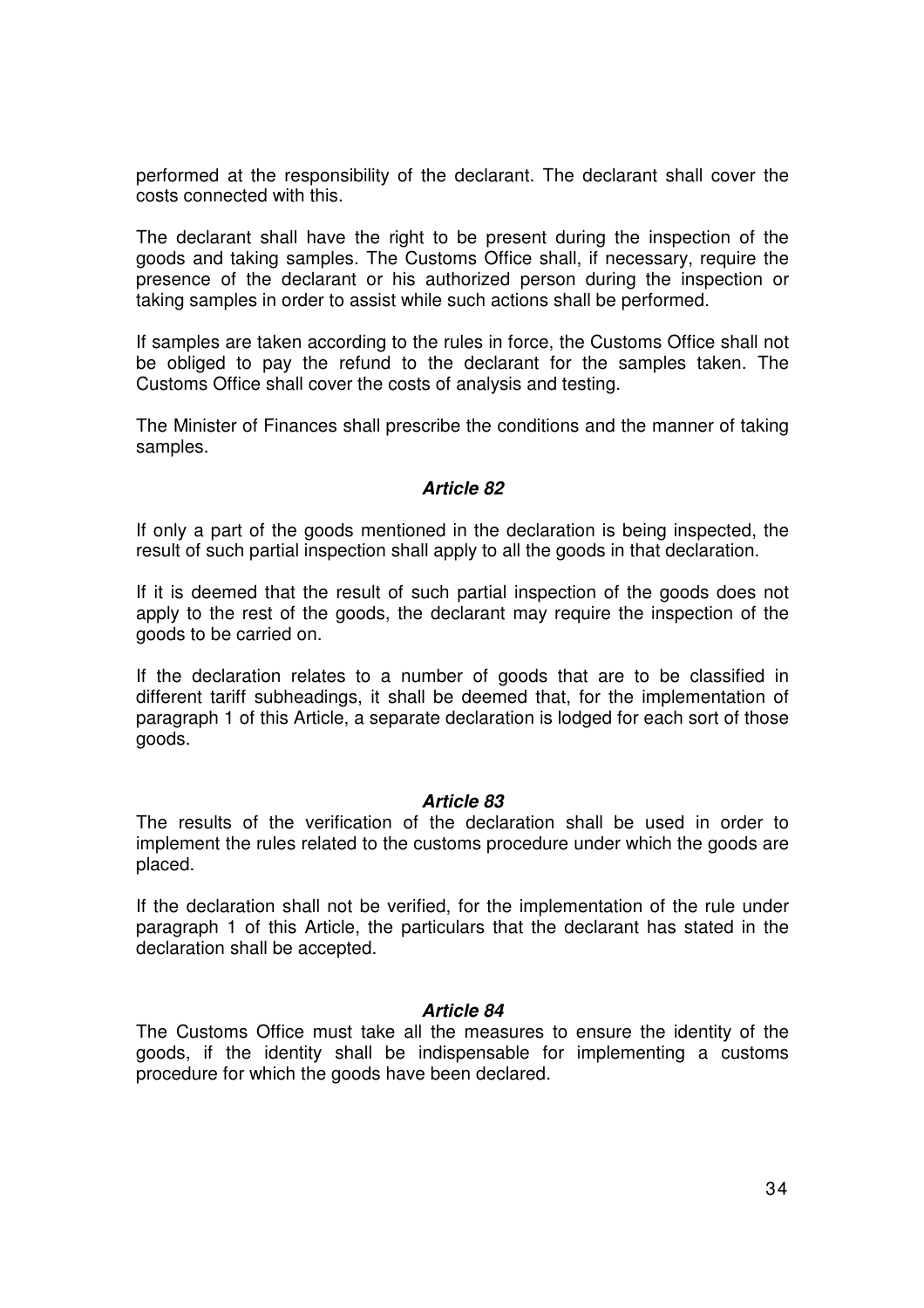performed at the responsibility of the declarant. The declarant shall cover the costs connected with this.

The declarant shall have the right to be present during the inspection of the goods and taking samples. The Customs Office shall, if necessary, require the presence of the declarant or his authorized person during the inspection or taking samples in order to assist while such actions shall be performed.

If samples are taken according to the rules in force, the Customs Office shall not be obliged to pay the refund to the declarant for the samples taken. The Customs Office shall cover the costs of analysis and testing.

The Minister of Finances shall prescribe the conditions and the manner of taking samples.

### *Article 82*

If only a part of the goods mentioned in the declaration is being inspected, the result of such partial inspection shall apply to all the goods in that declaration.

If it is deemed that the result of such partial inspection of the goods does not apply to the rest of the goods, the declarant may require the inspection of the goods to be carried on.

If the declaration relates to a number of goods that are to be classified in different tariff subheadings, it shall be deemed that, for the implementation of paragraph 1 of this Article, a separate declaration is lodged for each sort of those goods.

### *Article 83*

The results of the verification of the declaration shall be used in order to implement the rules related to the customs procedure under which the goods are placed.

If the declaration shall not be verified, for the implementation of the rule under paragraph 1 of this Article, the particulars that the declarant has stated in the declaration shall be accepted.

### *Article 84*

The Customs Office must take all the measures to ensure the identity of the goods, if the identity shall be indispensable for implementing a customs procedure for which the goods have been declared.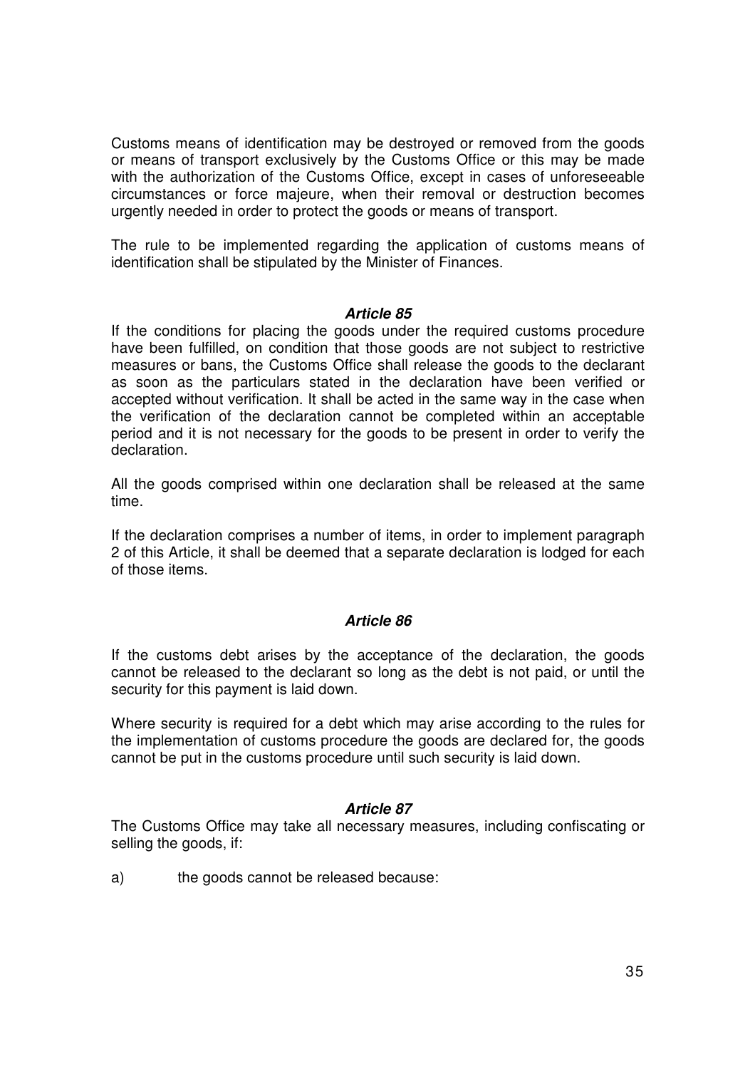Customs means of identification may be destroyed or removed from the goods or means of transport exclusively by the Customs Office or this may be made with the authorization of the Customs Office, except in cases of unforeseeable circumstances or force majeure, when their removal or destruction becomes urgently needed in order to protect the goods or means of transport.

The rule to be implemented regarding the application of customs means of identification shall be stipulated by the Minister of Finances.

### *Article 85*

If the conditions for placing the goods under the required customs procedure have been fulfilled, on condition that those goods are not subject to restrictive measures or bans, the Customs Office shall release the goods to the declarant as soon as the particulars stated in the declaration have been verified or accepted without verification. It shall be acted in the same way in the case when the verification of the declaration cannot be completed within an acceptable period and it is not necessary for the goods to be present in order to verify the declaration.

All the goods comprised within one declaration shall be released at the same time.

If the declaration comprises a number of items, in order to implement paragraph 2 of this Article, it shall be deemed that a separate declaration is lodged for each of those items.

### *Article 86*

If the customs debt arises by the acceptance of the declaration, the goods cannot be released to the declarant so long as the debt is not paid, or until the security for this payment is laid down.

Where security is required for a debt which may arise according to the rules for the implementation of customs procedure the goods are declared for, the goods cannot be put in the customs procedure until such security is laid down.

### *Article 87*

The Customs Office may take all necessary measures, including confiscating or selling the goods, if:

a) the goods cannot be released because: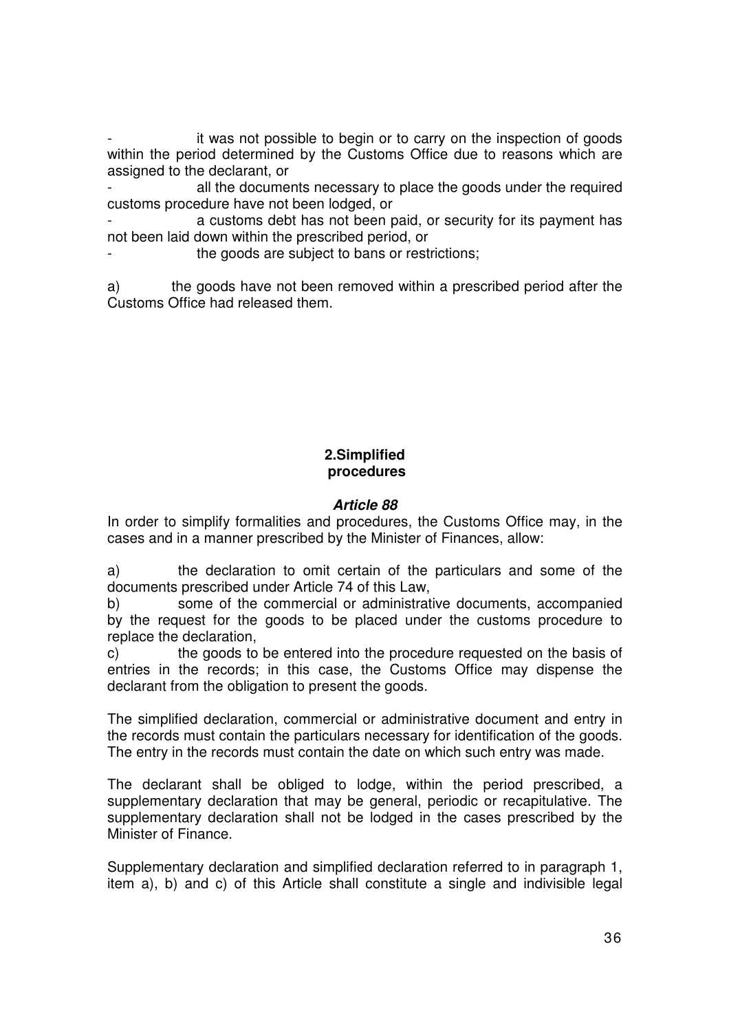- it was not possible to begin or to carry on the inspection of goods within the period determined by the Customs Office due to reasons which are assigned to the declarant, or
- all the documents necessary to place the goods under the required customs procedure have not been lodged, or
- a customs debt has not been paid, or security for its payment has not been laid down within the prescribed period, or
- the goods are subject to bans or restrictions;

a) the goods have not been removed within a prescribed period after the Customs Office had released them.

## 2.Simplified procedures

### *Article 88*

In order to simplify formalities and procedures, the Customs Office may, in the cases and in a manner prescribed by the Minister of Finances, allow:

a) the declaration to omit certain of the particulars and some of the documents prescribed under Article 74 of this Law,
b) some of the commercial or administrative documents, accompanied by the request for the goods to be placed under the customs procedure to replace the declaration,
c) the goods to be entered into the procedure requested on the basis of entries in the records; in this case, the Customs Office may dispense the declarant from the obligation to present the goods.

The simplified declaration, commercial or administrative document and entry in the records must contain the particulars necessary for identification of the goods. The entry in the records must contain the date on which such entry was made.

The declarant shall be obliged to lodge, within the period prescribed, a supplementary declaration that may be general, periodic or recapitulative. The supplementary declaration shall not be lodged in the cases prescribed by the Minister of Finance.

Supplementary declaration and simplified declaration referred to in paragraph 1, item a), b) and c) of this Article shall constitute a single and indivisible legal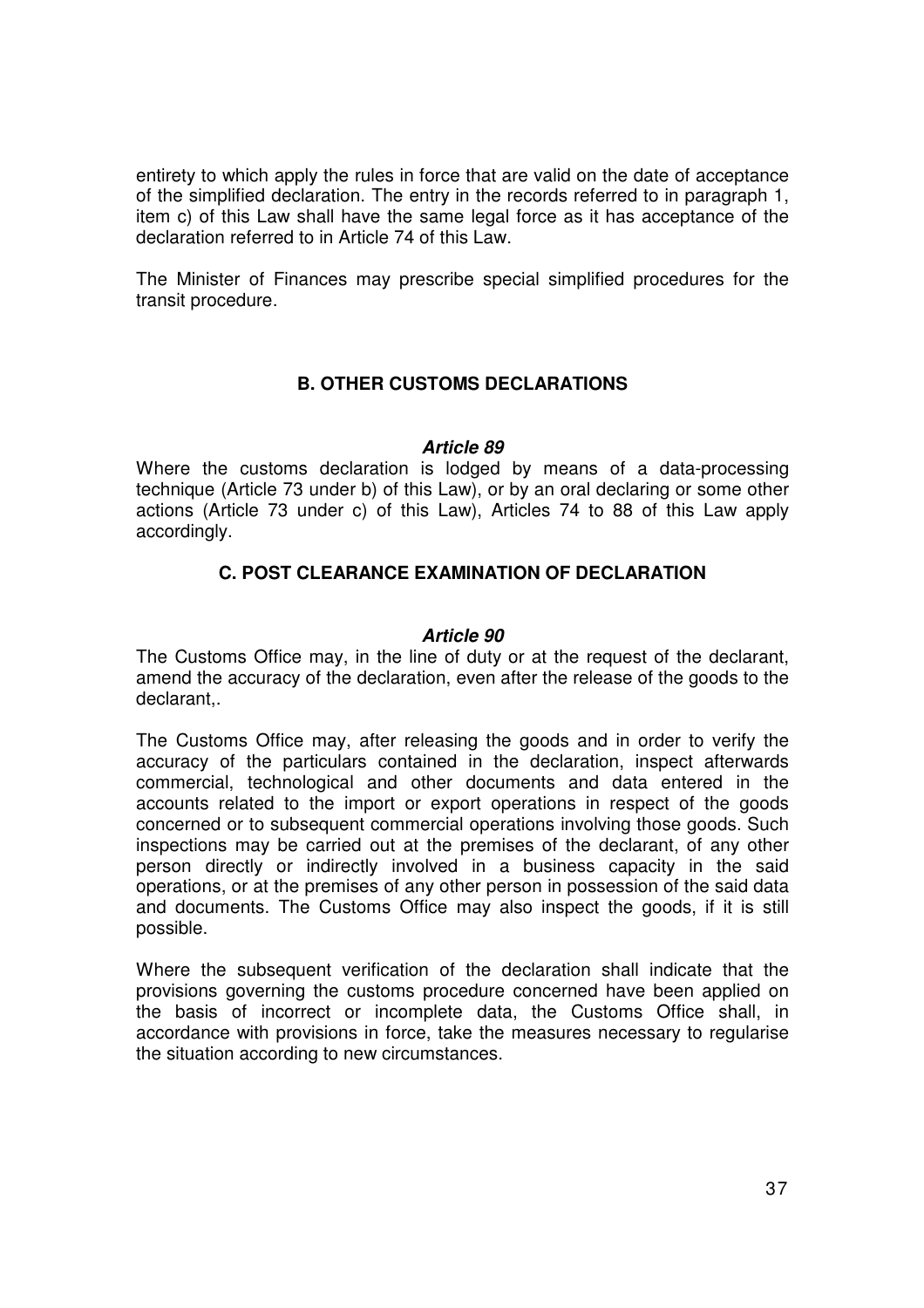entirety to which apply the rules in force that are valid on the date of acceptance of the simplified declaration. The entry in the records referred to in paragraph 1, item c) of this Law shall have the same legal force as it has acceptance of the declaration referred to in Article 74 of this Law.

The Minister of Finances may prescribe special simplified procedures for the transit procedure.

### B. OTHER CUSTOMS DECLARATIONS

#### *Article 89*

Where the customs declaration is lodged by means of a data-processing technique (Article 73 under b) of this Law), or by an oral declaring or some other actions (Article 73 under c) of this Law), Articles 74 to 88 of this Law apply accordingly.

### C. POST CLEARANCE EXAMINATION OF DECLARATION

#### *Article 90*

The Customs Office may, in the line of duty or at the request of the declarant, amend the accuracy of the declaration, even after the release of the goods to the declarant,.

The Customs Office may, after releasing the goods and in order to verify the accuracy of the particulars contained in the declaration, inspect afterwards commercial, technological and other documents and data entered in the accounts related to the import or export operations in respect of the goods concerned or to subsequent commercial operations involving those goods. Such inspections may be carried out at the premises of the declarant, of any other person directly or indirectly involved in a business capacity in the said operations, or at the premises of any other person in possession of the said data and documents. The Customs Office may also inspect the goods, if it is still possible.

Where the subsequent verification of the declaration shall indicate that the provisions governing the customs procedure concerned have been applied on the basis of incorrect or incomplete data, the Customs Office shall, in accordance with provisions in force, take the measures necessary to regularise the situation according to new circumstances.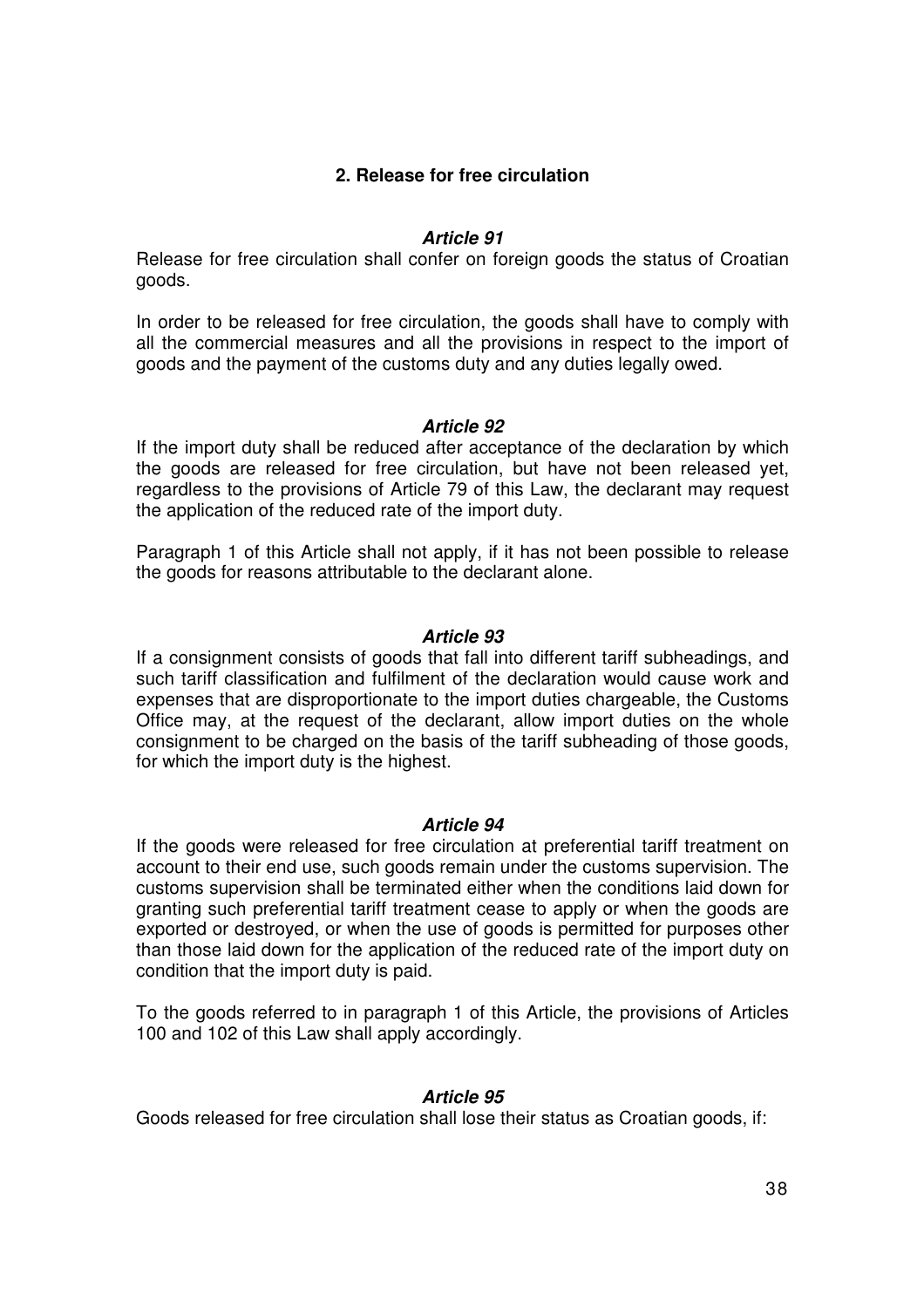## 2. Release for free circulation

### *Article 91*

Release for free circulation shall confer on foreign goods the status of Croatian goods.

In order to be released for free circulation, the goods shall have to comply with all the commercial measures and all the provisions in respect to the import of goods and the payment of the customs duty and any duties legally owed.

### *Article 92*

If the import duty shall be reduced after acceptance of the declaration by which the goods are released for free circulation, but have not been released yet, regardless to the provisions of Article 79 of this Law, the declarant may request the application of the reduced rate of the import duty.

Paragraph 1 of this Article shall not apply, if it has not been possible to release the goods for reasons attributable to the declarant alone.

### *Article 93*

If a consignment consists of goods that fall into different tariff subheadings, and such tariff classification and fulfilment of the declaration would cause work and expenses that are disproportionate to the import duties chargeable, the Customs Office may, at the request of the declarant, allow import duties on the whole consignment to be charged on the basis of the tariff subheading of those goods, for which the import duty is the highest.

### *Article 94*

If the goods were released for free circulation at preferential tariff treatment on account to their end use, such goods remain under the customs supervision. The customs supervision shall be terminated either when the conditions laid down for granting such preferential tariff treatment cease to apply or when the goods are exported or destroyed, or when the use of goods is permitted for purposes other than those laid down for the application of the reduced rate of the import duty on condition that the import duty is paid.

To the goods referred to in paragraph 1 of this Article, the provisions of Articles 100 and 102 of this Law shall apply accordingly.

### *Article 95*

Goods released for free circulation shall lose their status as Croatian goods, if: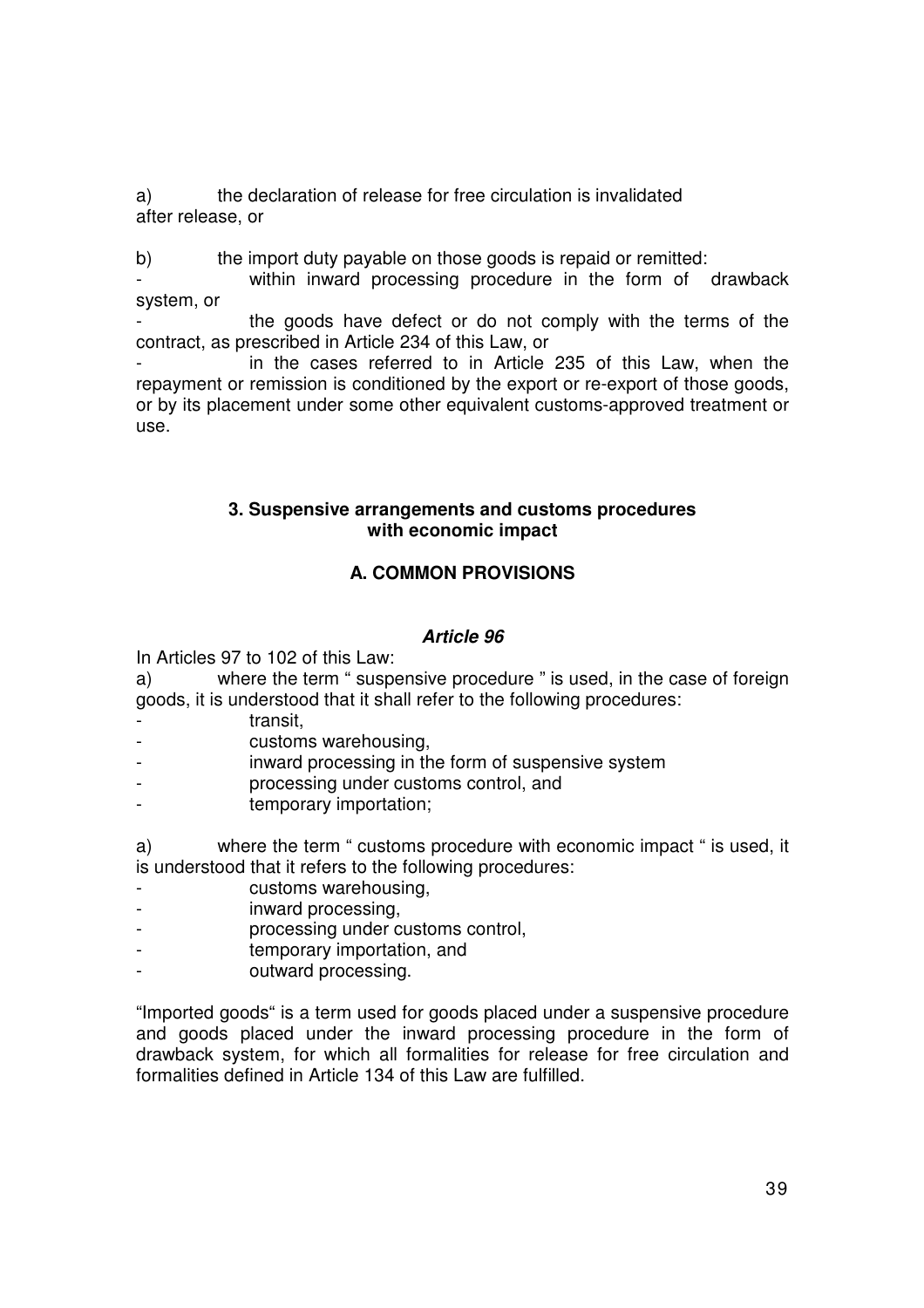a) the declaration of release for free circulation is invalidated after release, or

b) the import duty payable on those goods is repaid or remitted:

- within inward processing procedure in the form of drawback system, or
- the goods have defect or do not comply with the terms of the contract, as prescribed in Article 234 of this Law, or
- in the cases referred to in Article 235 of this Law, when the repayment or remission is conditioned by the export or re-export of those goods, or by its placement under some other equivalent customs-approved treatment or use.

### 3. Suspensive arrangements and customs procedures with economic impact

### A. COMMON PROVISIONS

#### *Article 96*

In Articles 97 to 102 of this Law:

a) where the term " suspensive procedure " is used, in the case of foreign goods, it is understood that it shall refer to the following procedures:

- transit,
- customs warehousing,
- inward processing in the form of suspensive system
- processing under customs control, and
- temporary importation;

a) where the term " customs procedure with economic impact " is used, it is understood that it refers to the following procedures:

- customs warehousing,
- inward processing,
- processing under customs control,
- temporary importation, and
- outward processing.

"Imported goods" is a term used for goods placed under a suspensive procedure and goods placed under the inward processing procedure in the form of drawback system, for which all formalities for release for free circulation and formalities defined in Article 134 of this Law are fulfilled.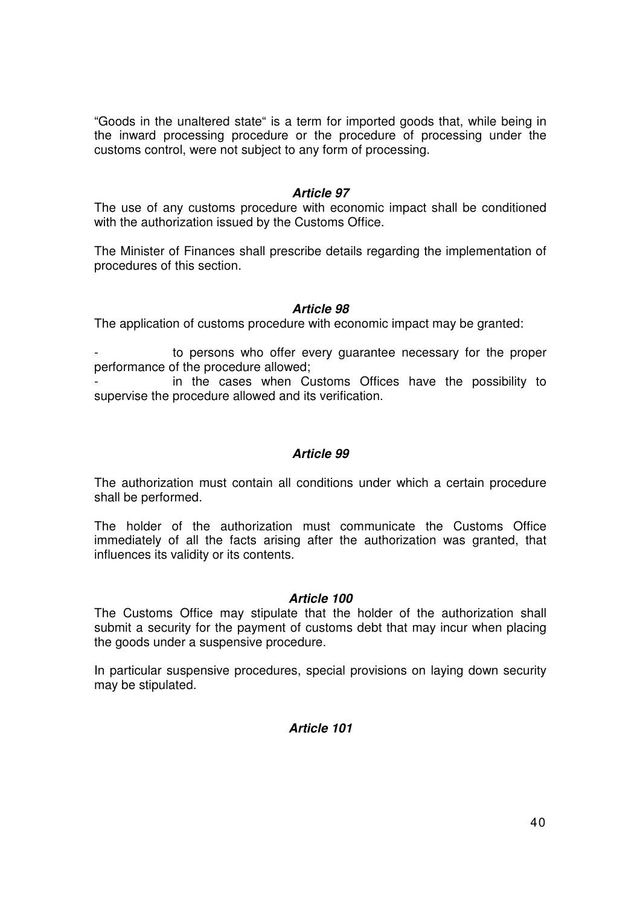“Goods in the unaltered state“ is a term for imported goods that, while being in the inward processing procedure or the procedure of processing under the customs control, were not subject to any form of processing.

***Article 97***

The use of any customs procedure with economic impact shall be conditioned with the authorization issued by the Customs Office.

The Minister of Finances shall prescribe details regarding the implementation of procedures of this section.

***Article 98***

The application of customs procedure with economic impact may be granted:

- to persons who offer every guarantee necessary for the proper performance of the procedure allowed;
- in the cases when Customs Offices have the possibility to supervise the procedure allowed and its verification.

***Article 99***

The authorization must contain all conditions under which a certain procedure shall be performed.

The holder of the authorization must communicate the Customs Office immediately of all the facts arising after the authorization was granted, that influences its validity or its contents.

***Article 100***

The Customs Office may stipulate that the holder of the authorization shall submit a security for the payment of customs debt that may incur when placing the goods under a suspensive procedure.

In particular suspensive procedures, special provisions on laying down security may be stipulated.

***Article 101***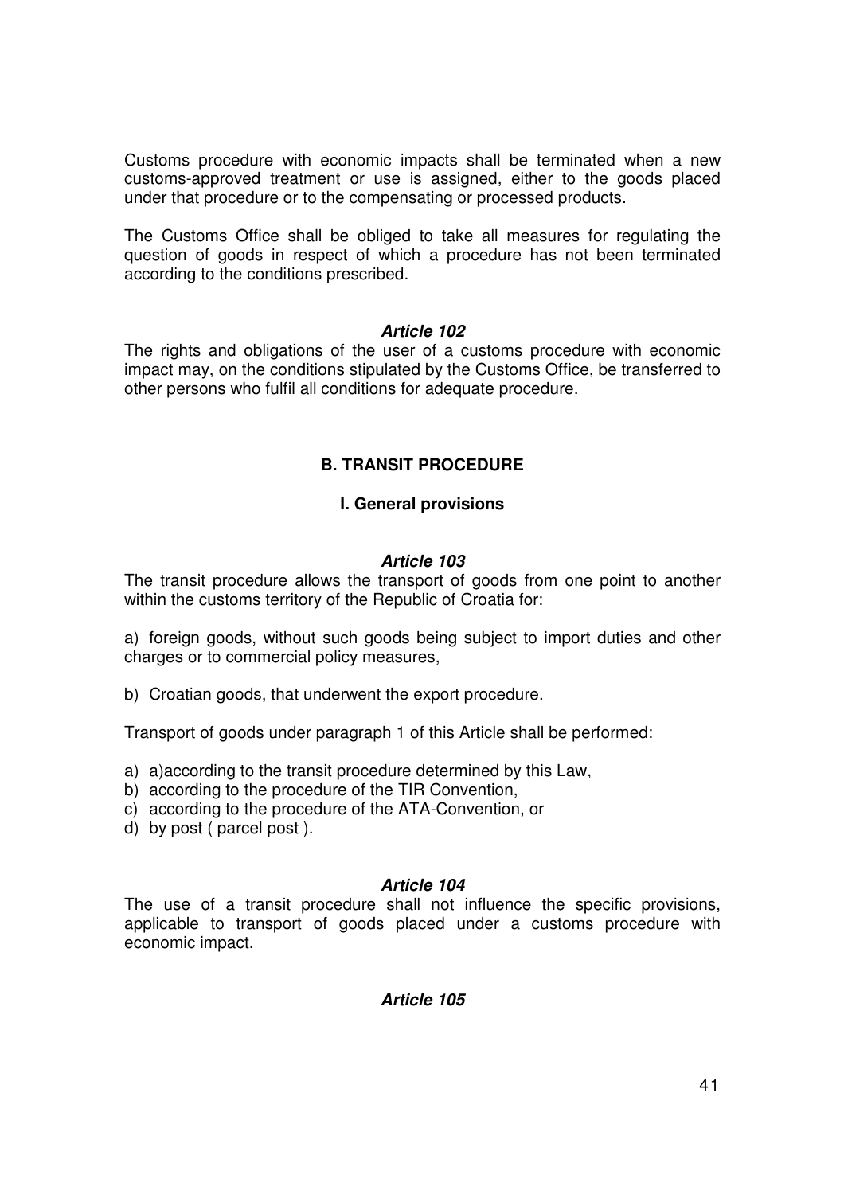Customs procedure with economic impacts shall be terminated when a new customs-approved treatment or use is assigned, either to the goods placed under that procedure or to the compensating or processed products.

The Customs Office shall be obliged to take all measures for regulating the question of goods in respect of which a procedure has not been terminated according to the conditions prescribed.

#### *Article 102*

The rights and obligations of the user of a customs procedure with economic impact may, on the conditions stipulated by the Customs Office, be transferred to other persons who fulfil all conditions for adequate procedure.

## B. TRANSIT PROCEDURE

### I. General provisions

#### *Article 103*

The transit procedure allows the transport of goods from one point to another within the customs territory of the Republic of Croatia for:

a) foreign goods, without such goods being subject to import duties and other charges or to commercial policy measures,

b) Croatian goods, that underwent the export procedure.

Transport of goods under paragraph 1 of this Article shall be performed:

a) a)according to the transit procedure determined by this Law,
b) according to the procedure of the TIR Convention,
c) according to the procedure of the ATA-Convention, or
d) by post ( parcel post ).

#### *Article 104*

The use of a transit procedure shall not influence the specific provisions, applicable to transport of goods placed under a customs procedure with economic impact.

#### *Article 105*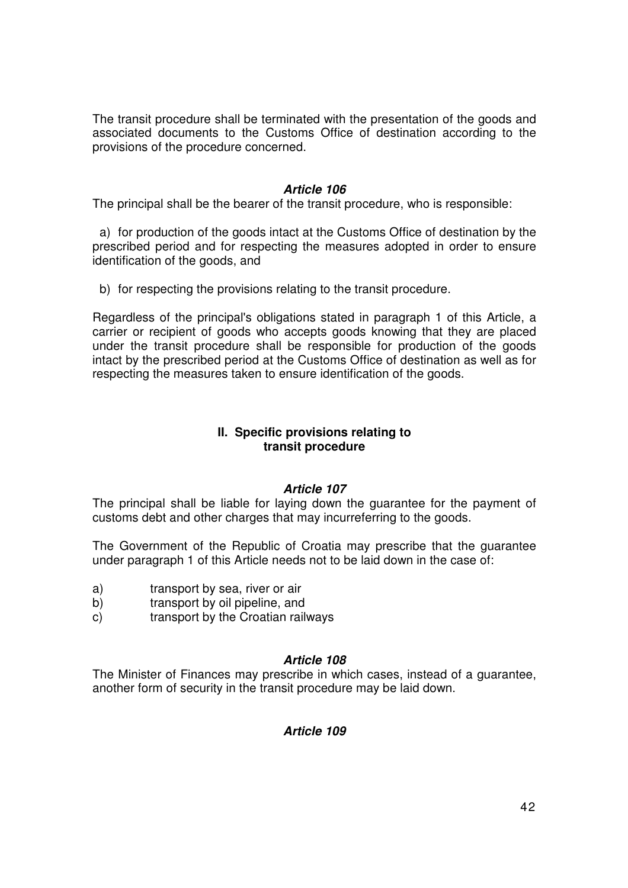The transit procedure shall be terminated with the presentation of the goods and associated documents to the Customs Office of destination according to the provisions of the procedure concerned.

### *Article 106*

The principal shall be the bearer of the transit procedure, who is responsible:

a) for production of the goods intact at the Customs Office of destination by the prescribed period and for respecting the measures adopted in order to ensure identification of the goods, and

b) for respecting the provisions relating to the transit procedure.

Regardless of the principal's obligations stated in paragraph 1 of this Article, a carrier or recipient of goods who accepts goods knowing that they are placed under the transit procedure shall be responsible for production of the goods intact by the prescribed period at the Customs Office of destination as well as for respecting the measures taken to ensure identification of the goods.

## II. Specific provisions relating to transit procedure

### *Article 107*

The principal shall be liable for laying down the guarantee for the payment of customs debt and other charges that may incurreferring to the goods.

The Government of the Republic of Croatia may prescribe that the guarantee under paragraph 1 of this Article needs not to be laid down in the case of:

a) transport by sea, river or air
b) transport by oil pipeline, and
c) transport by the Croatian railways

### *Article 108*

The Minister of Finances may prescribe in which cases, instead of a guarantee, another form of security in the transit procedure may be laid down.

### *Article 109*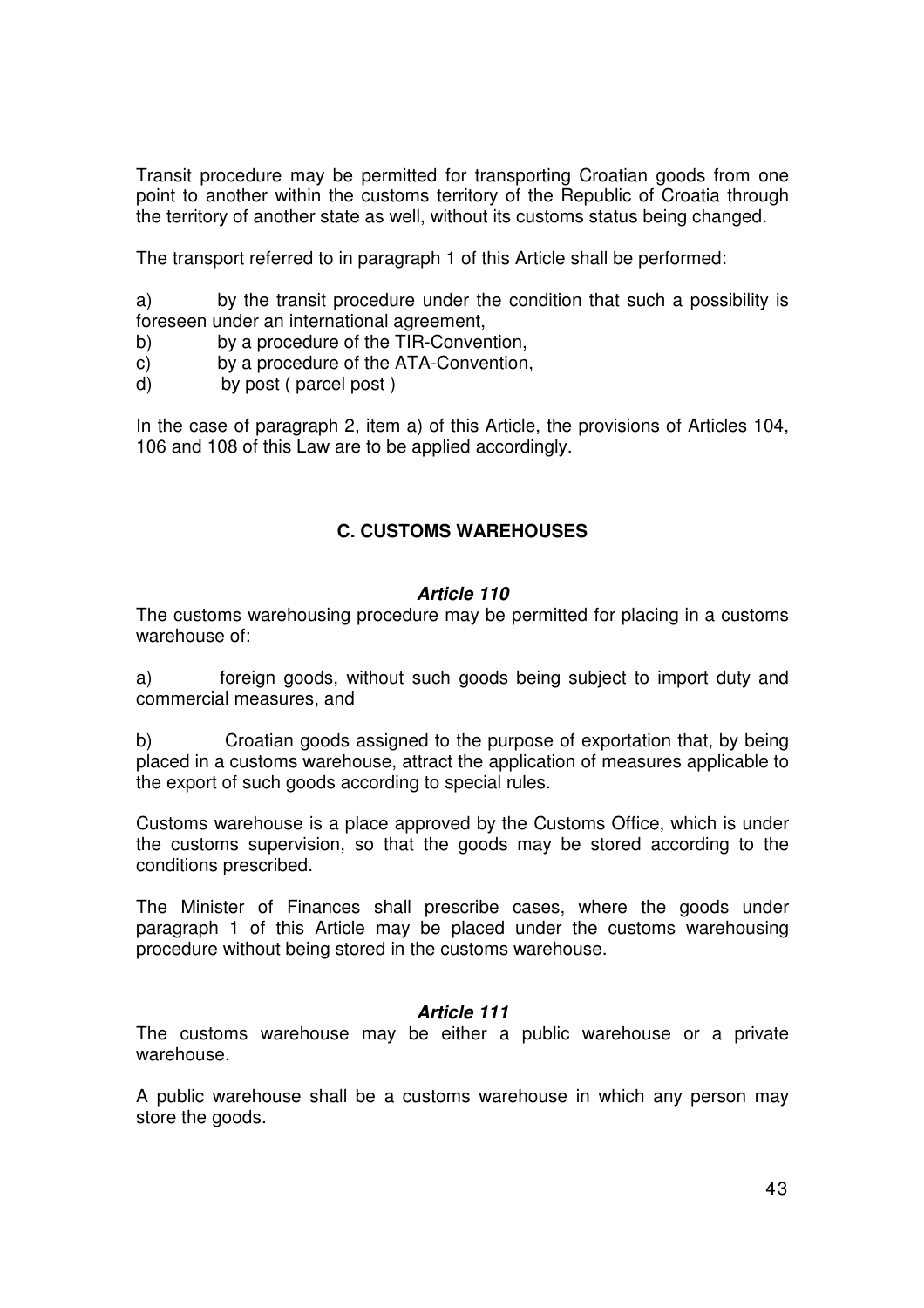Transit procedure may be permitted for transporting Croatian goods from one point to another within the customs territory of the Republic of Croatia through the territory of another state as well, without its customs status being changed.

The transport referred to in paragraph 1 of this Article shall be performed:

a) by the transit procedure under the condition that such a possibility is foreseen under an international agreement,
b) by a procedure of the TIR-Convention,
c) by a procedure of the ATA-Convention,
d) by post ( parcel post )

In the case of paragraph 2, item a) of this Article, the provisions of Articles 104, 106 and 108 of this Law are to be applied accordingly.

## C. CUSTOMS WAREHOUSES

### *Article 110*

The customs warehousing procedure may be permitted for placing in a customs warehouse of:

a) foreign goods, without such goods being subject to import duty and commercial measures, and

b) Croatian goods assigned to the purpose of exportation that, by being placed in a customs warehouse, attract the application of measures applicable to the export of such goods according to special rules.

Customs warehouse is a place approved by the Customs Office, which is under the customs supervision, so that the goods may be stored according to the conditions prescribed.

The Minister of Finances shall prescribe cases, where the goods under paragraph 1 of this Article may be placed under the customs warehousing procedure without being stored in the customs warehouse.

### *Article 111*

The customs warehouse may be either a public warehouse or a private warehouse.

A public warehouse shall be a customs warehouse in which any person may store the goods.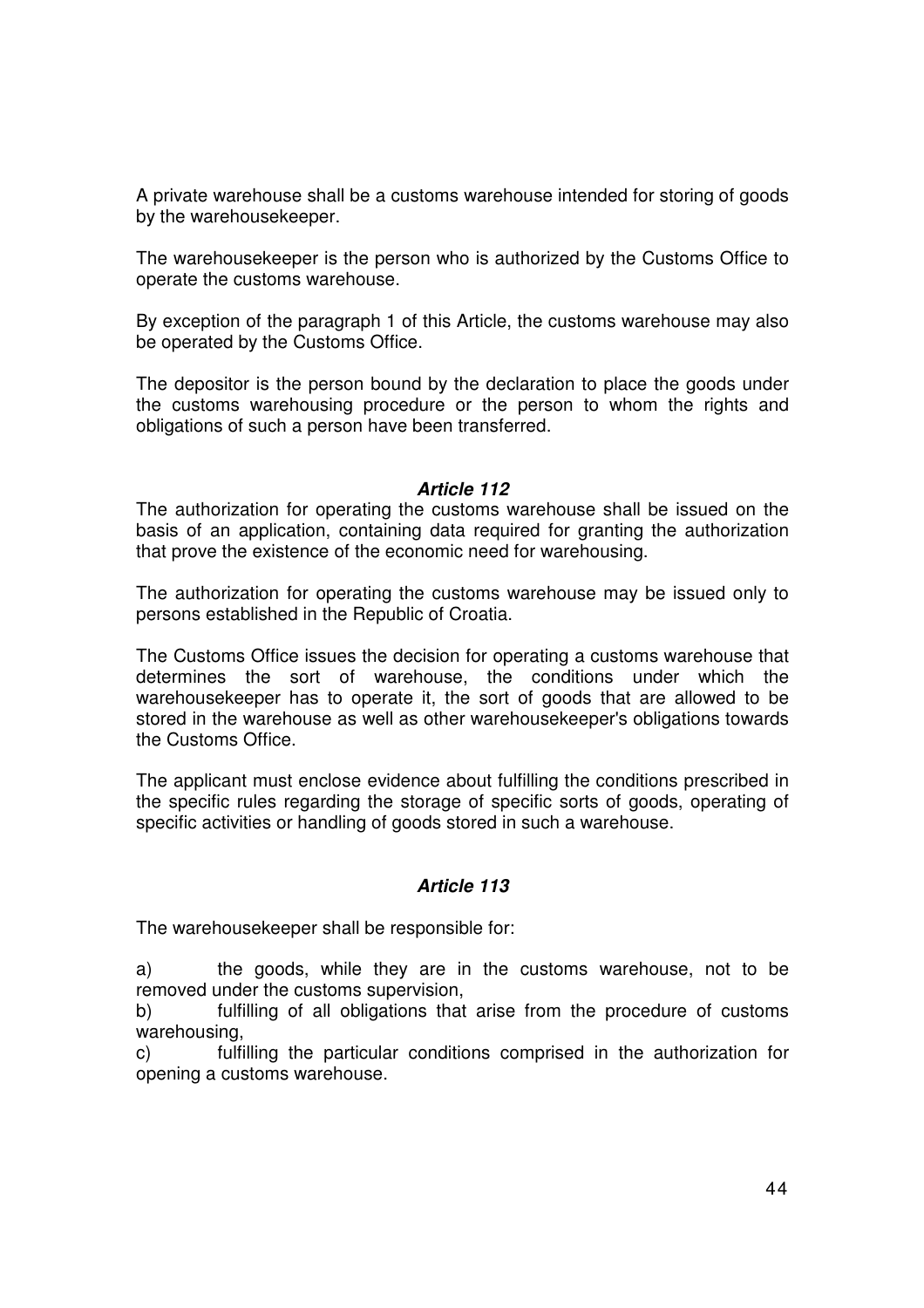A private warehouse shall be a customs warehouse intended for storing of goods by the warehousekeeper.

The warehousekeeper is the person who is authorized by the Customs Office to operate the customs warehouse.

By exception of the paragraph 1 of this Article, the customs warehouse may also be operated by the Customs Office.

The depositor is the person bound by the declaration to place the goods under the customs warehousing procedure or the person to whom the rights and obligations of such a person have been transferred.

### *Article 112*

The authorization for operating the customs warehouse shall be issued on the basis of an application, containing data required for granting the authorization that prove the existence of the economic need for warehousing.

The authorization for operating the customs warehouse may be issued only to persons established in the Republic of Croatia.

The Customs Office issues the decision for operating a customs warehouse that determines the sort of warehouse, the conditions under which the warehousekeeper has to operate it, the sort of goods that are allowed to be stored in the warehouse as well as other warehousekeeper's obligations towards the Customs Office.

The applicant must enclose evidence about fulfilling the conditions prescribed in the specific rules regarding the storage of specific sorts of goods, operating of specific activities or handling of goods stored in such a warehouse.

### *Article 113*

The warehousekeeper shall be responsible for:

a) the goods, while they are in the customs warehouse, not to be removed under the customs supervision,
b) fulfilling of all obligations that arise from the procedure of customs warehousing,
c) fulfilling the particular conditions comprised in the authorization for opening a customs warehouse.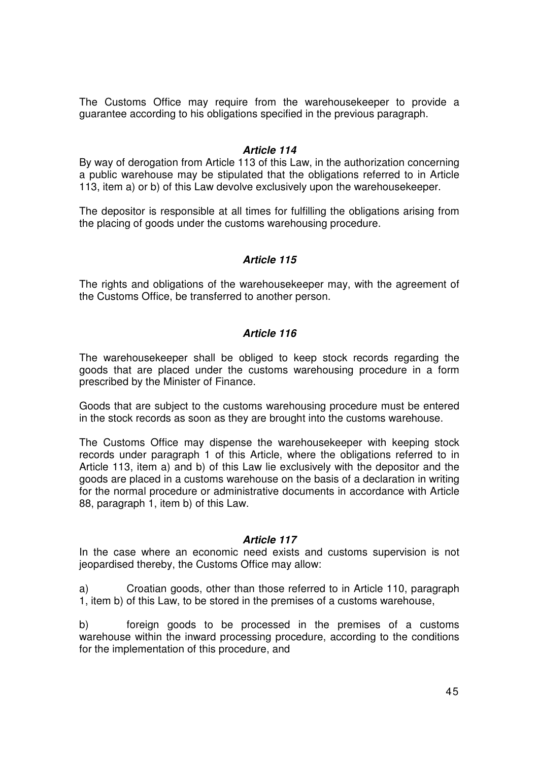The Customs Office may require from the warehousekeeper to provide a guarantee according to his obligations specified in the previous paragraph.

### *Article 114*

By way of derogation from Article 113 of this Law, in the authorization concerning a public warehouse may be stipulated that the obligations referred to in Article 113, item a) or b) of this Law devolve exclusively upon the warehousekeeper.

The depositor is responsible at all times for fulfilling the obligations arising from the placing of goods under the customs warehousing procedure.

### *Article 115*

The rights and obligations of the warehousekeeper may, with the agreement of the Customs Office, be transferred to another person.

### *Article 116*

The warehousekeeper shall be obliged to keep stock records regarding the goods that are placed under the customs warehousing procedure in a form prescribed by the Minister of Finance.

Goods that are subject to the customs warehousing procedure must be entered in the stock records as soon as they are brought into the customs warehouse.

The Customs Office may dispense the warehousekeeper with keeping stock records under paragraph 1 of this Article, where the obligations referred to in Article 113, item a) and b) of this Law lie exclusively with the depositor and the goods are placed in a customs warehouse on the basis of a declaration in writing for the normal procedure or administrative documents in accordance with Article 88, paragraph 1, item b) of this Law.

### *Article 117*

In the case where an economic need exists and customs supervision is not jeopardised thereby, the Customs Office may allow:

a) Croatian goods, other than those referred to in Article 110, paragraph 1, item b) of this Law, to be stored in the premises of a customs warehouse,

b) foreign goods to be processed in the premises of a customs warehouse within the inward processing procedure, according to the conditions for the implementation of this procedure, and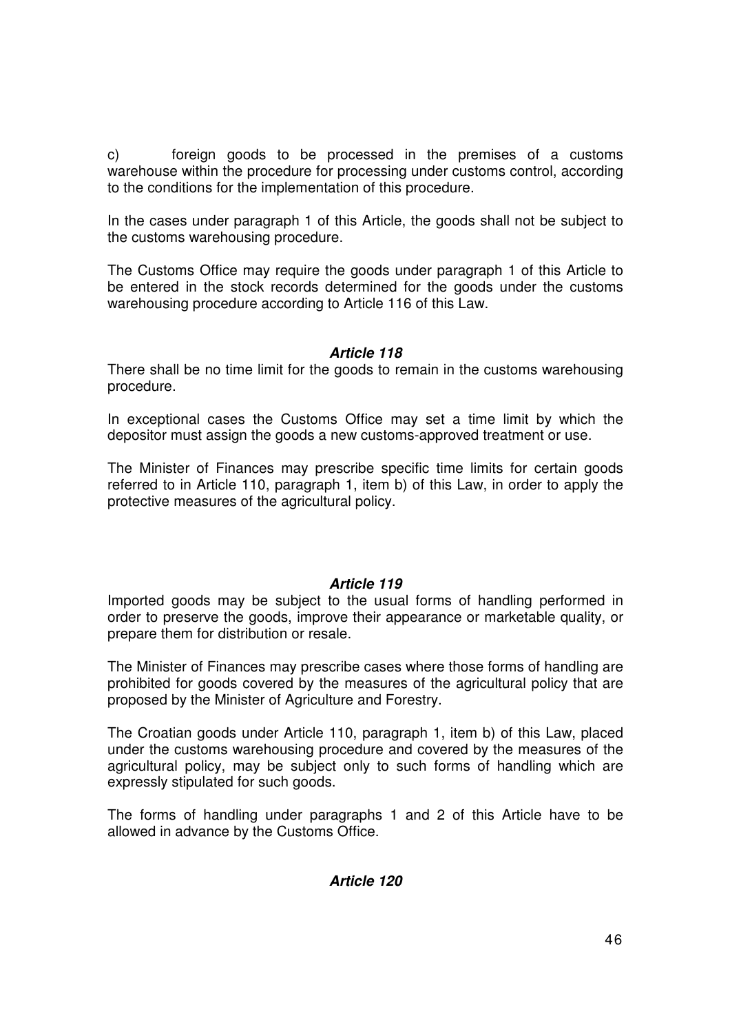c) foreign goods to be processed in the premises of a customs warehouse within the procedure for processing under customs control, according to the conditions for the implementation of this procedure.

In the cases under paragraph 1 of this Article, the goods shall not be subject to the customs warehousing procedure.

The Customs Office may require the goods under paragraph 1 of this Article to be entered in the stock records determined for the goods under the customs warehousing procedure according to Article 116 of this Law.

***Article 118***

There shall be no time limit for the goods to remain in the customs warehousing procedure.

In exceptional cases the Customs Office may set a time limit by which the depositor must assign the goods a new customs-approved treatment or use.

The Minister of Finances may prescribe specific time limits for certain goods referred to in Article 110, paragraph 1, item b) of this Law, in order to apply the protective measures of the agricultural policy.

***Article 119***

Imported goods may be subject to the usual forms of handling performed in order to preserve the goods, improve their appearance or marketable quality, or prepare them for distribution or resale.

The Minister of Finances may prescribe cases where those forms of handling are prohibited for goods covered by the measures of the agricultural policy that are proposed by the Minister of Agriculture and Forestry.

The Croatian goods under Article 110, paragraph 1, item b) of this Law, placed under the customs warehousing procedure and covered by the measures of the agricultural policy, may be subject only to such forms of handling which are expressly stipulated for such goods.

The forms of handling under paragraphs 1 and 2 of this Article have to be allowed in advance by the Customs Office.

***Article 120***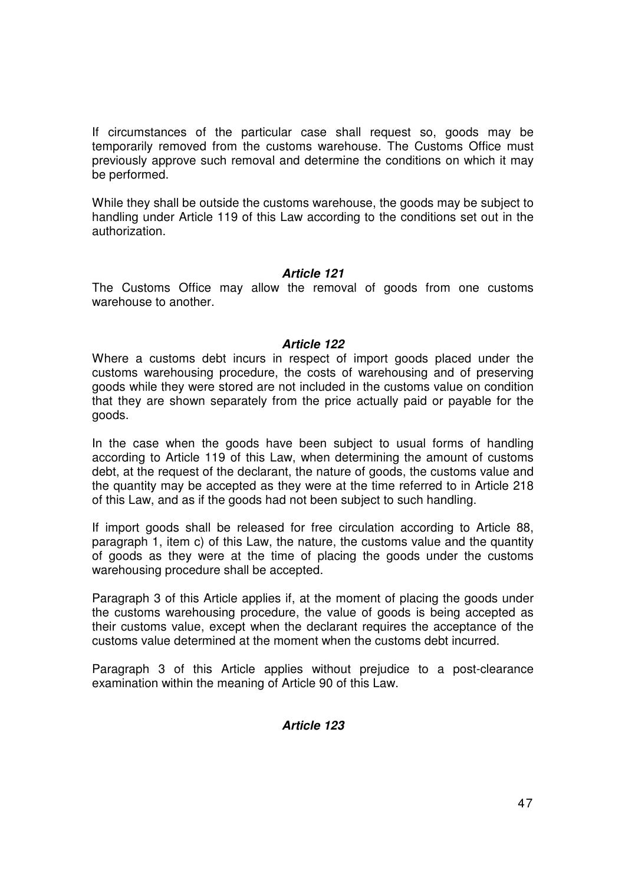If circumstances of the particular case shall request so, goods may be temporarily removed from the customs warehouse. The Customs Office must previously approve such removal and determine the conditions on which it may be performed.

While they shall be outside the customs warehouse, the goods may be subject to handling under Article 119 of this Law according to the conditions set out in the authorization.

### *Article 121*

The Customs Office may allow the removal of goods from one customs warehouse to another.

### *Article 122*

Where a customs debt incurs in respect of import goods placed under the customs warehousing procedure, the costs of warehousing and of preserving goods while they were stored are not included in the customs value on condition that they are shown separately from the price actually paid or payable for the goods.

In the case when the goods have been subject to usual forms of handling according to Article 119 of this Law, when determining the amount of customs debt, at the request of the declarant, the nature of goods, the customs value and the quantity may be accepted as they were at the time referred to in Article 218 of this Law, and as if the goods had not been subject to such handling.

If import goods shall be released for free circulation according to Article 88, paragraph 1, item c) of this Law, the nature, the customs value and the quantity of goods as they were at the time of placing the goods under the customs warehousing procedure shall be accepted.

Paragraph 3 of this Article applies if, at the moment of placing the goods under the customs warehousing procedure, the value of goods is being accepted as their customs value, except when the declarant requires the acceptance of the customs value determined at the moment when the customs debt incurred.

Paragraph 3 of this Article applies without prejudice to a post-clearance examination within the meaning of Article 90 of this Law.

### *Article 123*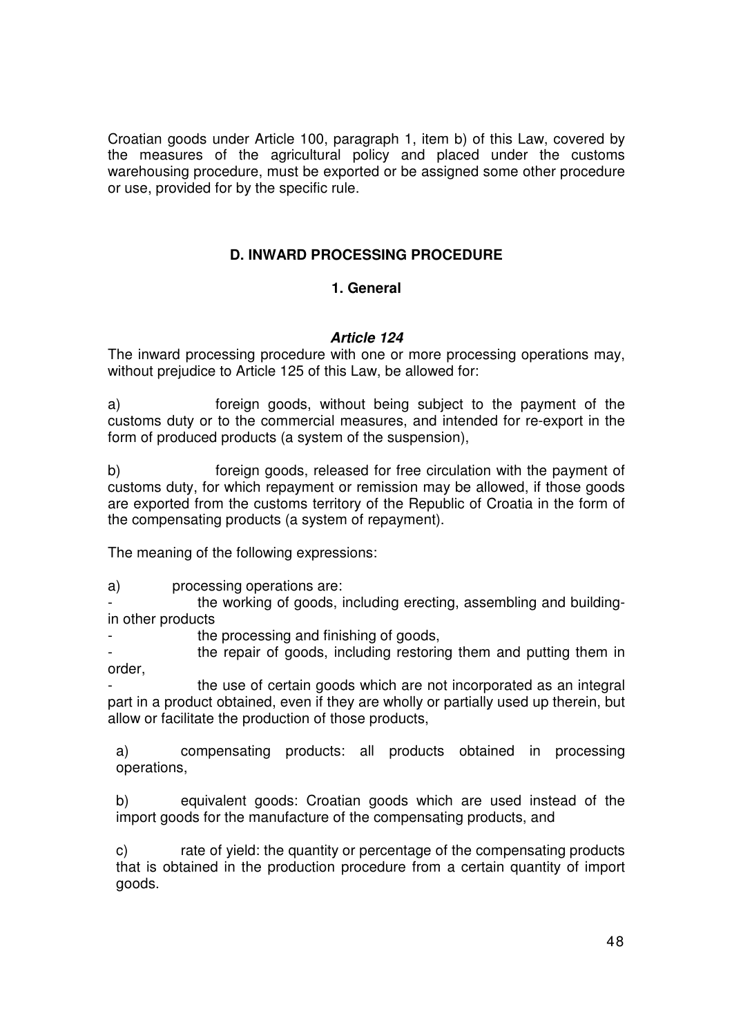Croatian goods under Article 100, paragraph 1, item b) of this Law, covered by the measures of the agricultural policy and placed under the customs warehousing procedure, must be exported or be assigned some other procedure or use, provided for by the specific rule.

## D. INWARD PROCESSING PROCEDURE

### 1. General

#### *Article 124*

The inward processing procedure with one or more processing operations may, without prejudice to Article 125 of this Law, be allowed for:

a) foreign goods, without being subject to the payment of the customs duty or to the commercial measures, and intended for re-export in the form of produced products (a system of the suspension),

b) foreign goods, released for free circulation with the payment of customs duty, for which repayment or remission may be allowed, if those goods are exported from the customs territory of the Republic of Croatia in the form of the compensating products (a system of repayment).

The meaning of the following expressions:

a) processing operations are:

- the working of goods, including erecting, assembling and building-in other products
- the processing and finishing of goods,
- the repair of goods, including restoring them and putting them in order,
- the use of certain goods which are not incorporated as an integral part in a product obtained, even if they are wholly or partially used up therein, but allow or facilitate the production of those products,

a) compensating products: all products obtained in processing operations,

b) equivalent goods: Croatian goods which are used instead of the import goods for the manufacture of the compensating products, and

c) rate of yield: the quantity or percentage of the compensating products that is obtained in the production procedure from a certain quantity of import goods.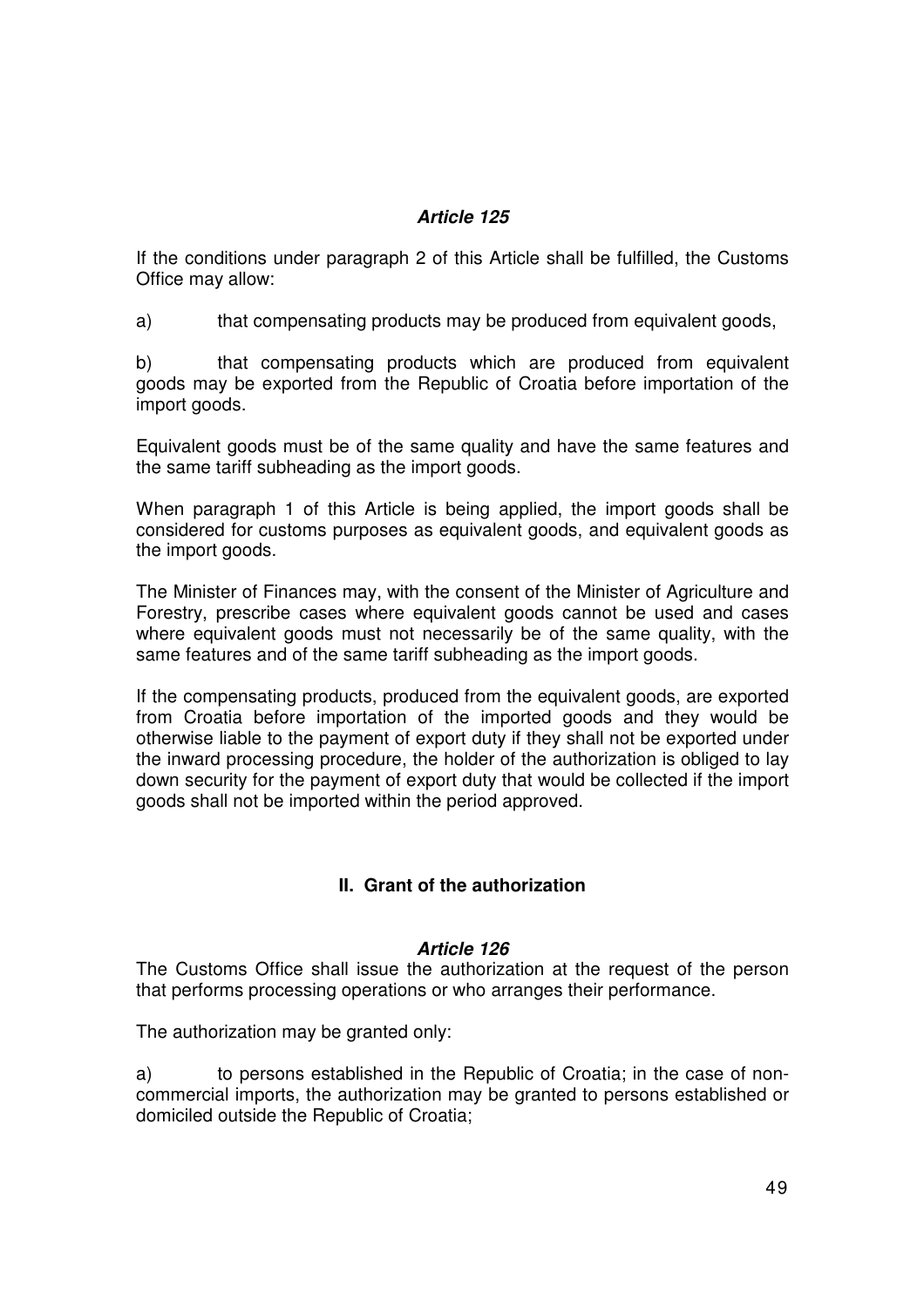### *Article 125*

If the conditions under paragraph 2 of this Article shall be fulfilled, the Customs Office may allow:

a) that compensating products may be produced from equivalent goods,

b) that compensating products which are produced from equivalent goods may be exported from the Republic of Croatia before importation of the import goods.

Equivalent goods must be of the same quality and have the same features and the same tariff subheading as the import goods.

When paragraph 1 of this Article is being applied, the import goods shall be considered for customs purposes as equivalent goods, and equivalent goods as the import goods.

The Minister of Finances may, with the consent of the Minister of Agriculture and Forestry, prescribe cases where equivalent goods cannot be used and cases where equivalent goods must not necessarily be of the same quality, with the same features and of the same tariff subheading as the import goods.

If the compensating products, produced from the equivalent goods, are exported from Croatia before importation of the imported goods and they would be otherwise liable to the payment of export duty if they shall not be exported under the inward processing procedure, the holder of the authorization is obliged to lay down security for the payment of export duty that would be collected if the import goods shall not be imported within the period approved.

## II. Grant of the authorization

### *Article 126*

The Customs Office shall issue the authorization at the request of the person that performs processing operations or who arranges their performance.

The authorization may be granted only:

a) to persons established in the Republic of Croatia; in the case of non-commercial imports, the authorization may be granted to persons established or domiciled outside the Republic of Croatia;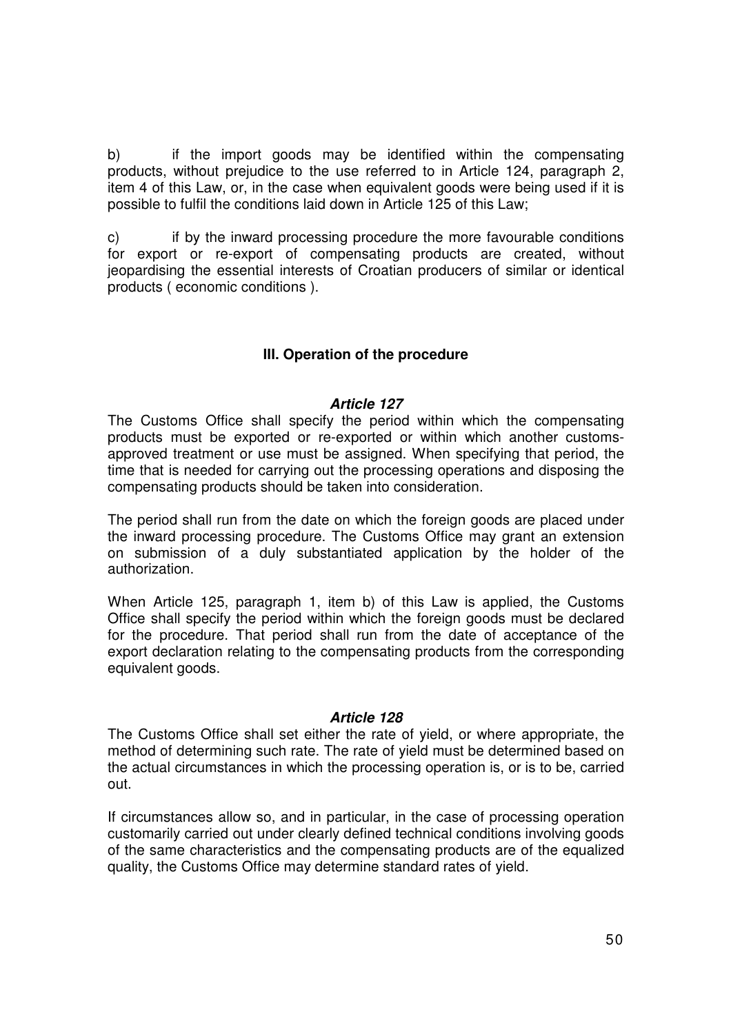b) if the import goods may be identified within the compensating products, without prejudice to the use referred to in Article 124, paragraph 2, item 4 of this Law, or, in the case when equivalent goods were being used if it is possible to fulfil the conditions laid down in Article 125 of this Law;

c) if by the inward processing procedure the more favourable conditions for export or re-export of compensating products are created, without jeopardising the essential interests of Croatian producers of similar or identical products ( economic conditions ).

### III. Operation of the procedure

#### *Article 127*

The Customs Office shall specify the period within which the compensating products must be exported or re-exported or within which another customs-approved treatment or use must be assigned. When specifying that period, the time that is needed for carrying out the processing operations and disposing the compensating products should be taken into consideration.

The period shall run from the date on which the foreign goods are placed under the inward processing procedure. The Customs Office may grant an extension on submission of a duly substantiated application by the holder of the authorization.

When Article 125, paragraph 1, item b) of this Law is applied, the Customs Office shall specify the period within which the foreign goods must be declared for the procedure. That period shall run from the date of acceptance of the export declaration relating to the compensating products from the corresponding equivalent goods.

#### *Article 128*

The Customs Office shall set either the rate of yield, or where appropriate, the method of determining such rate. The rate of yield must be determined based on the actual circumstances in which the processing operation is, or is to be, carried out.

If circumstances allow so, and in particular, in the case of processing operation customarily carried out under clearly defined technical conditions involving goods of the same characteristics and the compensating products are of the equalized quality, the Customs Office may determine standard rates of yield.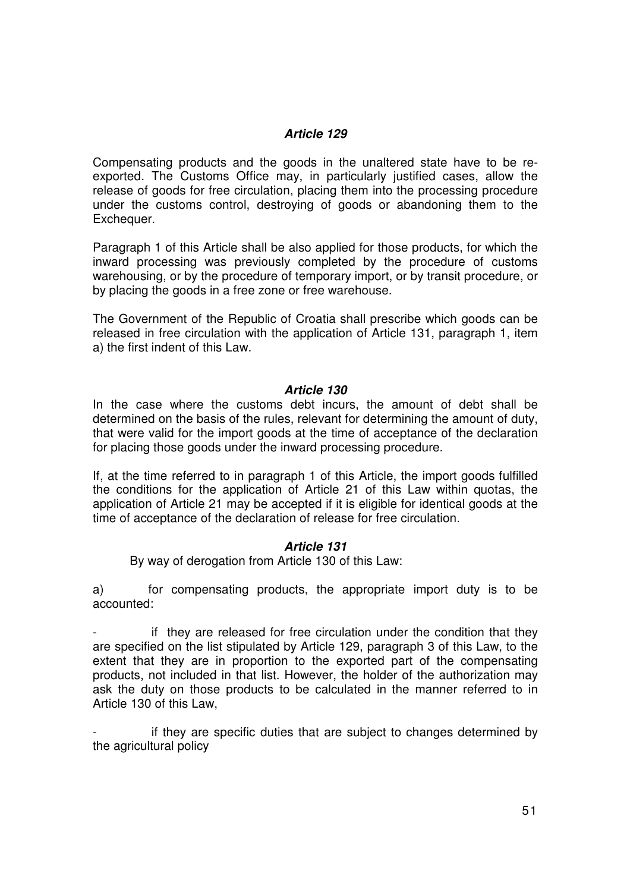### *Article 129*

Compensating products and the goods in the unaltered state have to be re-exported. The Customs Office may, in particularly justified cases, allow the release of goods for free circulation, placing them into the processing procedure under the customs control, destroying of goods or abandoning them to the Exchequer.

Paragraph 1 of this Article shall be also applied for those products, for which the inward processing was previously completed by the procedure of customs warehousing, or by the procedure of temporary import, or by transit procedure, or by placing the goods in a free zone or free warehouse.

The Government of the Republic of Croatia shall prescribe which goods can be released in free circulation with the application of Article 131, paragraph 1, item a) the first indent of this Law.

### *Article 130*

In the case where the customs debt incurs, the amount of debt shall be determined on the basis of the rules, relevant for determining the amount of duty, that were valid for the import goods at the time of acceptance of the declaration for placing those goods under the inward processing procedure.

If, at the time referred to in paragraph 1 of this Article, the import goods fulfilled the conditions for the application of Article 21 of this Law within quotas, the application of Article 21 may be accepted if it is eligible for identical goods at the time of acceptance of the declaration of release for free circulation.

### *Article 131*

By way of derogation from Article 130 of this Law:

a) for compensating products, the appropriate import duty is to be accounted:

- if they are released for free circulation under the condition that they are specified on the list stipulated by Article 129, paragraph 3 of this Law, to the extent that they are in proportion to the exported part of the compensating products, not included in that list. However, the holder of the authorization may ask the duty on those products to be calculated in the manner referred to in Article 130 of this Law,

- if they are specific duties that are subject to changes determined by the agricultural policy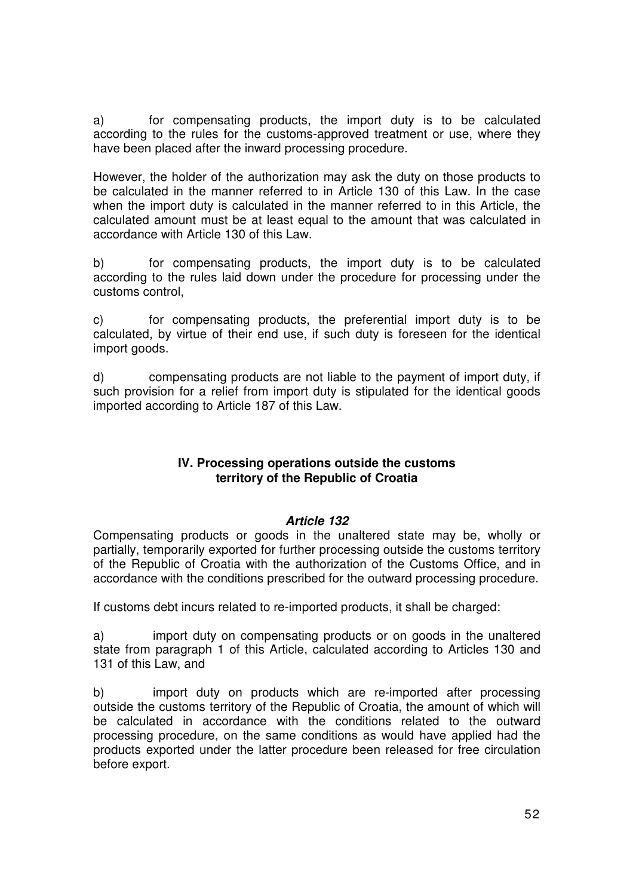a) for compensating products, the import duty is to be calculated according to the rules for the customs-approved treatment or use, where they have been placed after the inward processing procedure.

However, the holder of the authorization may ask the duty on those products to be calculated in the manner referred to in Article 130 of this Law. In the case when the import duty is calculated in the manner referred to in this Article, the calculated amount must be at least equal to the amount that was calculated in accordance with Article 130 of this Law.

b) for compensating products, the import duty is to be calculated according to the rules laid down under the procedure for processing under the customs control,

c) for compensating products, the preferential import duty is to be calculated, by virtue of their end use, if such duty is foreseen for the identical import goods.

d) compensating products are not liable to the payment of import duty, if such provision for a relief from import duty is stipulated for the identical goods imported according to Article 187 of this Law.

### IV. Processing operations outside the customs territory of the Republic of Croatia

#### *Article 132*

Compensating products or goods in the unaltered state may be, wholly or partially, temporarily exported for further processing outside the customs territory of the Republic of Croatia with the authorization of the Customs Office, and in accordance with the conditions prescribed for the outward processing procedure.

If customs debt incurs related to re-imported products, it shall be charged:

a) import duty on compensating products or on goods in the unaltered state from paragraph 1 of this Article, calculated according to Articles 130 and 131 of this Law, and

b) import duty on products which are re-imported after processing outside the customs territory of the Republic of Croatia, the amount of which will be calculated in accordance with the conditions related to the outward processing procedure, on the same conditions as would have applied had the products exported under the latter procedure been released for free circulation before export.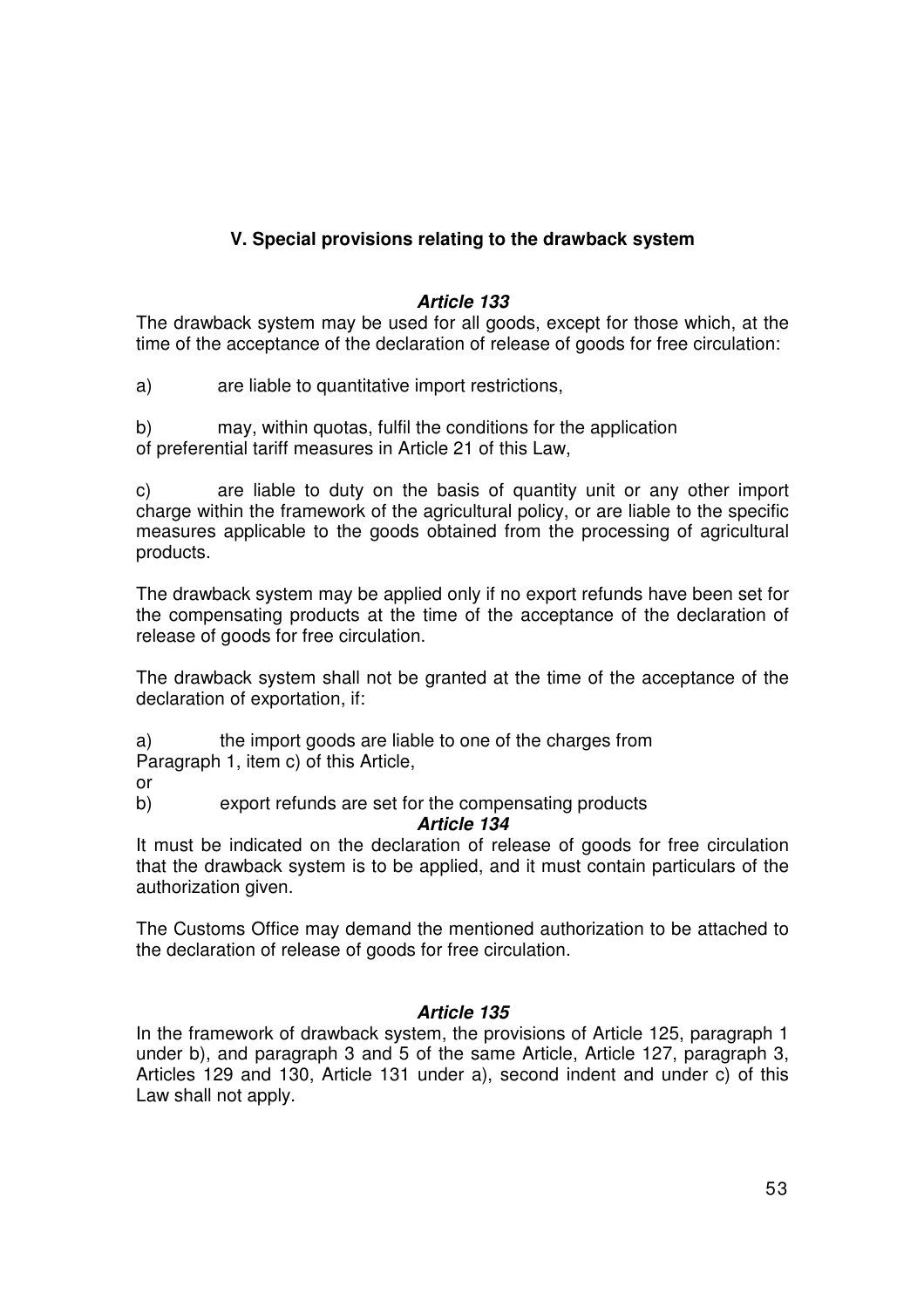## V. Special provisions relating to the drawback system

### *Article 133*

The drawback system may be used for all goods, except for those which, at the time of the acceptance of the declaration of release of goods for free circulation:

a) are liable to quantitative import restrictions,

b) may, within quotas, fulfil the conditions for the application of preferential tariff measures in Article 21 of this Law,

c) are liable to duty on the basis of quantity unit or any other import charge within the framework of the agricultural policy, or are liable to the specific measures applicable to the goods obtained from the processing of agricultural products.

The drawback system may be applied only if no export refunds have been set for the compensating products at the time of the acceptance of the declaration of release of goods for free circulation.

The drawback system shall not be granted at the time of the acceptance of the declaration of exportation, if:

a) the import goods are liable to one of the charges from Paragraph 1, item c) of this Article,

or

b) export refunds are set for the compensating products

### *Article 134*

It must be indicated on the declaration of release of goods for free circulation that the drawback system is to be applied, and it must contain particulars of the authorization given.

The Customs Office may demand the mentioned authorization to be attached to the declaration of release of goods for free circulation.

### *Article 135*

In the framework of drawback system, the provisions of Article 125, paragraph 1 under b), and paragraph 3 and 5 of the same Article, Article 127, paragraph 3, Articles 129 and 130, Article 131 under a), second indent and under c) of this Law shall not apply.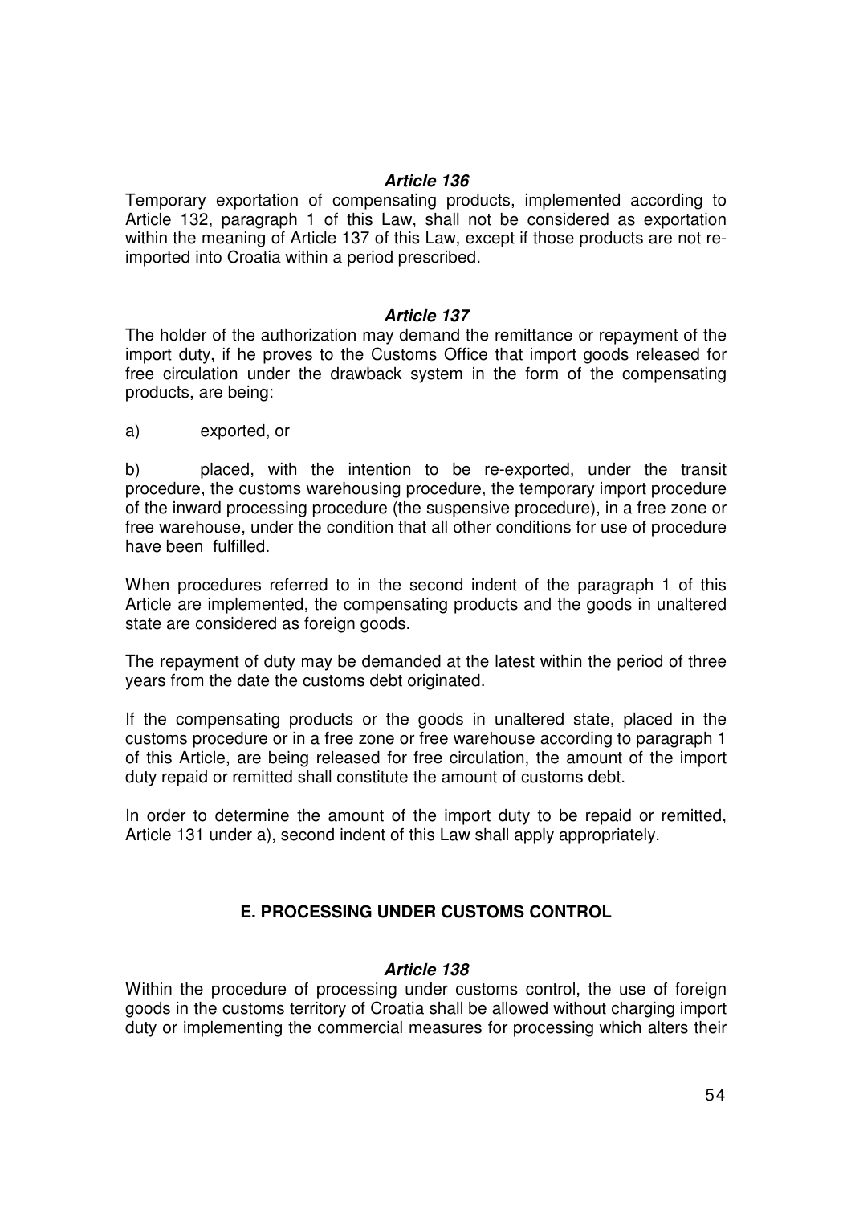### *Article 136*

Temporary exportation of compensating products, implemented according to Article 132, paragraph 1 of this Law, shall not be considered as exportation within the meaning of Article 137 of this Law, except if those products are not re-imported into Croatia within a period prescribed.

### *Article 137*

The holder of the authorization may demand the remittance or repayment of the import duty, if he proves to the Customs Office that import goods released for free circulation under the drawback system in the form of the compensating products, are being:

a) exported, or

b) placed, with the intention to be re-exported, under the transit procedure, the customs warehousing procedure, the temporary import procedure of the inward processing procedure (the suspensive procedure), in a free zone or free warehouse, under the condition that all other conditions for use of procedure have been fulfilled.

When procedures referred to in the second indent of the paragraph 1 of this Article are implemented, the compensating products and the goods in unaltered state are considered as foreign goods.

The repayment of duty may be demanded at the latest within the period of three years from the date the customs debt originated.

If the compensating products or the goods in unaltered state, placed in the customs procedure or in a free zone or free warehouse according to paragraph 1 of this Article, are being released for free circulation, the amount of the import duty repaid or remitted shall constitute the amount of customs debt.

In order to determine the amount of the import duty to be repaid or remitted, Article 131 under a), second indent of this Law shall apply appropriately.

## E. PROCESSING UNDER CUSTOMS CONTROL

### *Article 138*

Within the procedure of processing under customs control, the use of foreign goods in the customs territory of Croatia shall be allowed without charging import duty or implementing the commercial measures for processing which alters their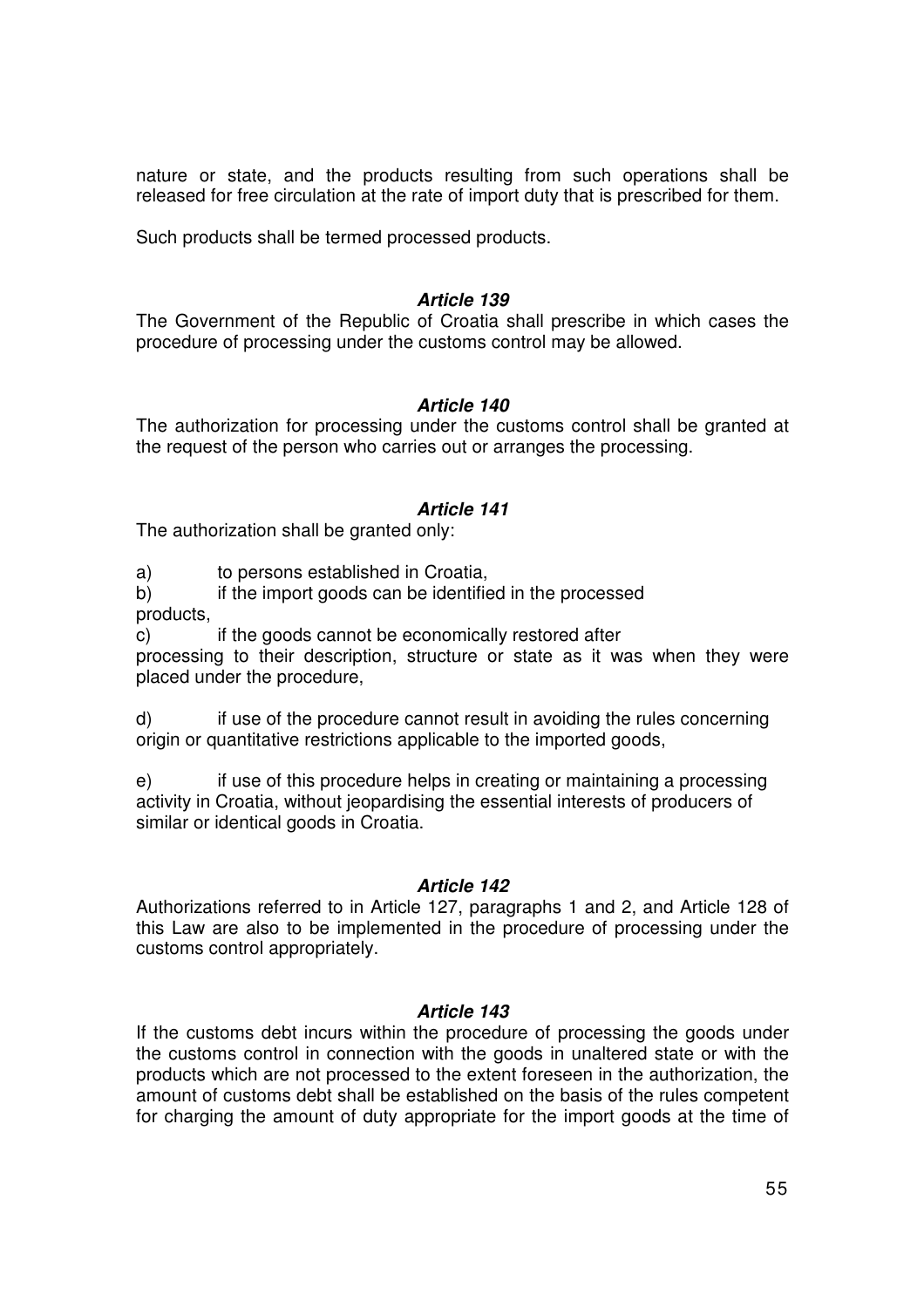nature or state, and the products resulting from such operations shall be released for free circulation at the rate of import duty that is prescribed for them.

Such products shall be termed processed products.

### ***Article 139***

The Government of the Republic of Croatia shall prescribe in which cases the procedure of processing under the customs control may be allowed.

### ***Article 140***

The authorization for processing under the customs control shall be granted at the request of the person who carries out or arranges the processing.

### ***Article 141***

The authorization shall be granted only:

a) to persons established in Croatia,

b) if the import goods can be identified in the processed products,

c) if the goods cannot be economically restored after processing to their description, structure or state as it was when they were placed under the procedure,

d) if use of the procedure cannot result in avoiding the rules concerning origin or quantitative restrictions applicable to the imported goods,

e) if use of this procedure helps in creating or maintaining a processing activity in Croatia, without jeopardising the essential interests of producers of similar or identical goods in Croatia.

### ***Article 142***

Authorizations referred to in Article 127, paragraphs 1 and 2, and Article 128 of this Law are also to be implemented in the procedure of processing under the customs control appropriately.

### ***Article 143***

If the customs debt incurs within the procedure of processing the goods under the customs control in connection with the goods in unaltered state or with the products which are not processed to the extent foreseen in the authorization, the amount of customs debt shall be established on the basis of the rules competent for charging the amount of duty appropriate for the import goods at the time of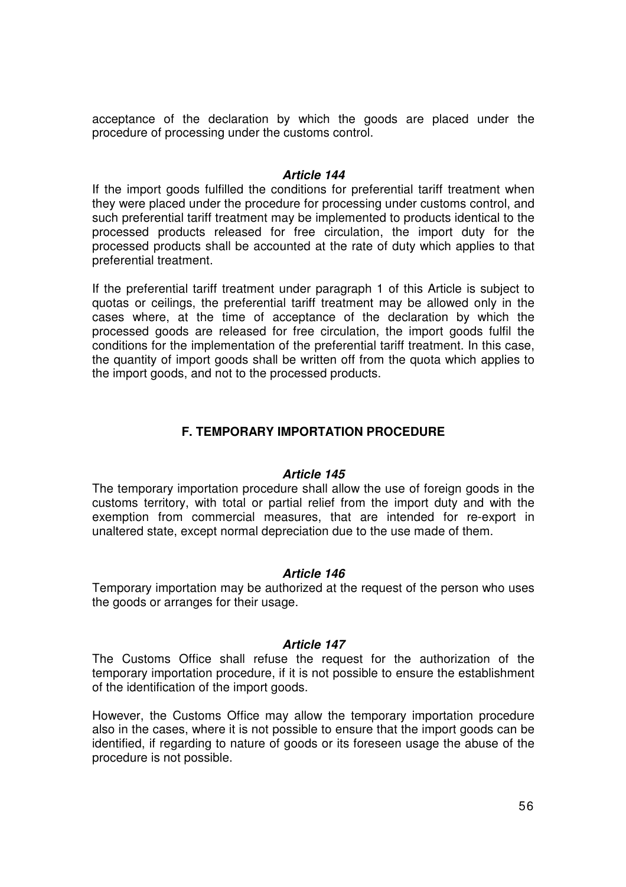acceptance of the declaration by which the goods are placed under the procedure of processing under the customs control.

***Article 144***

If the import goods fulfilled the conditions for preferential tariff treatment when they were placed under the procedure for processing under customs control, and such preferential tariff treatment may be implemented to products identical to the processed products released for free circulation, the import duty for the processed products shall be accounted at the rate of duty which applies to that preferential treatment.

If the preferential tariff treatment under paragraph 1 of this Article is subject to quotas or ceilings, the preferential tariff treatment may be allowed only in the cases where, at the time of acceptance of the declaration by which the processed goods are released for free circulation, the import goods fulfil the conditions for the implementation of the preferential tariff treatment. In this case, the quantity of import goods shall be written off from the quota which applies to the import goods, and not to the processed products.

## F. TEMPORARY IMPORTATION PROCEDURE

***Article 145***

The temporary importation procedure shall allow the use of foreign goods in the customs territory, with total or partial relief from the import duty and with the exemption from commercial measures, that are intended for re-export in unaltered state, except normal depreciation due to the use made of them.

***Article 146***

Temporary importation may be authorized at the request of the person who uses the goods or arranges for their usage.

***Article 147***

The Customs Office shall refuse the request for the authorization of the temporary importation procedure, if it is not possible to ensure the establishment of the identification of the import goods.

However, the Customs Office may allow the temporary importation procedure also in the cases, where it is not possible to ensure that the import goods can be identified, if regarding to nature of goods or its foreseen usage the abuse of the procedure is not possible.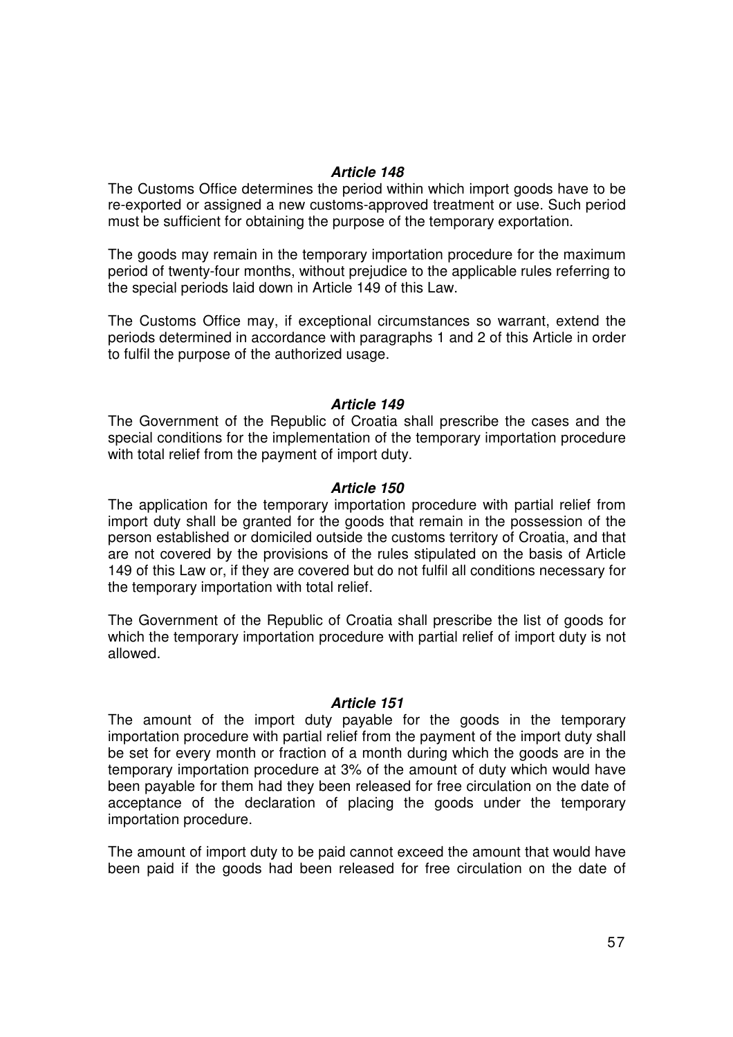***Article 148***

The Customs Office determines the period within which import goods have to be re-exported or assigned a new customs-approved treatment or use. Such period must be sufficient for obtaining the purpose of the temporary exportation.

The goods may remain in the temporary importation procedure for the maximum period of twenty-four months, without prejudice to the applicable rules referring to the special periods laid down in Article 149 of this Law.

The Customs Office may, if exceptional circumstances so warrant, extend the periods determined in accordance with paragraphs 1 and 2 of this Article in order to fulfil the purpose of the authorized usage.

***Article 149***

The Government of the Republic of Croatia shall prescribe the cases and the special conditions for the implementation of the temporary importation procedure with total relief from the payment of import duty.

***Article 150***

The application for the temporary importation procedure with partial relief from import duty shall be granted for the goods that remain in the possession of the person established or domiciled outside the customs territory of Croatia, and that are not covered by the provisions of the rules stipulated on the basis of Article 149 of this Law or, if they are covered but do not fulfil all conditions necessary for the temporary importation with total relief.

The Government of the Republic of Croatia shall prescribe the list of goods for which the temporary importation procedure with partial relief of import duty is not allowed.

***Article 151***

The amount of the import duty payable for the goods in the temporary importation procedure with partial relief from the payment of the import duty shall be set for every month or fraction of a month during which the goods are in the temporary importation procedure at 3% of the amount of duty which would have been payable for them had they been released for free circulation on the date of acceptance of the declaration of placing the goods under the temporary importation procedure.

The amount of import duty to be paid cannot exceed the amount that would have been paid if the goods had been released for free circulation on the date of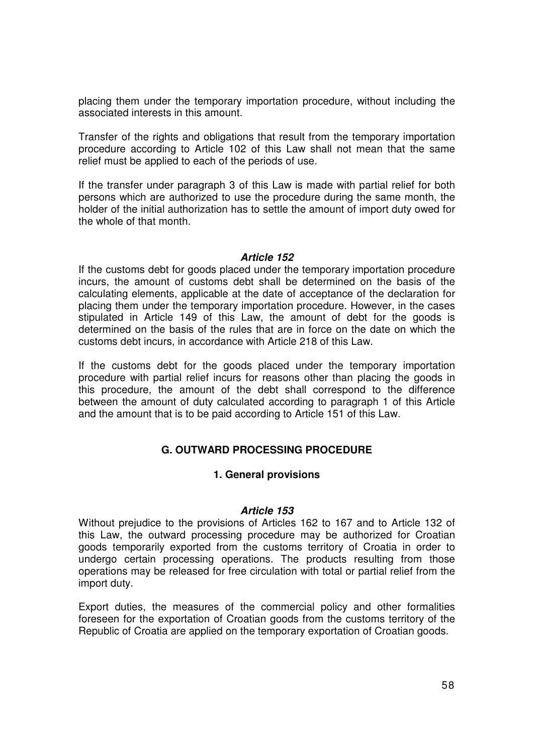placing them under the temporary importation procedure, without including the associated interests in this amount.

Transfer of the rights and obligations that result from the temporary importation procedure according to Article 102 of this Law shall not mean that the same relief must be applied to each of the periods of use.

If the transfer under paragraph 3 of this Law is made with partial relief for both persons which are authorized to use the procedure during the same month, the holder of the initial authorization has to settle the amount of import duty owed for the whole of that month.

#### *Article 152*

If the customs debt for goods placed under the temporary importation procedure incurs, the amount of customs debt shall be determined on the basis of the calculating elements, applicable at the date of acceptance of the declaration for placing them under the temporary importation procedure. However, in the cases stipulated in Article 149 of this Law, the amount of debt for the goods is determined on the basis of the rules that are in force on the date on which the customs debt incurs, in accordance with Article 218 of this Law.

If the customs debt for the goods placed under the temporary importation procedure with partial relief incurs for reasons other than placing the goods in this procedure, the amount of the debt shall correspond to the difference between the amount of duty calculated according to paragraph 1 of this Article and the amount that is to be paid according to Article 151 of this Law.

## G. OUTWARD PROCESSING PROCEDURE

### 1. General provisions

#### *Article 153*

Without prejudice to the provisions of Articles 162 to 167 and to Article 132 of this Law, the outward processing procedure may be authorized for Croatian goods temporarily exported from the customs territory of Croatia in order to undergo certain processing operations. The products resulting from those operations may be released for free circulation with total or partial relief from the import duty.

Export duties, the measures of the commercial policy and other formalities foreseen for the exportation of Croatian goods from the customs territory of the Republic of Croatia are applied on the temporary exportation of Croatian goods.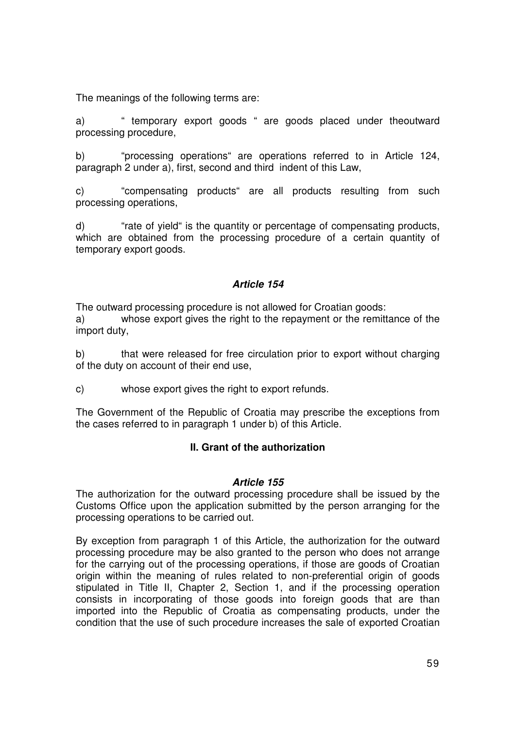The meanings of the following terms are:

a) " temporary export goods " are goods placed under theoutward processing procedure,

b) "processing operations" are operations referred to in Article 124, paragraph 2 under a), first, second and third indent of this Law,

c) "compensating products" are all products resulting from such processing operations,

d) "rate of yield" is the quantity or percentage of compensating products, which are obtained from the processing procedure of a certain quantity of temporary export goods.

### *Article 154*

The outward processing procedure is not allowed for Croatian goods:

a) whose export gives the right to the repayment or the remittance of the import duty,

b) that were released for free circulation prior to export without charging of the duty on account of their end use,

c) whose export gives the right to export refunds.

The Government of the Republic of Croatia may prescribe the exceptions from the cases referred to in paragraph 1 under b) of this Article.

## II. Grant of the authorization

### *Article 155*

The authorization for the outward processing procedure shall be issued by the Customs Office upon the application submitted by the person arranging for the processing operations to be carried out.

By exception from paragraph 1 of this Article, the authorization for the outward processing procedure may be also granted to the person who does not arrange for the carrying out of the processing operations, if those are goods of Croatian origin within the meaning of rules related to non-preferential origin of goods stipulated in Title II, Chapter 2, Section 1, and if the processing operation consists in incorporating of those goods into foreign goods that are than imported into the Republic of Croatia as compensating products, under the condition that the use of such procedure increases the sale of exported Croatian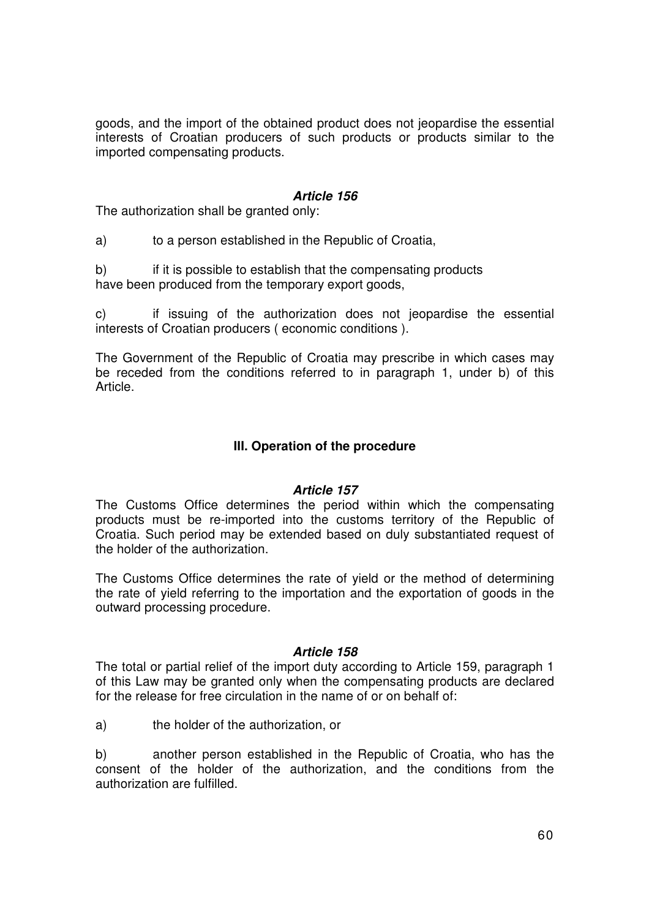goods, and the import of the obtained product does not jeopardise the essential interests of Croatian producers of such products or products similar to the imported compensating products.

### *Article 156*

The authorization shall be granted only:

a) to a person established in the Republic of Croatia,

b) if it is possible to establish that the compensating products have been produced from the temporary export goods,

c) if issuing of the authorization does not jeopardise the essential interests of Croatian producers ( economic conditions ).

The Government of the Republic of Croatia may prescribe in which cases may be receded from the conditions referred to in paragraph 1, under b) of this Article.

## III. Operation of the procedure

### *Article 157*

The Customs Office determines the period within which the compensating products must be re-imported into the customs territory of the Republic of Croatia. Such period may be extended based on duly substantiated request of the holder of the authorization.

The Customs Office determines the rate of yield or the method of determining the rate of yield referring to the importation and the exportation of goods in the outward processing procedure.

### *Article 158*

The total or partial relief of the import duty according to Article 159, paragraph 1 of this Law may be granted only when the compensating products are declared for the release for free circulation in the name of or on behalf of:

a) the holder of the authorization, or

b) another person established in the Republic of Croatia, who has the consent of the holder of the authorization, and the conditions from the authorization are fulfilled.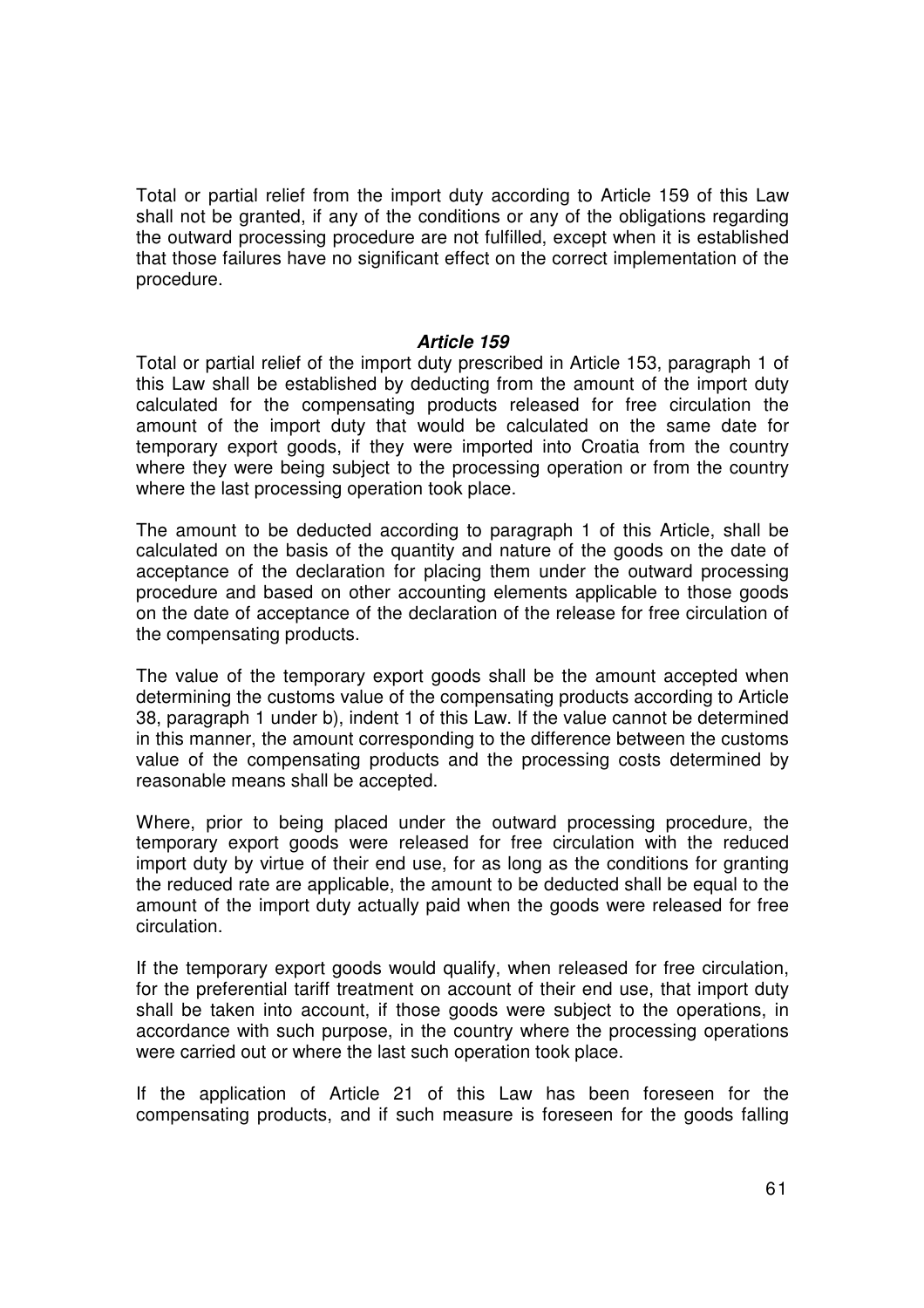Total or partial relief from the import duty according to Article 159 of this Law shall not be granted, if any of the conditions or any of the obligations regarding the outward processing procedure are not fulfilled, except when it is established that those failures have no significant effect on the correct implementation of the procedure.

### *Article 159*

Total or partial relief of the import duty prescribed in Article 153, paragraph 1 of this Law shall be established by deducting from the amount of the import duty calculated for the compensating products released for free circulation the amount of the import duty that would be calculated on the same date for temporary export goods, if they were imported into Croatia from the country where they were being subject to the processing operation or from the country where the last processing operation took place.

The amount to be deducted according to paragraph 1 of this Article, shall be calculated on the basis of the quantity and nature of the goods on the date of acceptance of the declaration for placing them under the outward processing procedure and based on other accounting elements applicable to those goods on the date of acceptance of the declaration of the release for free circulation of the compensating products.

The value of the temporary export goods shall be the amount accepted when determining the customs value of the compensating products according to Article 38, paragraph 1 under b), indent 1 of this Law. If the value cannot be determined in this manner, the amount corresponding to the difference between the customs value of the compensating products and the processing costs determined by reasonable means shall be accepted.

Where, prior to being placed under the outward processing procedure, the temporary export goods were released for free circulation with the reduced import duty by virtue of their end use, for as long as the conditions for granting the reduced rate are applicable, the amount to be deducted shall be equal to the amount of the import duty actually paid when the goods were released for free circulation.

If the temporary export goods would qualify, when released for free circulation, for the preferential tariff treatment on account of their end use, that import duty shall be taken into account, if those goods were subject to the operations, in accordance with such purpose, in the country where the processing operations were carried out or where the last such operation took place.

If the application of Article 21 of this Law has been foreseen for the compensating products, and if such measure is foreseen for the goods falling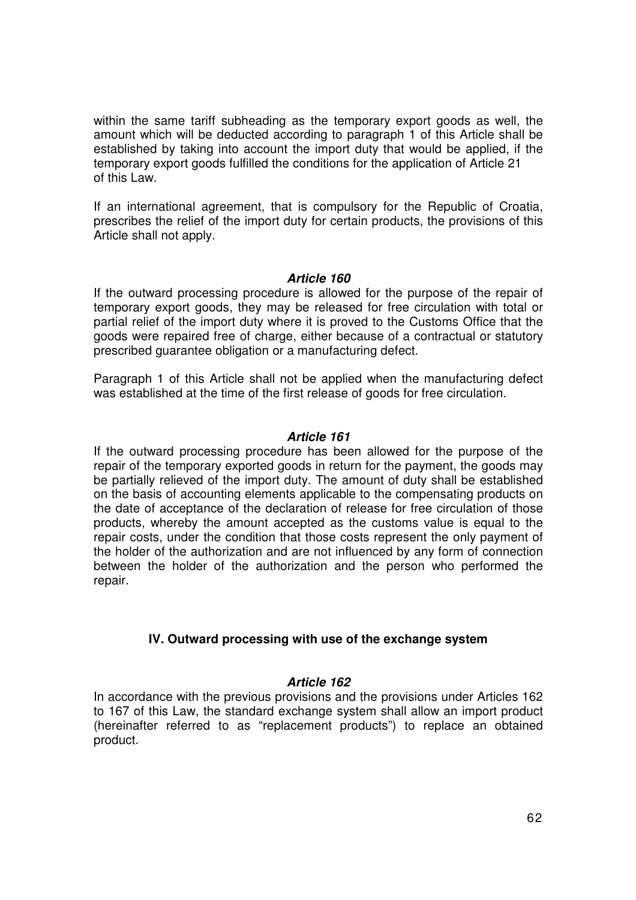within the same tariff subheading as the temporary export goods as well, the amount which will be deducted according to paragraph 1 of this Article shall be established by taking into account the import duty that would be applied, if the temporary export goods fulfilled the conditions for the application of Article 21 of this Law.

If an international agreement, that is compulsory for the Republic of Croatia, prescribes the relief of the import duty for certain products, the provisions of this Article shall not apply.

#### ***Article 160***

If the outward processing procedure is allowed for the purpose of the repair of temporary export goods, they may be released for free circulation with total or partial relief of the import duty where it is proved to the Customs Office that the goods were repaired free of charge, either because of a contractual or statutory prescribed guarantee obligation or a manufacturing defect.

Paragraph 1 of this Article shall not be applied when the manufacturing defect was established at the time of the first release of goods for free circulation.

#### ***Article 161***

If the outward processing procedure has been allowed for the purpose of the repair of the temporary exported goods in return for the payment, the goods may be partially relieved of the import duty. The amount of duty shall be established on the basis of accounting elements applicable to the compensating products on the date of acceptance of the declaration of release for free circulation of those products, whereby the amount accepted as the customs value is equal to the repair costs, under the condition that those costs represent the only payment of the holder of the authorization and are not influenced by any form of connection between the holder of the authorization and the person who performed the repair.

### **IV. Outward processing with use of the exchange system**

#### ***Article 162***

In accordance with the previous provisions and the provisions under Articles 162 to 167 of this Law, the standard exchange system shall allow an import product (hereinafter referred to as "replacement products") to replace an obtained product.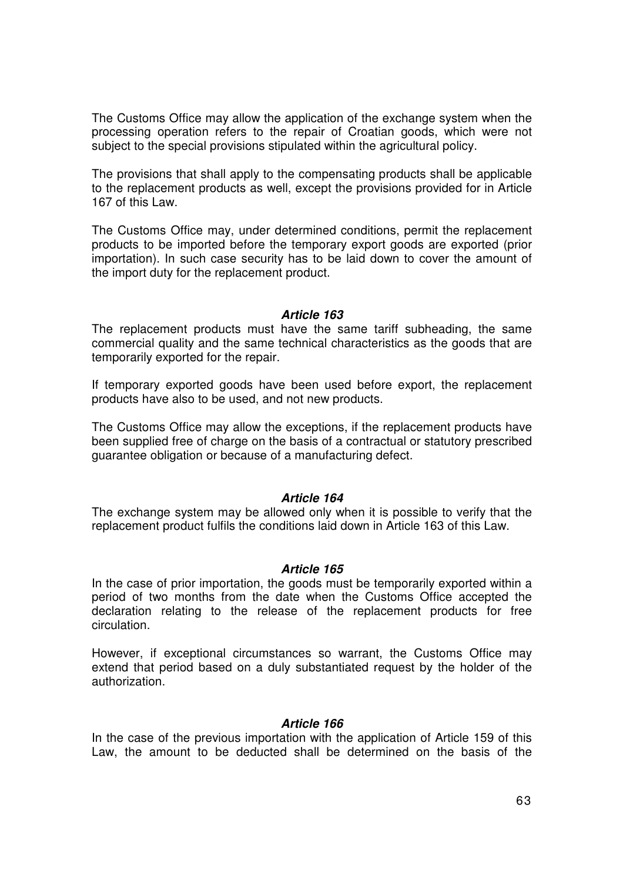The Customs Office may allow the application of the exchange system when the processing operation refers to the repair of Croatian goods, which were not subject to the special provisions stipulated within the agricultural policy.

The provisions that shall apply to the compensating products shall be applicable to the replacement products as well, except the provisions provided for in Article 167 of this Law.

The Customs Office may, under determined conditions, permit the replacement products to be imported before the temporary export goods are exported (prior importation). In such case security has to be laid down to cover the amount of the import duty for the replacement product.

### *Article 163*

The replacement products must have the same tariff subheading, the same commercial quality and the same technical characteristics as the goods that are temporarily exported for the repair.

If temporary exported goods have been used before export, the replacement products have also to be used, and not new products.

The Customs Office may allow the exceptions, if the replacement products have been supplied free of charge on the basis of a contractual or statutory prescribed guarantee obligation or because of a manufacturing defect.

### *Article 164*

The exchange system may be allowed only when it is possible to verify that the replacement product fulfils the conditions laid down in Article 163 of this Law.

### *Article 165*

In the case of prior importation, the goods must be temporarily exported within a period of two months from the date when the Customs Office accepted the declaration relating to the release of the replacement products for free circulation.

However, if exceptional circumstances so warrant, the Customs Office may extend that period based on a duly substantiated request by the holder of the authorization.

### *Article 166*

In the case of the previous importation with the application of Article 159 of this Law, the amount to be deducted shall be determined on the basis of the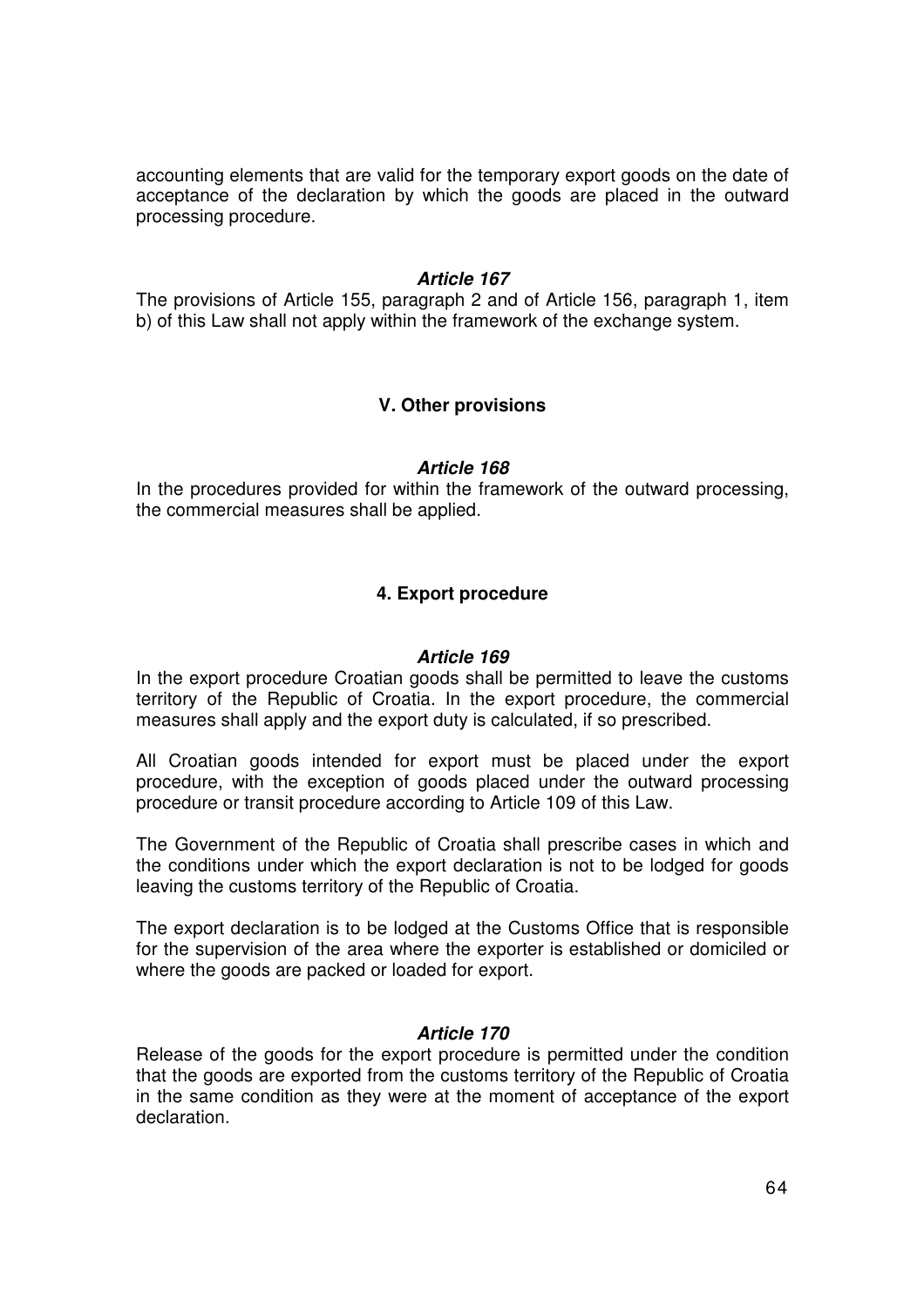accounting elements that are valid for the temporary export goods on the date of acceptance of the declaration by which the goods are placed in the outward processing procedure.

#### *Article 167*

The provisions of Article 155, paragraph 2 and of Article 156, paragraph 1, item b) of this Law shall not apply within the framework of the exchange system.

### V. Other provisions

#### *Article 168*

In the procedures provided for within the framework of the outward processing, the commercial measures shall be applied.

## 4. Export procedure

#### *Article 169*

In the export procedure Croatian goods shall be permitted to leave the customs territory of the Republic of Croatia. In the export procedure, the commercial measures shall apply and the export duty is calculated, if so prescribed.

All Croatian goods intended for export must be placed under the export procedure, with the exception of goods placed under the outward processing procedure or transit procedure according to Article 109 of this Law.

The Government of the Republic of Croatia shall prescribe cases in which and the conditions under which the export declaration is not to be lodged for goods leaving the customs territory of the Republic of Croatia.

The export declaration is to be lodged at the Customs Office that is responsible for the supervision of the area where the exporter is established or domiciled or where the goods are packed or loaded for export.

#### *Article 170*

Release of the goods for the export procedure is permitted under the condition that the goods are exported from the customs territory of the Republic of Croatia in the same condition as they were at the moment of acceptance of the export declaration.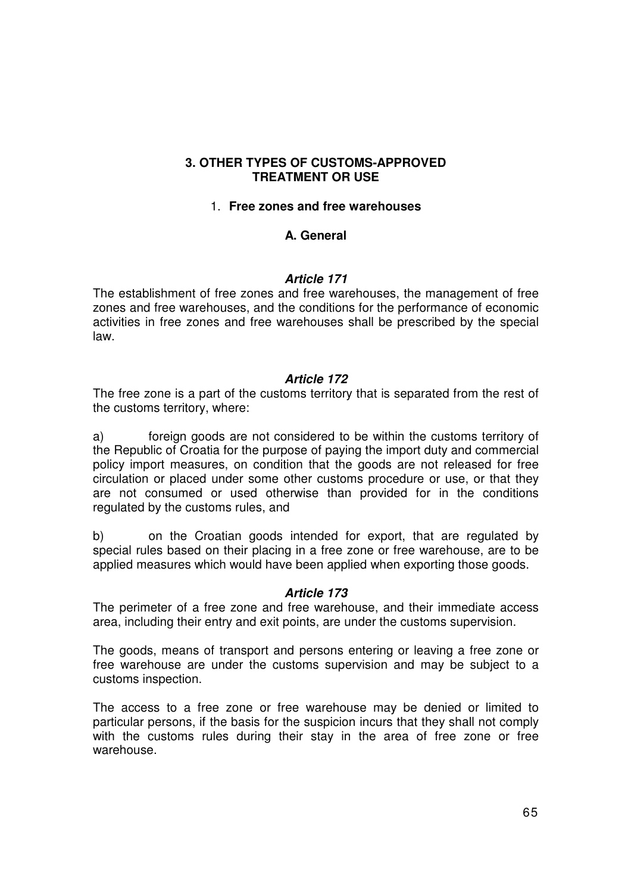## 3. OTHER TYPES OF CUSTOMS-APPROVED TREATMENT OR USE

### 1. Free zones and free warehouses

#### A. General

***Article 171***

The establishment of free zones and free warehouses, the management of free zones and free warehouses, and the conditions for the performance of economic activities in free zones and free warehouses shall be prescribed by the special law.

***Article 172***

The free zone is a part of the customs territory that is separated from the rest of the customs territory, where:

a) foreign goods are not considered to be within the customs territory of the Republic of Croatia for the purpose of paying the import duty and commercial policy import measures, on condition that the goods are not released for free circulation or placed under some other customs procedure or use, or that they are not consumed or used otherwise than provided for in the conditions regulated by the customs rules, and

b) on the Croatian goods intended for export, that are regulated by special rules based on their placing in a free zone or free warehouse, are to be applied measures which would have been applied when exporting those goods.

***Article 173***

The perimeter of a free zone and free warehouse, and their immediate access area, including their entry and exit points, are under the customs supervision.

The goods, means of transport and persons entering or leaving a free zone or free warehouse are under the customs supervision and may be subject to a customs inspection.

The access to a free zone or free warehouse may be denied or limited to particular persons, if the basis for the suspicion incurs that they shall not comply with the customs rules during their stay in the area of free zone or free warehouse.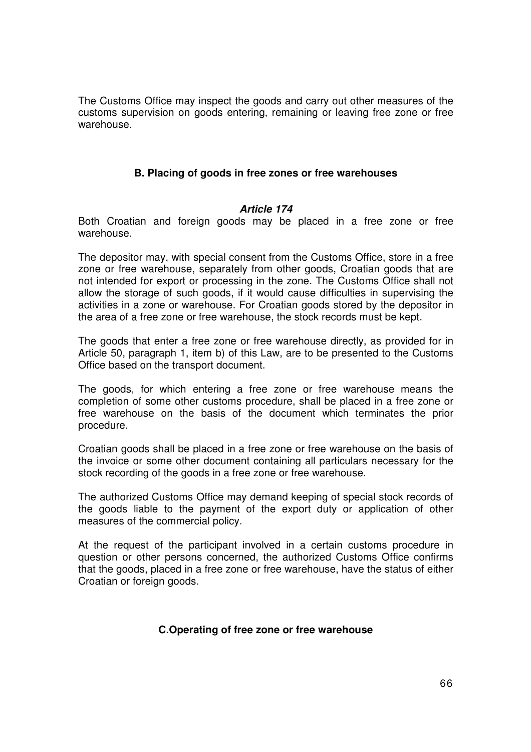The Customs Office may inspect the goods and carry out other measures of the customs supervision on goods entering, remaining or leaving free zone or free warehouse.

### B. Placing of goods in free zones or free warehouses

#### *Article 174*

Both Croatian and foreign goods may be placed in a free zone or free warehouse.

The depositor may, with special consent from the Customs Office, store in a free zone or free warehouse, separately from other goods, Croatian goods that are not intended for export or processing in the zone. The Customs Office shall not allow the storage of such goods, if it would cause difficulties in supervising the activities in a zone or warehouse. For Croatian goods stored by the depositor in the area of a free zone or free warehouse, the stock records must be kept.

The goods that enter a free zone or free warehouse directly, as provided for in Article 50, paragraph 1, item b) of this Law, are to be presented to the Customs Office based on the transport document.

The goods, for which entering a free zone or free warehouse means the completion of some other customs procedure, shall be placed in a free zone or free warehouse on the basis of the document which terminates the prior procedure.

Croatian goods shall be placed in a free zone or free warehouse on the basis of the invoice or some other document containing all particulars necessary for the stock recording of the goods in a free zone or free warehouse.

The authorized Customs Office may demand keeping of special stock records of the goods liable to the payment of the export duty or application of other measures of the commercial policy.

At the request of the participant involved in a certain customs procedure in question or other persons concerned, the authorized Customs Office confirms that the goods, placed in a free zone or free warehouse, have the status of either Croatian or foreign goods.

### C.Operating of free zone or free warehouse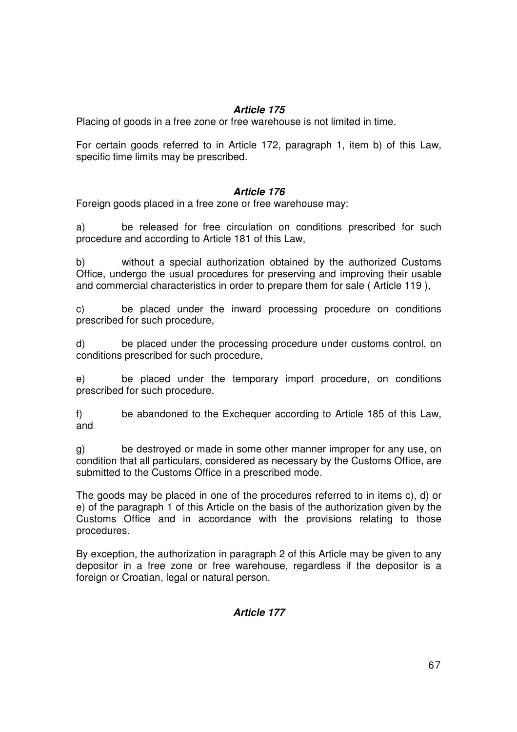***Article 175***

Placing of goods in a free zone or free warehouse is not limited in time.

For certain goods referred to in Article 172, paragraph 1, item b) of this Law, specific time limits may be prescribed.

***Article 176***

Foreign goods placed in a free zone or free warehouse may:

a) be released for free circulation on conditions prescribed for such procedure and according to Article 181 of this Law,

b) without a special authorization obtained by the authorized Customs Office, undergo the usual procedures for preserving and improving their usable and commercial characteristics in order to prepare them for sale ( Article 119 ),

c) be placed under the inward processing procedure on conditions prescribed for such procedure,

d) be placed under the processing procedure under customs control, on conditions prescribed for such procedure,

e) be placed under the temporary import procedure, on conditions prescribed for such procedure,

f) be abandoned to the Exchequer according to Article 185 of this Law, and

g) be destroyed or made in some other manner improper for any use, on condition that all particulars, considered as necessary by the Customs Office, are submitted to the Customs Office in a prescribed mode.

The goods may be placed in one of the procedures referred to in items c), d) or e) of the paragraph 1 of this Article on the basis of the authorization given by the Customs Office and in accordance with the provisions relating to those procedures.

By exception, the authorization in paragraph 2 of this Article may be given to any depositor in a free zone or free warehouse, regardless if the depositor is a foreign or Croatian, legal or natural person.

***Article 177***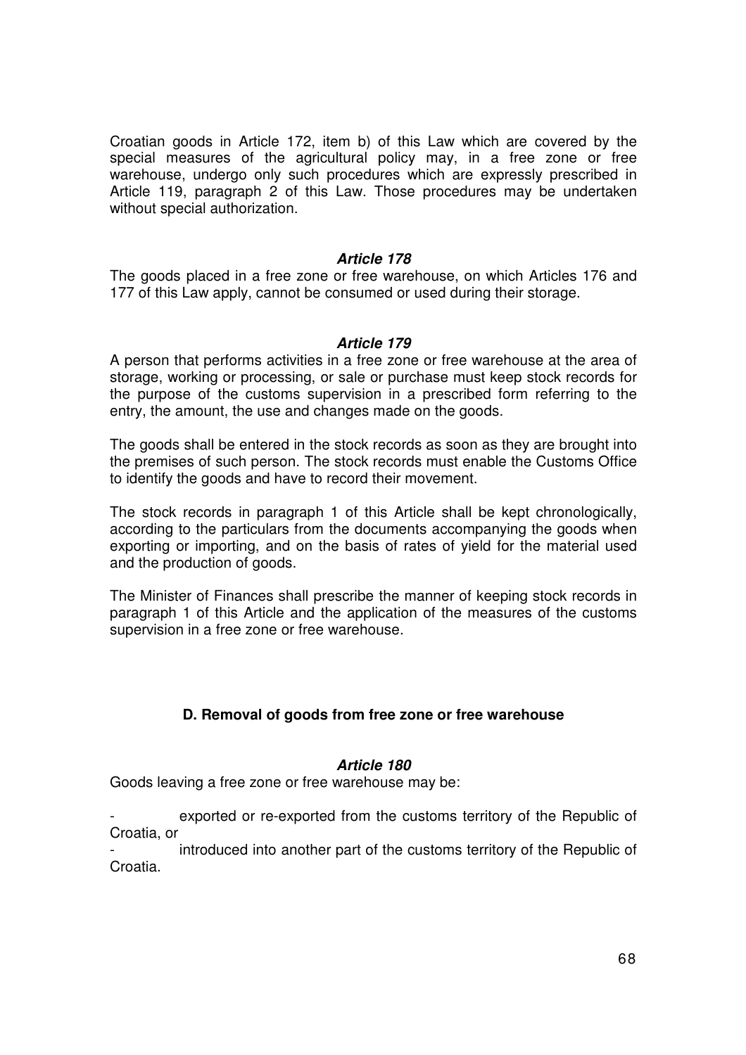Croatian goods in Article 172, item b) of this Law which are covered by the special measures of the agricultural policy may, in a free zone or free warehouse, undergo only such procedures which are expressly prescribed in Article 119, paragraph 2 of this Law. Those procedures may be undertaken without special authorization.

### *Article 178*

The goods placed in a free zone or free warehouse, on which Articles 176 and 177 of this Law apply, cannot be consumed or used during their storage.

### *Article 179*

A person that performs activities in a free zone or free warehouse at the area of storage, working or processing, or sale or purchase must keep stock records for the purpose of the customs supervision in a prescribed form referring to the entry, the amount, the use and changes made on the goods.

The goods shall be entered in the stock records as soon as they are brought into the premises of such person. The stock records must enable the Customs Office to identify the goods and have to record their movement.

The stock records in paragraph 1 of this Article shall be kept chronologically, according to the particulars from the documents accompanying the goods when exporting or importing, and on the basis of rates of yield for the material used and the production of goods.

The Minister of Finances shall prescribe the manner of keeping stock records in paragraph 1 of this Article and the application of the measures of the customs supervision in a free zone or free warehouse.

## D. Removal of goods from free zone or free warehouse

### *Article 180*

Goods leaving a free zone or free warehouse may be:

- exported or re-exported from the customs territory of the Republic of Croatia, or
- introduced into another part of the customs territory of the Republic of Croatia.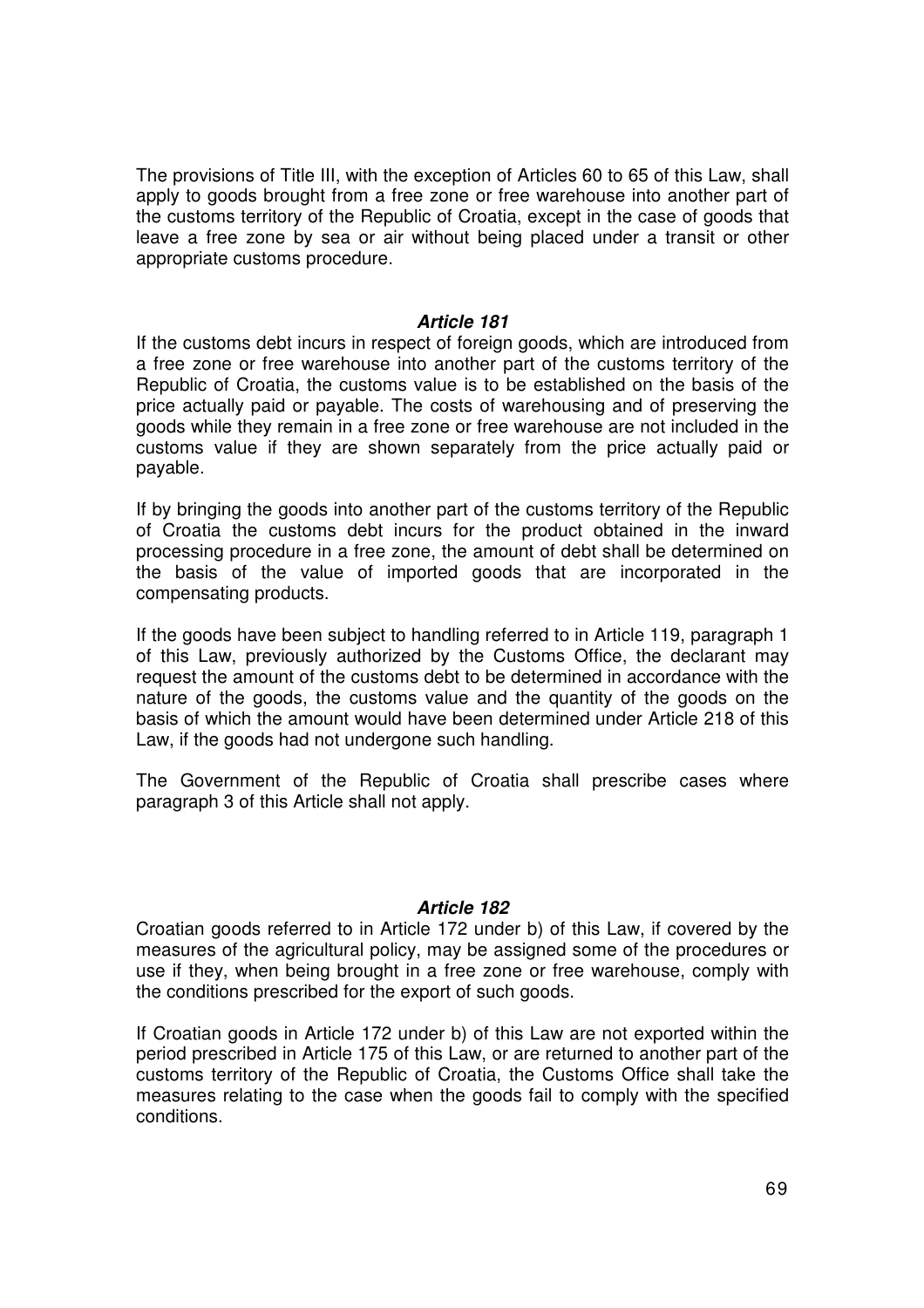The provisions of Title III, with the exception of Articles 60 to 65 of this Law, shall apply to goods brought from a free zone or free warehouse into another part of the customs territory of the Republic of Croatia, except in the case of goods that leave a free zone by sea or air without being placed under a transit or other appropriate customs procedure.

### *Article 181*

If the customs debt incurs in respect of foreign goods, which are introduced from a free zone or free warehouse into another part of the customs territory of the Republic of Croatia, the customs value is to be established on the basis of the price actually paid or payable. The costs of warehousing and of preserving the goods while they remain in a free zone or free warehouse are not included in the customs value if they are shown separately from the price actually paid or payable.

If by bringing the goods into another part of the customs territory of the Republic of Croatia the customs debt incurs for the product obtained in the inward processing procedure in a free zone, the amount of debt shall be determined on the basis of the value of imported goods that are incorporated in the compensating products.

If the goods have been subject to handling referred to in Article 119, paragraph 1 of this Law, previously authorized by the Customs Office, the declarant may request the amount of the customs debt to be determined in accordance with the nature of the goods, the customs value and the quantity of the goods on the basis of which the amount would have been determined under Article 218 of this Law, if the goods had not undergone such handling.

The Government of the Republic of Croatia shall prescribe cases where paragraph 3 of this Article shall not apply.

### *Article 182*

Croatian goods referred to in Article 172 under b) of this Law, if covered by the measures of the agricultural policy, may be assigned some of the procedures or use if they, when being brought in a free zone or free warehouse, comply with the conditions prescribed for the export of such goods.

If Croatian goods in Article 172 under b) of this Law are not exported within the period prescribed in Article 175 of this Law, or are returned to another part of the customs territory of the Republic of Croatia, the Customs Office shall take the measures relating to the case when the goods fail to comply with the specified conditions.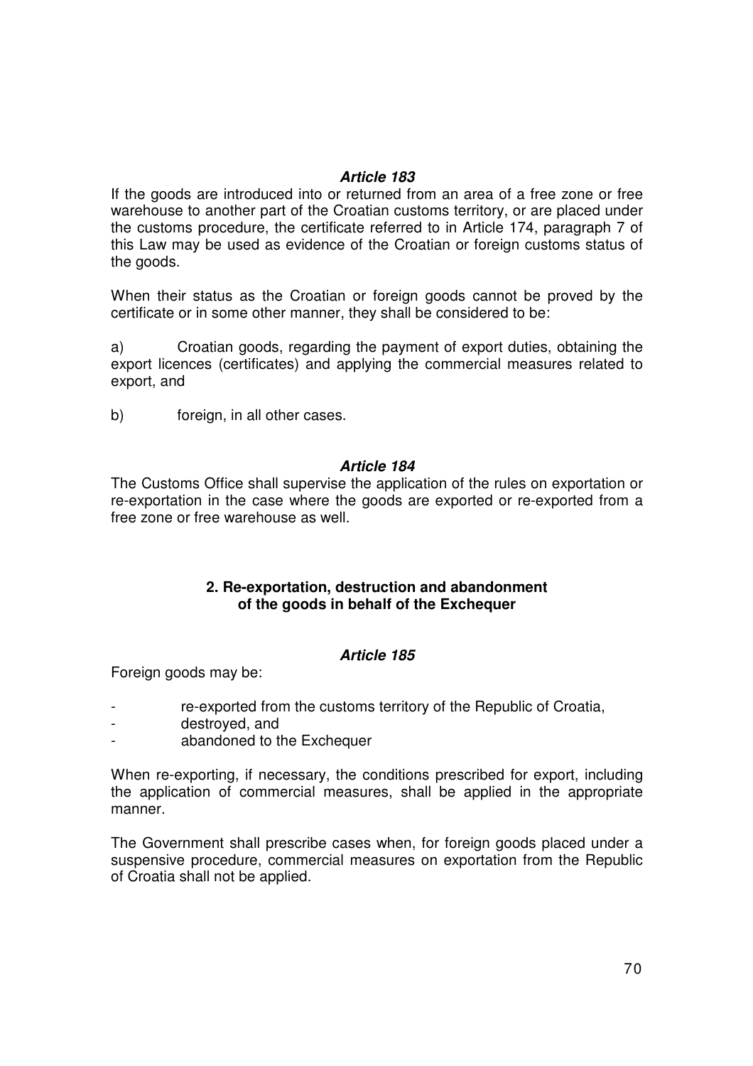**_Article 183_**

If the goods are introduced into or returned from an area of a free zone or free warehouse to another part of the Croatian customs territory, or are placed under the customs procedure, the certificate referred to in Article 174, paragraph 7 of this Law may be used as evidence of the Croatian or foreign customs status of the goods.

When their status as the Croatian or foreign goods cannot be proved by the certificate or in some other manner, they shall be considered to be:

a) Croatian goods, regarding the payment of export duties, obtaining the export licences (certificates) and applying the commercial measures related to export, and

b) foreign, in all other cases.

**_Article 184_**

The Customs Office shall supervise the application of the rules on exportation or re-exportation in the case where the goods are exported or re-exported from a free zone or free warehouse as well.

**2. Re-exportation, destruction and abandonment of the goods in behalf of the Exchequer**

**_Article 185_**

Foreign goods may be:

- re-exported from the customs territory of the Republic of Croatia,
- destroyed, and
- abandoned to the Exchequer

When re-exporting, if necessary, the conditions prescribed for export, including the application of commercial measures, shall be applied in the appropriate manner.

The Government shall prescribe cases when, for foreign goods placed under a suspensive procedure, commercial measures on exportation from the Republic of Croatia shall not be applied.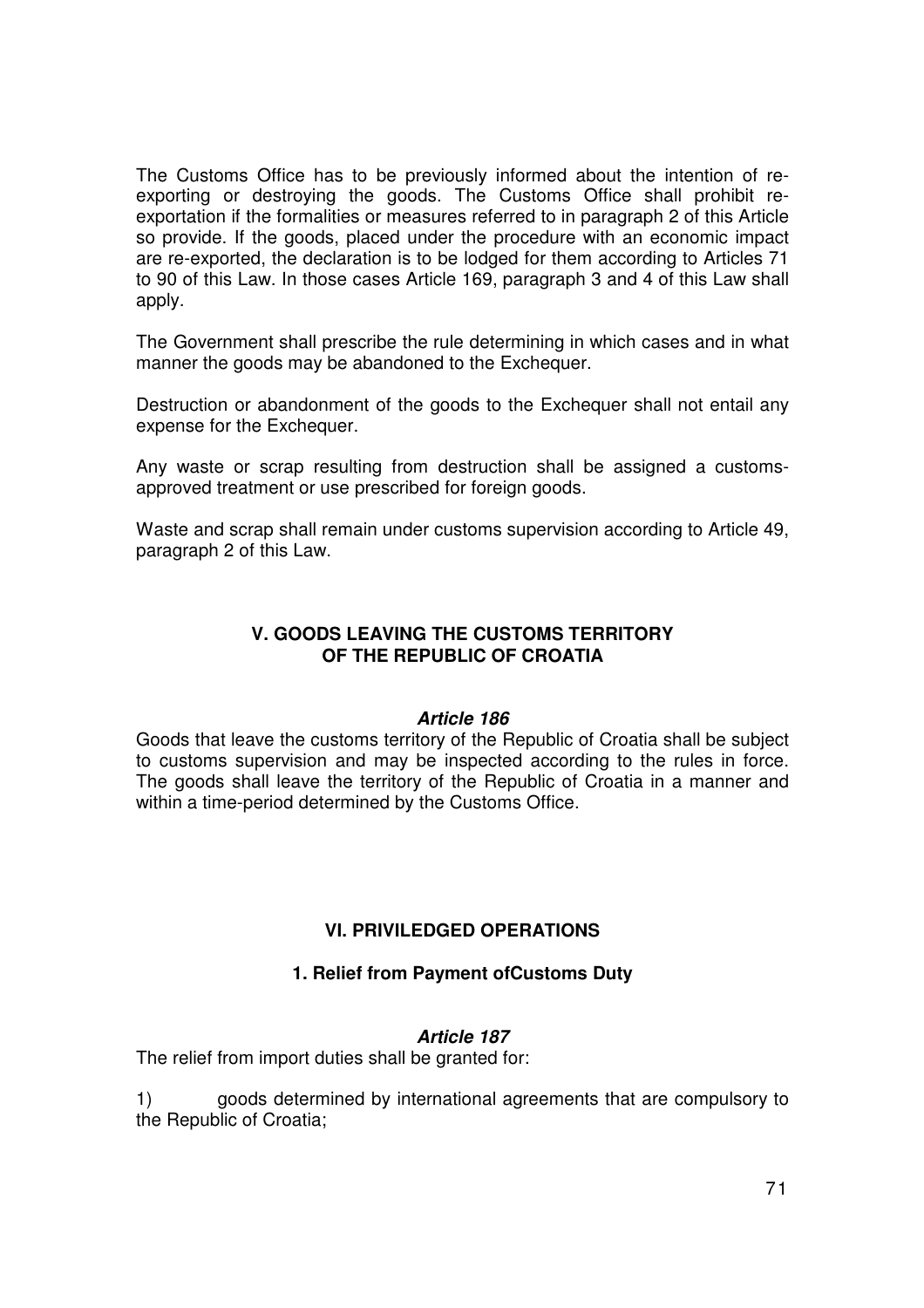The Customs Office has to be previously informed about the intention of re-exporting or destroying the goods. The Customs Office shall prohibit re-exportation if the formalities or measures referred to in paragraph 2 of this Article so provide. If the goods, placed under the procedure with an economic impact are re-exported, the declaration is to be lodged for them according to Articles 71 to 90 of this Law. In those cases Article 169, paragraph 3 and 4 of this Law shall apply.

The Government shall prescribe the rule determining in which cases and in what manner the goods may be abandoned to the Exchequer.

Destruction or abandonment of the goods to the Exchequer shall not entail any expense for the Exchequer.

Any waste or scrap resulting from destruction shall be assigned a customs-approved treatment or use prescribed for foreign goods.

Waste and scrap shall remain under customs supervision according to Article 49, paragraph 2 of this Law.

## V. GOODS LEAVING THE CUSTOMS TERRITORY OF THE REPUBLIC OF CROATIA

#### *Article 186*

Goods that leave the customs territory of the Republic of Croatia shall be subject to customs supervision and may be inspected according to the rules in force. The goods shall leave the territory of the Republic of Croatia in a manner and within a time-period determined by the Customs Office.

## VI. PRIVILEDGED OPERATIONS

### 1. Relief from Payment ofCustoms Duty

#### *Article 187*

The relief from import duties shall be granted for:

1) goods determined by international agreements that are compulsory to the Republic of Croatia;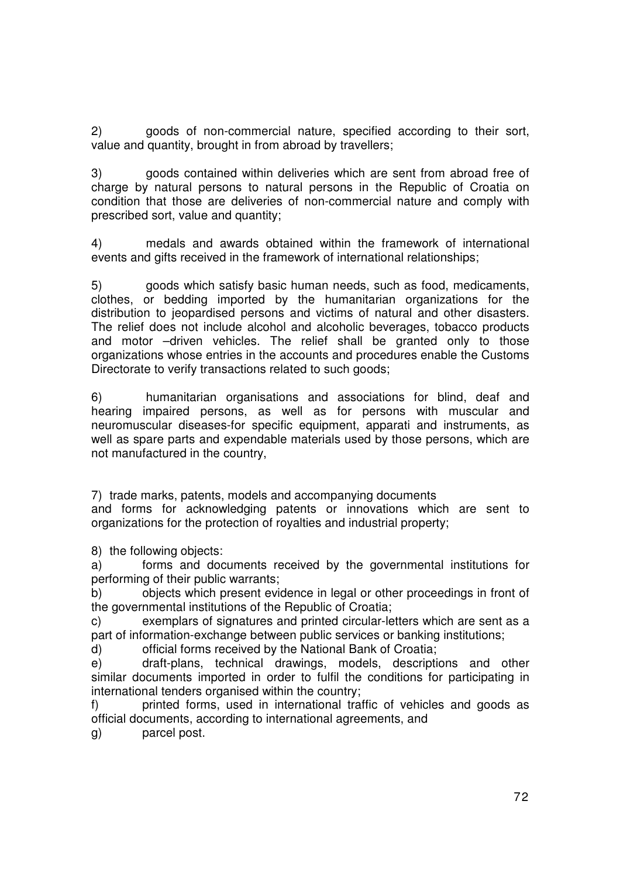2) goods of non-commercial nature, specified according to their sort, value and quantity, brought in from abroad by travellers;

3) goods contained within deliveries which are sent from abroad free of charge by natural persons to natural persons in the Republic of Croatia on condition that those are deliveries of non-commercial nature and comply with prescribed sort, value and quantity;

4) medals and awards obtained within the framework of international events and gifts received in the framework of international relationships;

5) goods which satisfy basic human needs, such as food, medicaments, clothes, or bedding imported by the humanitarian organizations for the distribution to jeopardised persons and victims of natural and other disasters. The relief does not include alcohol and alcoholic beverages, tobacco products and motor –driven vehicles. The relief shall be granted only to those organizations whose entries in the accounts and procedures enable the Customs Directorate to verify transactions related to such goods;

6) humanitarian organisations and associations for blind, deaf and hearing impaired persons, as well as for persons with muscular and neuromuscular diseases-for specific equipment, apparati and instruments, as well as spare parts and expendable materials used by those persons, which are not manufactured in the country,

7) trade marks, patents, models and accompanying documents and forms for acknowledging patents or innovations which are sent to organizations for the protection of royalties and industrial property;

8) the following objects:

a) forms and documents received by the governmental institutions for performing of their public warrants;

b) objects which present evidence in legal or other proceedings in front of the governmental institutions of the Republic of Croatia;

c) exemplars of signatures and printed circular-letters which are sent as a part of information-exchange between public services or banking institutions;

d) official forms received by the National Bank of Croatia;

e) draft-plans, technical drawings, models, descriptions and other similar documents imported in order to fulfil the conditions for participating in international tenders organised within the country;

f) printed forms, used in international traffic of vehicles and goods as official documents, according to international agreements, and

g) parcel post.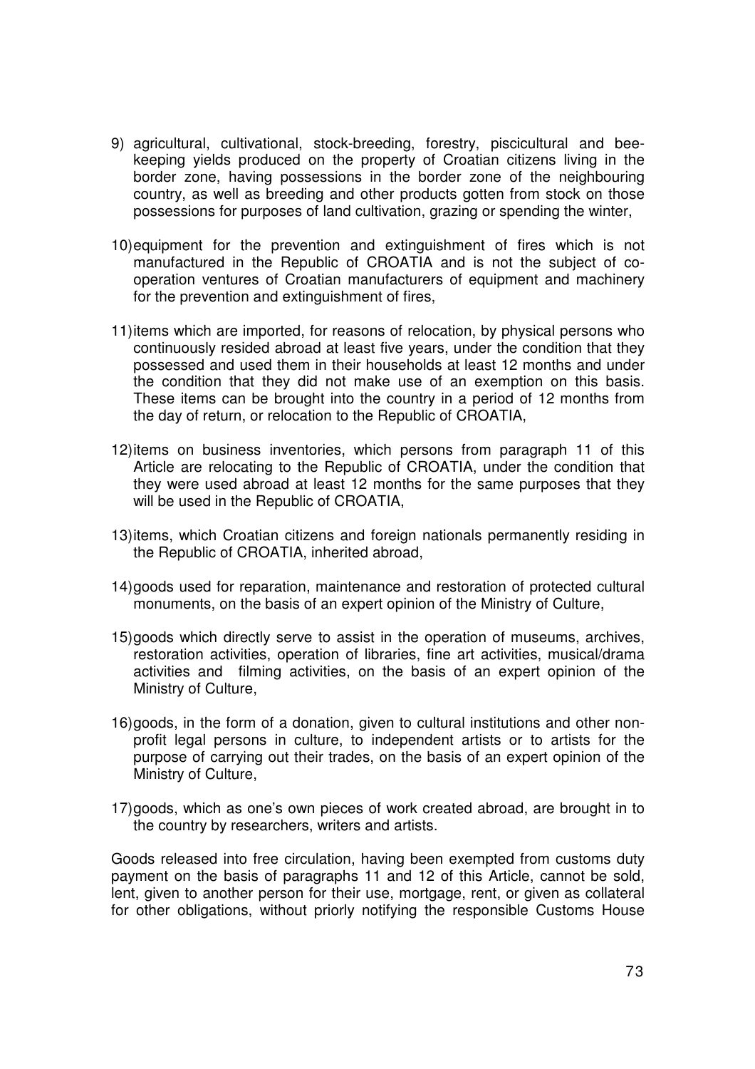9) agricultural, cultivational, stock-breeding, forestry, piscicultural and bee-keeping yields produced on the property of Croatian citizens living in the border zone, having possessions in the border zone of the neighbouring country, as well as breeding and other products gotten from stock on those possessions for purposes of land cultivation, grazing or spending the winter,

10) equipment for the prevention and extinguishment of fires which is not manufactured in the Republic of CROATIA and is not the subject of co-operation ventures of Croatian manufacturers of equipment and machinery for the prevention and extinguishment of fires,

11) items which are imported, for reasons of relocation, by physical persons who continuously resided abroad at least five years, under the condition that they possessed and used them in their households at least 12 months and under the condition that they did not make use of an exemption on this basis. These items can be brought into the country in a period of 12 months from the day of return, or relocation to the Republic of CROATIA,

12) items on business inventories, which persons from paragraph 11 of this Article are relocating to the Republic of CROATIA, under the condition that they were used abroad at least 12 months for the same purposes that they will be used in the Republic of CROATIA,

13) items, which Croatian citizens and foreign nationals permanently residing in the Republic of CROATIA, inherited abroad,

14) goods used for reparation, maintenance and restoration of protected cultural monuments, on the basis of an expert opinion of the Ministry of Culture,

15) goods which directly serve to assist in the operation of museums, archives, restoration activities, operation of libraries, fine art activities, musical/drama activities and filming activities, on the basis of an expert opinion of the Ministry of Culture,

16) goods, in the form of a donation, given to cultural institutions and other non-profit legal persons in culture, to independent artists or to artists for the purpose of carrying out their trades, on the basis of an expert opinion of the Ministry of Culture,

17) goods, which as one's own pieces of work created abroad, are brought in to the country by researchers, writers and artists.

Goods released into free circulation, having been exempted from customs duty payment on the basis of paragraphs 11 and 12 of this Article, cannot be sold, lent, given to another person for their use, mortgage, rent, or given as collateral for other obligations, without priorly notifying the responsible Customs House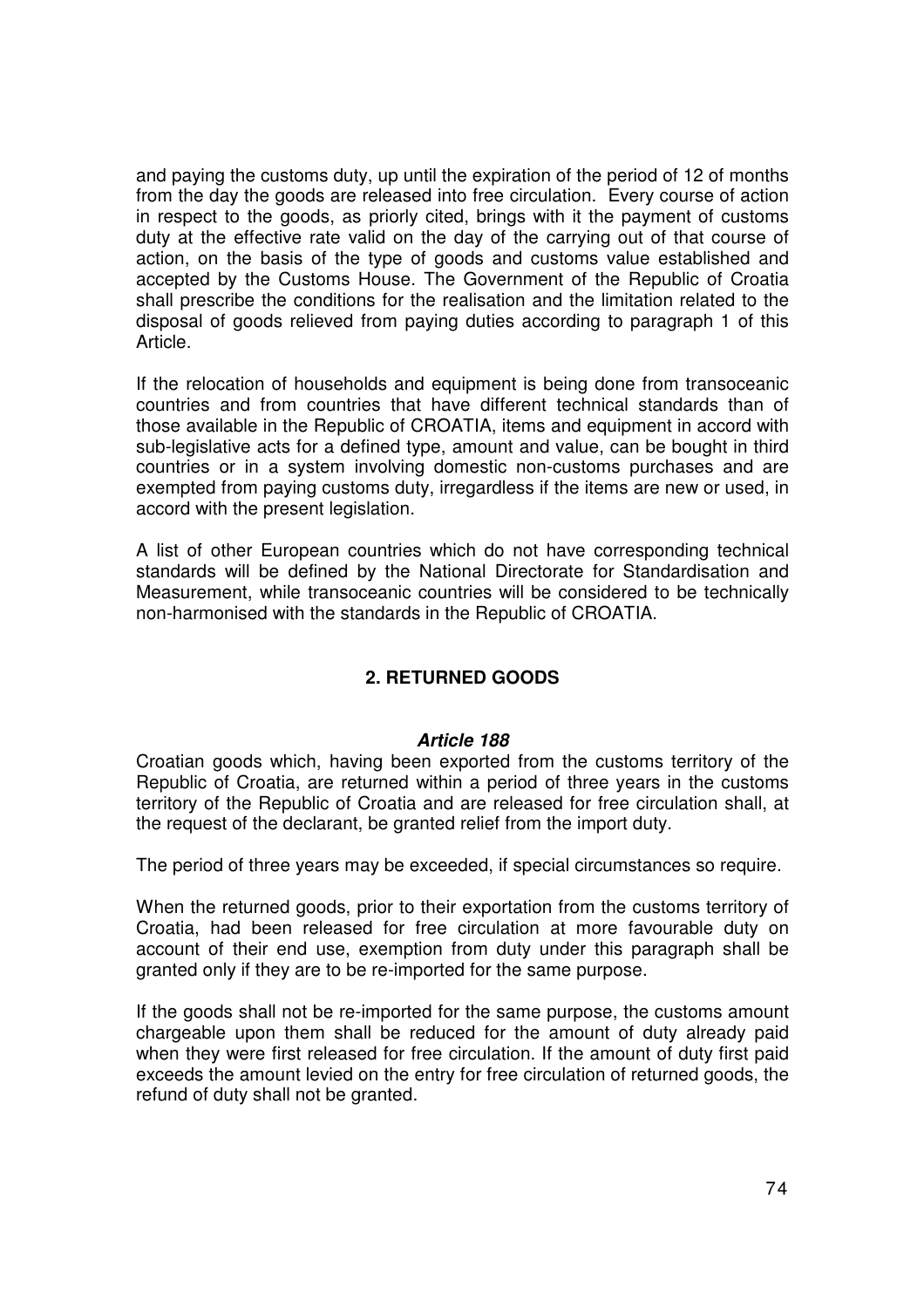and paying the customs duty, up until the expiration of the period of 12 of months from the day the goods are released into free circulation. Every course of action in respect to the goods, as priorly cited, brings with it the payment of customs duty at the effective rate valid on the day of the carrying out of that course of action, on the basis of the type of goods and customs value established and accepted by the Customs House. The Government of the Republic of Croatia shall prescribe the conditions for the realisation and the limitation related to the disposal of goods relieved from paying duties according to paragraph 1 of this Article.

If the relocation of households and equipment is being done from transoceanic countries and from countries that have different technical standards than of those available in the Republic of CROATIA, items and equipment in accord with sub-legislative acts for a defined type, amount and value, can be bought in third countries or in a system involving domestic non-customs purchases and are exempted from paying customs duty, irregardless if the items are new or used, in accord with the present legislation.

A list of other European countries which do not have corresponding technical standards will be defined by the National Directorate for Standardisation and Measurement, while transoceanic countries will be considered to be technically non-harmonised with the standards in the Republic of CROATIA.

## 2. RETURNED GOODS

### *Article 188*

Croatian goods which, having been exported from the customs territory of the Republic of Croatia, are returned within a period of three years in the customs territory of the Republic of Croatia and are released for free circulation shall, at the request of the declarant, be granted relief from the import duty.

The period of three years may be exceeded, if special circumstances so require.

When the returned goods, prior to their exportation from the customs territory of Croatia, had been released for free circulation at more favourable duty on account of their end use, exemption from duty under this paragraph shall be granted only if they are to be re-imported for the same purpose.

If the goods shall not be re-imported for the same purpose, the customs amount chargeable upon them shall be reduced for the amount of duty already paid when they were first released for free circulation. If the amount of duty first paid exceeds the amount levied on the entry for free circulation of returned goods, the refund of duty shall not be granted.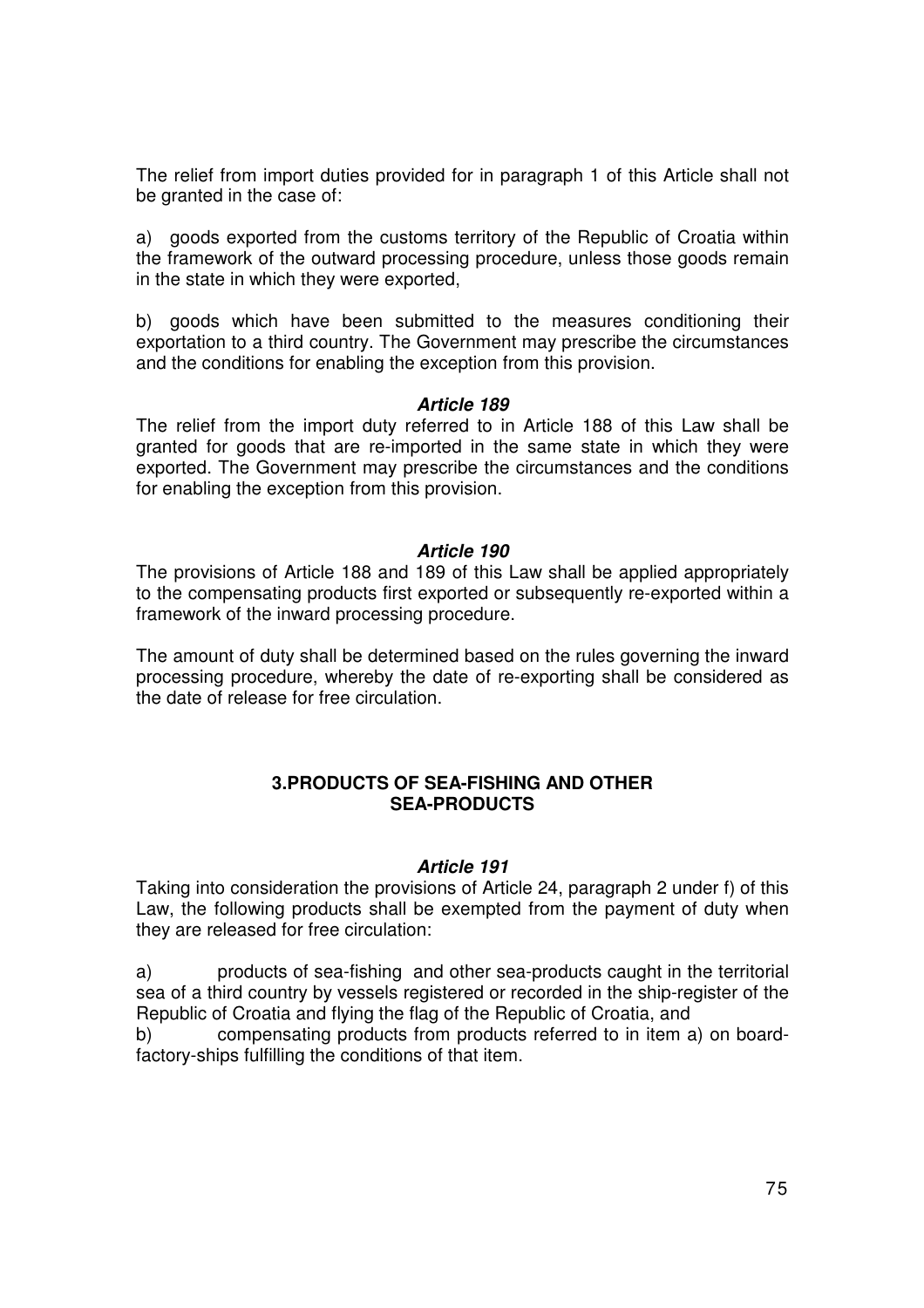The relief from import duties provided for in paragraph 1 of this Article shall not be granted in the case of:

a) goods exported from the customs territory of the Republic of Croatia within the framework of the outward processing procedure, unless those goods remain in the state in which they were exported,

b) goods which have been submitted to the measures conditioning their exportation to a third country. The Government may prescribe the circumstances and the conditions for enabling the exception from this provision.

***Article 189***

The relief from the import duty referred to in Article 188 of this Law shall be granted for goods that are re-imported in the same state in which they were exported. The Government may prescribe the circumstances and the conditions for enabling the exception from this provision.

***Article 190***

The provisions of Article 188 and 189 of this Law shall be applied appropriately to the compensating products first exported or subsequently re-exported within a framework of the inward processing procedure.

The amount of duty shall be determined based on the rules governing the inward processing procedure, whereby the date of re-exporting shall be considered as the date of release for free circulation.

## 3.PRODUCTS OF SEA-FISHING AND OTHER SEA-PRODUCTS

***Article 191***

Taking into consideration the provisions of Article 24, paragraph 2 under f) of this Law, the following products shall be exempted from the payment of duty when they are released for free circulation:

a) products of sea-fishing and other sea-products caught in the territorial sea of a third country by vessels registered or recorded in the ship-register of the Republic of Croatia and flying the flag of the Republic of Croatia, and

b) compensating products from products referred to in item a) on board-factory-ships fulfilling the conditions of that item.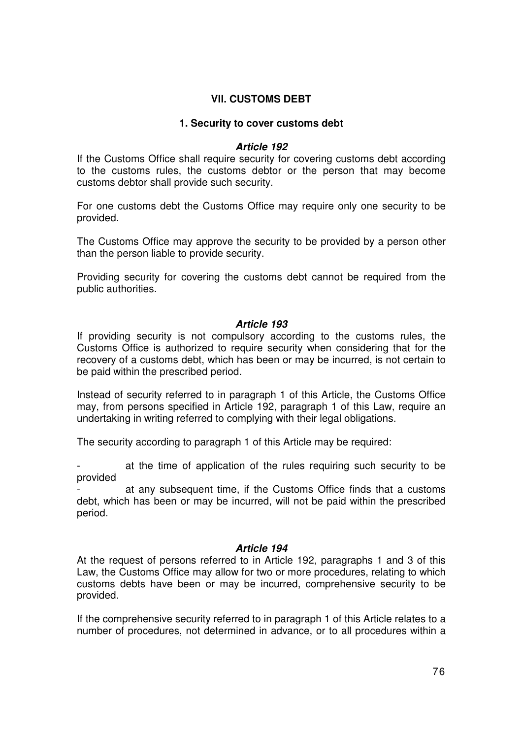## VII. CUSTOMS DEBT

### 1. Security to cover customs debt

#### *Article 192*

If the Customs Office shall require security for covering customs debt according to the customs rules, the customs debtor or the person that may become customs debtor shall provide such security.

For one customs debt the Customs Office may require only one security to be provided.

The Customs Office may approve the security to be provided by a person other than the person liable to provide security.

Providing security for covering the customs debt cannot be required from the public authorities.

#### *Article 193*

If providing security is not compulsory according to the customs rules, the Customs Office is authorized to require security when considering that for the recovery of a customs debt, which has been or may be incurred, is not certain to be paid within the prescribed period.

Instead of security referred to in paragraph 1 of this Article, the Customs Office may, from persons specified in Article 192, paragraph 1 of this Law, require an undertaking in writing referred to complying with their legal obligations.

The security according to paragraph 1 of this Article may be required:

- at the time of application of the rules requiring such security to be provided
- at any subsequent time, if the Customs Office finds that a customs debt, which has been or may be incurred, will not be paid within the prescribed period.

#### *Article 194*

At the request of persons referred to in Article 192, paragraphs 1 and 3 of this Law, the Customs Office may allow for two or more procedures, relating to which customs debts have been or may be incurred, comprehensive security to be provided.

If the comprehensive security referred to in paragraph 1 of this Article relates to a number of procedures, not determined in advance, or to all procedures within a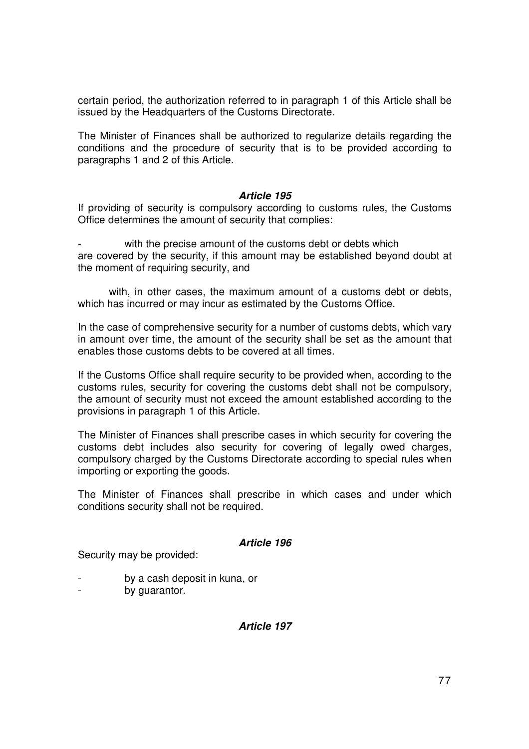certain period, the authorization referred to in paragraph 1 of this Article shall be issued by the Headquarters of the Customs Directorate.

The Minister of Finances shall be authorized to regularize details regarding the conditions and the procedure of security that is to be provided according to paragraphs 1 and 2 of this Article.

### *Article 195*

If providing of security is compulsory according to customs rules, the Customs Office determines the amount of security that complies:

- with the precise amount of the customs debt or debts which are covered by the security, if this amount may be established beyond doubt at the moment of requiring security, and

  with, in other cases, the maximum amount of a customs debt or debts, which has incurred or may incur as estimated by the Customs Office.

In the case of comprehensive security for a number of customs debts, which vary in amount over time, the amount of the security shall be set as the amount that enables those customs debts to be covered at all times.

If the Customs Office shall require security to be provided when, according to the customs rules, security for covering the customs debt shall not be compulsory, the amount of security must not exceed the amount established according to the provisions in paragraph 1 of this Article.

The Minister of Finances shall prescribe cases in which security for covering the customs debt includes also security for covering of legally owed charges, compulsory charged by the Customs Directorate according to special rules when importing or exporting the goods.

The Minister of Finances shall prescribe in which cases and under which conditions security shall not be required.

### *Article 196*

Security may be provided:

- by a cash deposit in kuna, or
- by guarantor.

### *Article 197*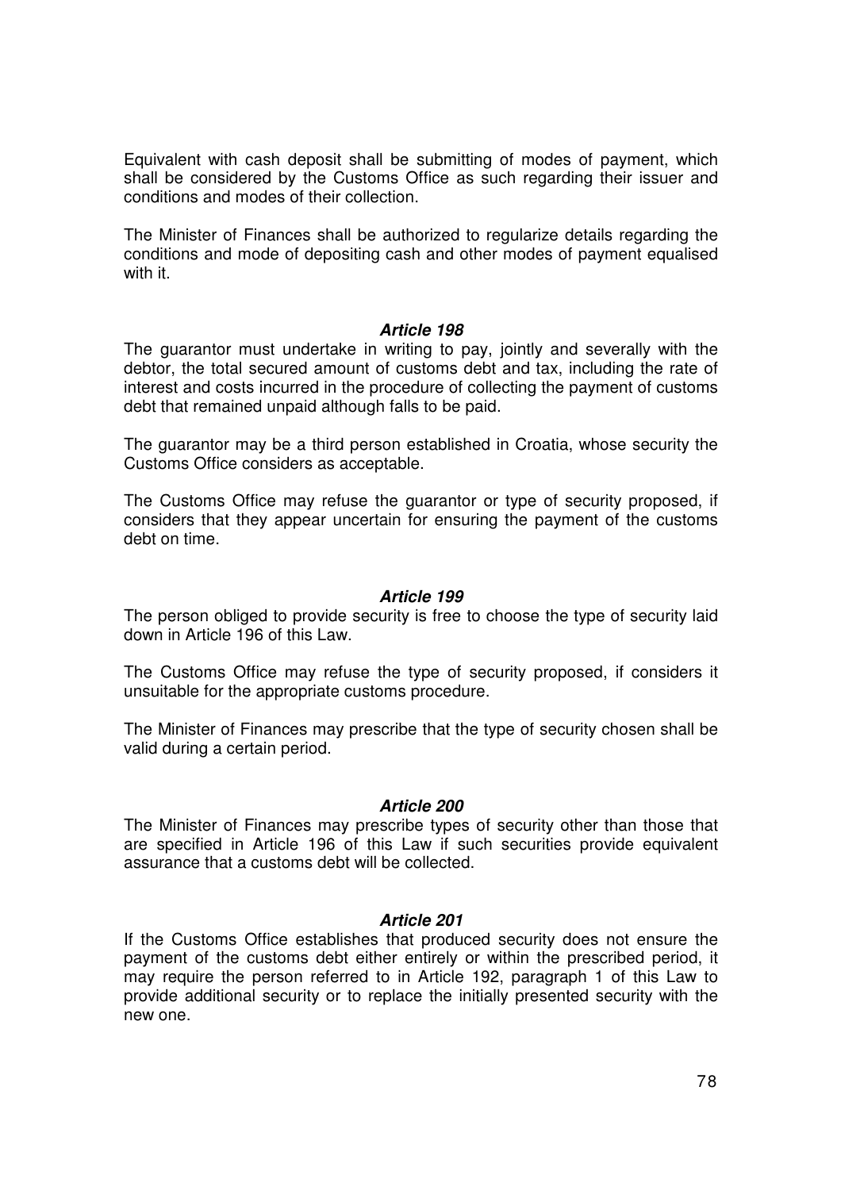Equivalent with cash deposit shall be submitting of modes of payment, which shall be considered by the Customs Office as such regarding their issuer and conditions and modes of their collection.

The Minister of Finances shall be authorized to regularize details regarding the conditions and mode of depositing cash and other modes of payment equalised with it.

***Article 198***

The guarantor must undertake in writing to pay, jointly and severally with the debtor, the total secured amount of customs debt and tax, including the rate of interest and costs incurred in the procedure of collecting the payment of customs debt that remained unpaid although falls to be paid.

The guarantor may be a third person established in Croatia, whose security the Customs Office considers as acceptable.

The Customs Office may refuse the guarantor or type of security proposed, if considers that they appear uncertain for ensuring the payment of the customs debt on time.

***Article 199***

The person obliged to provide security is free to choose the type of security laid down in Article 196 of this Law.

The Customs Office may refuse the type of security proposed, if considers it unsuitable for the appropriate customs procedure.

The Minister of Finances may prescribe that the type of security chosen shall be valid during a certain period.

***Article 200***

The Minister of Finances may prescribe types of security other than those that are specified in Article 196 of this Law if such securities provide equivalent assurance that a customs debt will be collected.

***Article 201***

If the Customs Office establishes that produced security does not ensure the payment of the customs debt either entirely or within the prescribed period, it may require the person referred to in Article 192, paragraph 1 of this Law to provide additional security or to replace the initially presented security with the new one.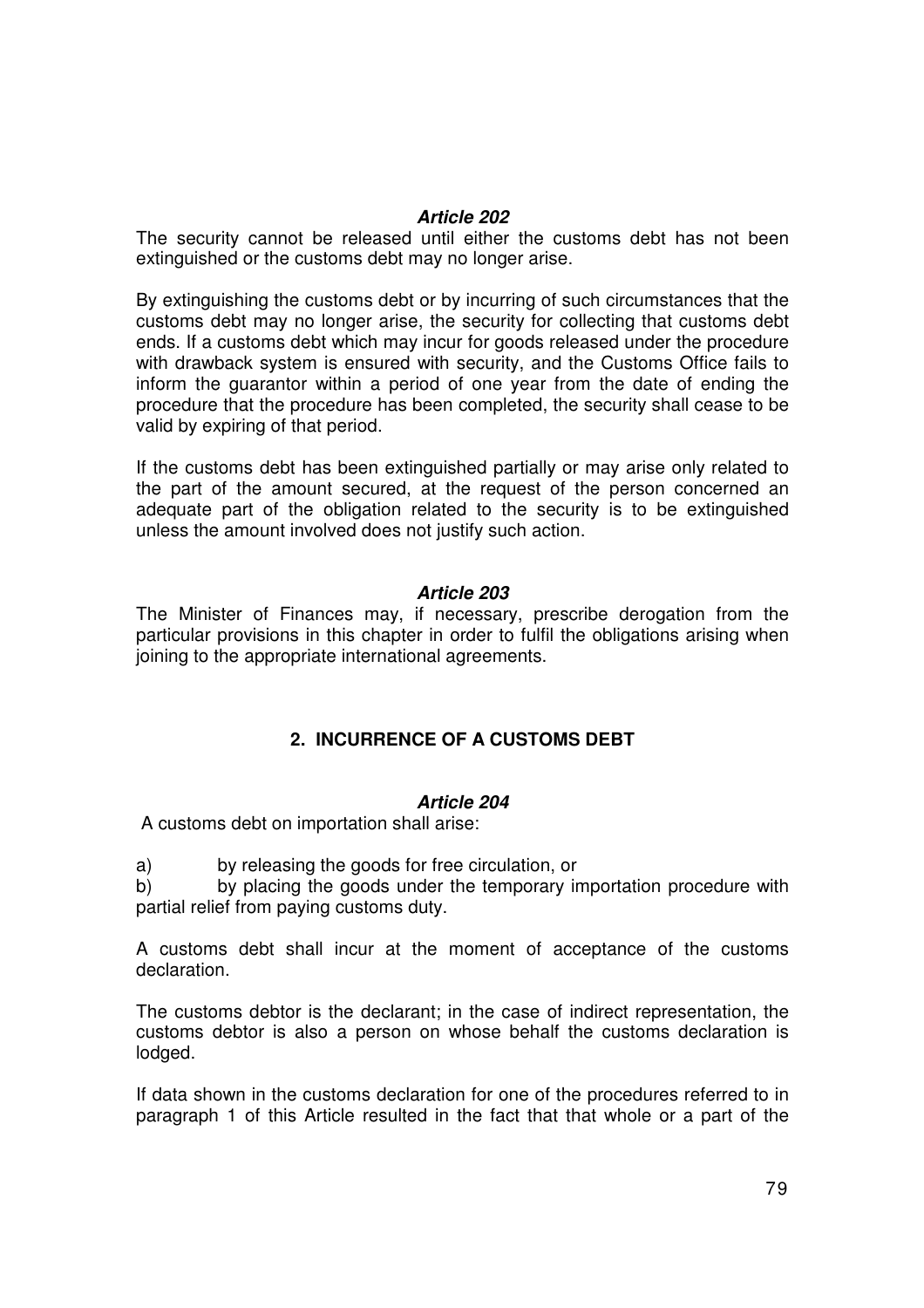***Article 202***

The security cannot be released until either the customs debt has not been extinguished or the customs debt may no longer arise.

By extinguishing the customs debt or by incurring of such circumstances that the customs debt may no longer arise, the security for collecting that customs debt ends. If a customs debt which may incur for goods released under the procedure with drawback system is ensured with security, and the Customs Office fails to inform the guarantor within a period of one year from the date of ending the procedure that the procedure has been completed, the security shall cease to be valid by expiring of that period.

If the customs debt has been extinguished partially or may arise only related to the part of the amount secured, at the request of the person concerned an adequate part of the obligation related to the security is to be extinguished unless the amount involved does not justify such action.

***Article 203***

The Minister of Finances may, if necessary, prescribe derogation from the particular provisions in this chapter in order to fulfil the obligations arising when joining to the appropriate international agreements.

## 2. INCURRENCE OF A CUSTOMS DEBT

***Article 204***

A customs debt on importation shall arise:

a) by releasing the goods for free circulation, or
b) by placing the goods under the temporary importation procedure with partial relief from paying customs duty.

A customs debt shall incur at the moment of acceptance of the customs declaration.

The customs debtor is the declarant; in the case of indirect representation, the customs debtor is also a person on whose behalf the customs declaration is lodged.

If data shown in the customs declaration for one of the procedures referred to in paragraph 1 of this Article resulted in the fact that that whole or a part of the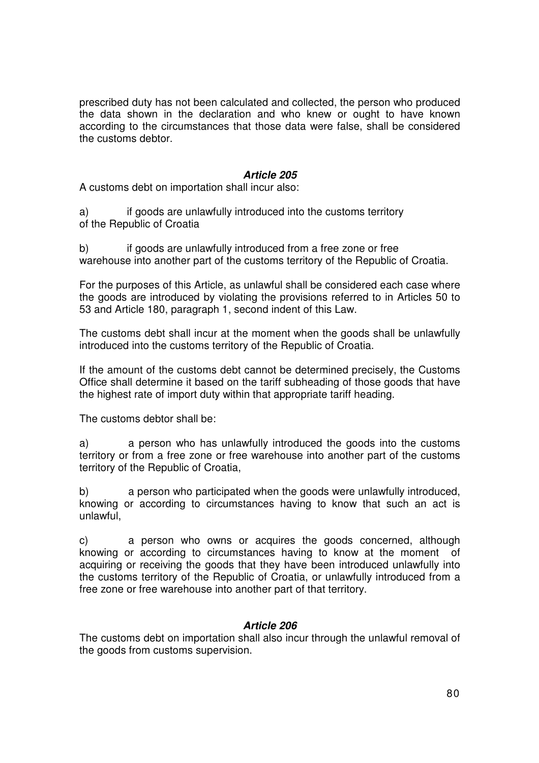prescribed duty has not been calculated and collected, the person who produced the data shown in the declaration and who knew or ought to have known according to the circumstances that those data were false, shall be considered the customs debtor.

### *Article 205*

A customs debt on importation shall incur also:

a) if goods are unlawfully introduced into the customs territory of the Republic of Croatia

b) if goods are unlawfully introduced from a free zone or free warehouse into another part of the customs territory of the Republic of Croatia.

For the purposes of this Article, as unlawful shall be considered each case where the goods are introduced by violating the provisions referred to in Articles 50 to 53 and Article 180, paragraph 1, second indent of this Law.

The customs debt shall incur at the moment when the goods shall be unlawfully introduced into the customs territory of the Republic of Croatia.

If the amount of the customs debt cannot be determined precisely, the Customs Office shall determine it based on the tariff subheading of those goods that have the highest rate of import duty within that appropriate tariff heading.

The customs debtor shall be:

a) a person who has unlawfully introduced the goods into the customs territory or from a free zone or free warehouse into another part of the customs territory of the Republic of Croatia,

b) a person who participated when the goods were unlawfully introduced, knowing or according to circumstances having to know that such an act is unlawful,

c) a person who owns or acquires the goods concerned, although knowing or according to circumstances having to know at the moment of acquiring or receiving the goods that they have been introduced unlawfully into the customs territory of the Republic of Croatia, or unlawfully introduced from a free zone or free warehouse into another part of that territory.

### *Article 206*

The customs debt on importation shall also incur through the unlawful removal of the goods from customs supervision.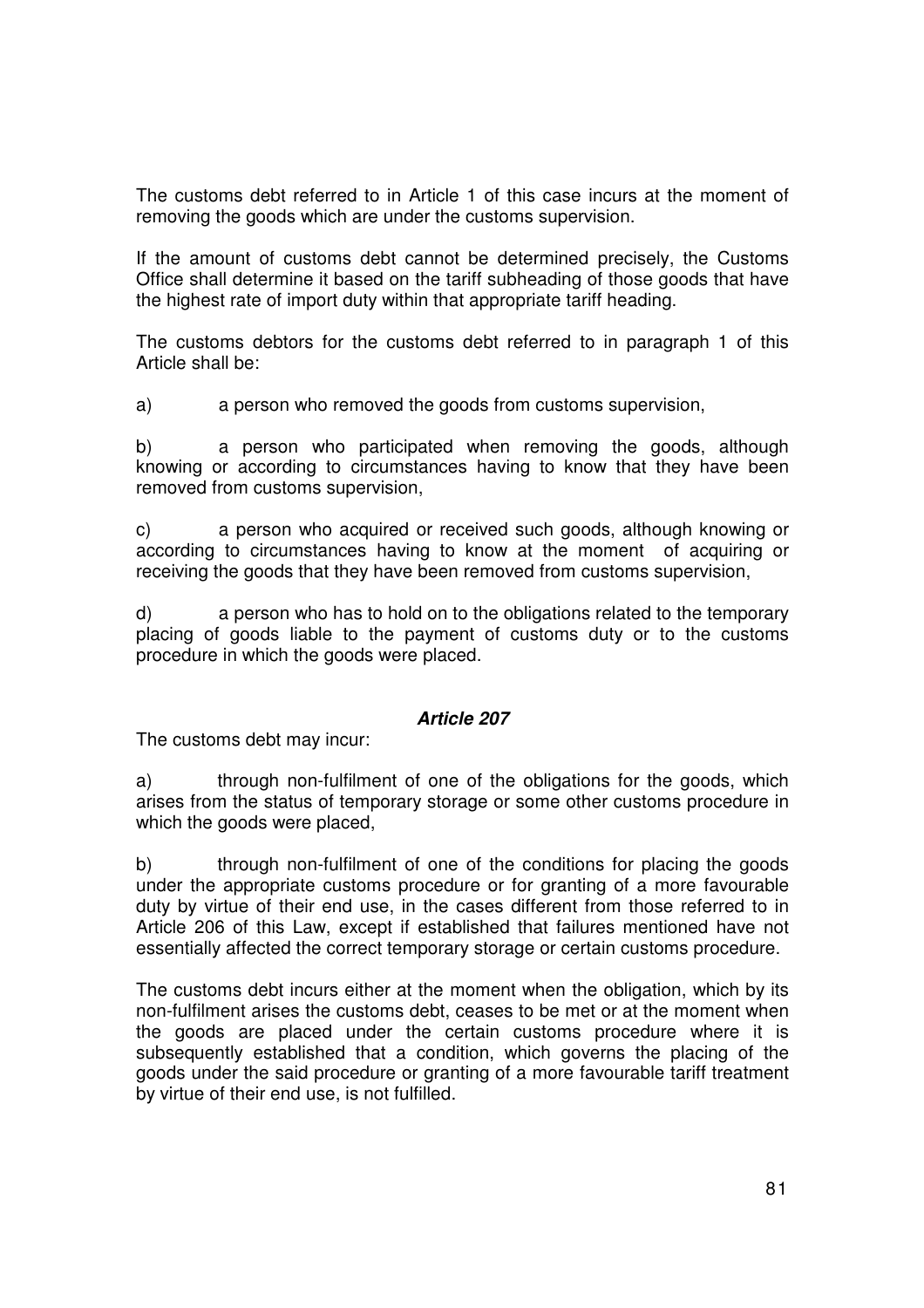The customs debt referred to in Article 1 of this case incurs at the moment of removing the goods which are under the customs supervision.

If the amount of customs debt cannot be determined precisely, the Customs Office shall determine it based on the tariff subheading of those goods that have the highest rate of import duty within that appropriate tariff heading.

The customs debtors for the customs debt referred to in paragraph 1 of this Article shall be:

a) a person who removed the goods from customs supervision,

b) a person who participated when removing the goods, although knowing or according to circumstances having to know that they have been removed from customs supervision,

c) a person who acquired or received such goods, although knowing or according to circumstances having to know at the moment of acquiring or receiving the goods that they have been removed from customs supervision,

d) a person who has to hold on to the obligations related to the temporary placing of goods liable to the payment of customs duty or to the customs procedure in which the goods were placed.

### *Article 207*

The customs debt may incur:

a) through non-fulfilment of one of the obligations for the goods, which arises from the status of temporary storage or some other customs procedure in which the goods were placed,

b) through non-fulfilment of one of the conditions for placing the goods under the appropriate customs procedure or for granting of a more favourable duty by virtue of their end use, in the cases different from those referred to in Article 206 of this Law, except if established that failures mentioned have not essentially affected the correct temporary storage or certain customs procedure.

The customs debt incurs either at the moment when the obligation, which by its non-fulfilment arises the customs debt, ceases to be met or at the moment when the goods are placed under the certain customs procedure where it is subsequently established that a condition, which governs the placing of the goods under the said procedure or granting of a more favourable tariff treatment by virtue of their end use, is not fulfilled.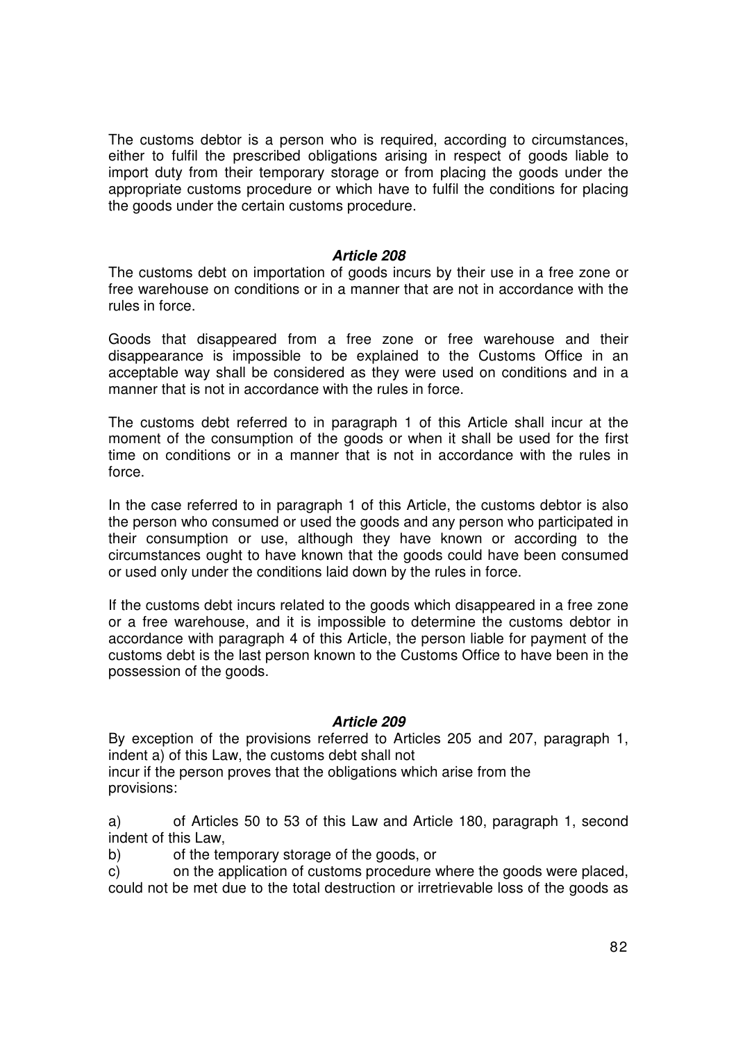The customs debtor is a person who is required, according to circumstances, either to fulfil the prescribed obligations arising in respect of goods liable to import duty from their temporary storage or from placing the goods under the appropriate customs procedure or which have to fulfil the conditions for placing the goods under the certain customs procedure.

### *Article 208*

The customs debt on importation of goods incurs by their use in a free zone or free warehouse on conditions or in a manner that are not in accordance with the rules in force.

Goods that disappeared from a free zone or free warehouse and their disappearance is impossible to be explained to the Customs Office in an acceptable way shall be considered as they were used on conditions and in a manner that is not in accordance with the rules in force.

The customs debt referred to in paragraph 1 of this Article shall incur at the moment of the consumption of the goods or when it shall be used for the first time on conditions or in a manner that is not in accordance with the rules in force.

In the case referred to in paragraph 1 of this Article, the customs debtor is also the person who consumed or used the goods and any person who participated in their consumption or use, although they have known or according to the circumstances ought to have known that the goods could have been consumed or used only under the conditions laid down by the rules in force.

If the customs debt incurs related to the goods which disappeared in a free zone or a free warehouse, and it is impossible to determine the customs debtor in accordance with paragraph 4 of this Article, the person liable for payment of the customs debt is the last person known to the Customs Office to have been in the possession of the goods.

### *Article 209*

By exception of the provisions referred to Articles 205 and 207, paragraph 1, indent a) of this Law, the customs debt shall not incur if the person proves that the obligations which arise from the provisions:

a) of Articles 50 to 53 of this Law and Article 180, paragraph 1, second indent of this Law,

b) of the temporary storage of the goods, or

c) on the application of customs procedure where the goods were placed, could not be met due to the total destruction or irretrievable loss of the goods as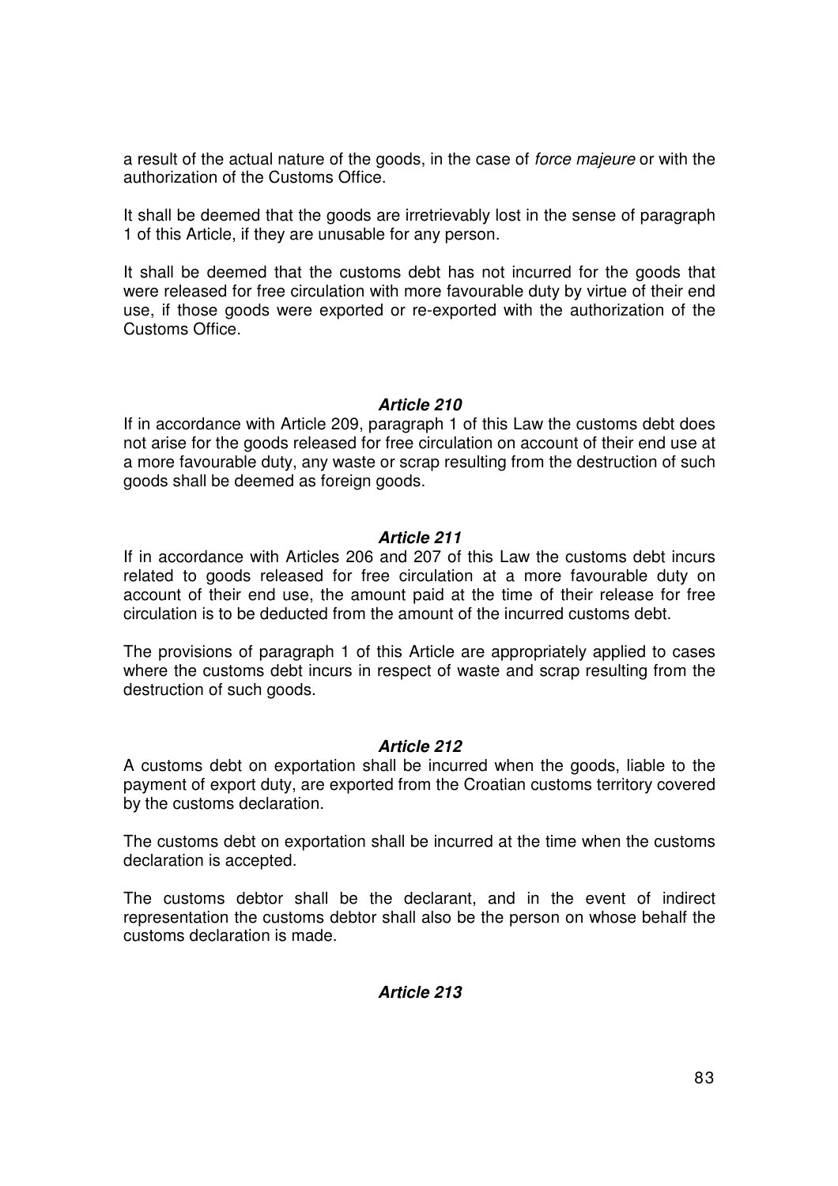a result of the actual nature of the goods, in the case of *force majeure* or with the authorization of the Customs Office.

It shall be deemed that the goods are irretrievably lost in the sense of paragraph 1 of this Article, if they are unusable for any person.

It shall be deemed that the customs debt has not incurred for the goods that were released for free circulation with more favourable duty by virtue of their end use, if those goods were exported or re-exported with the authorization of the Customs Office.

### *Article 210*

If in accordance with Article 209, paragraph 1 of this Law the customs debt does not arise for the goods released for free circulation on account of their end use at a more favourable duty, any waste or scrap resulting from the destruction of such goods shall be deemed as foreign goods.

### *Article 211*

If in accordance with Articles 206 and 207 of this Law the customs debt incurs related to goods released for free circulation at a more favourable duty on account of their end use, the amount paid at the time of their release for free circulation is to be deducted from the amount of the incurred customs debt.

The provisions of paragraph 1 of this Article are appropriately applied to cases where the customs debt incurs in respect of waste and scrap resulting from the destruction of such goods.

### *Article 212*

A customs debt on exportation shall be incurred when the goods, liable to the payment of export duty, are exported from the Croatian customs territory covered by the customs declaration.

The customs debt on exportation shall be incurred at the time when the customs declaration is accepted.

The customs debtor shall be the declarant, and in the event of indirect representation the customs debtor shall also be the person on whose behalf the customs declaration is made.

### *Article 213*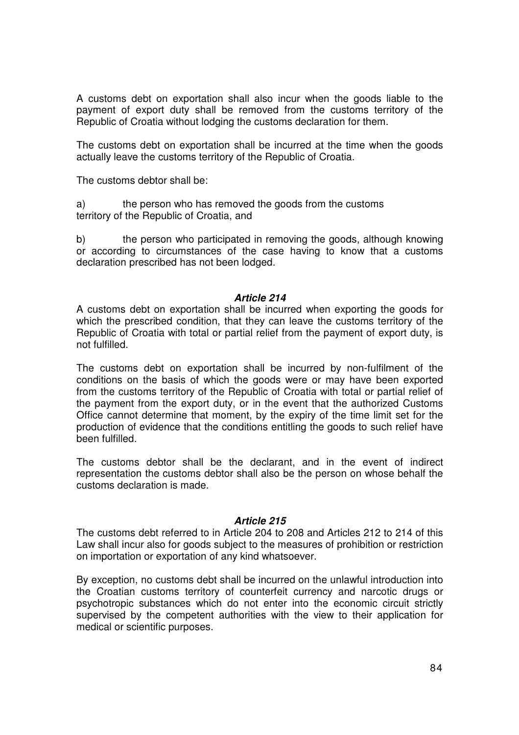A customs debt on exportation shall also incur when the goods liable to the payment of export duty shall be removed from the customs territory of the Republic of Croatia without lodging the customs declaration for them.

The customs debt on exportation shall be incurred at the time when the goods actually leave the customs territory of the Republic of Croatia.

The customs debtor shall be:

a) the person who has removed the goods from the customs territory of the Republic of Croatia, and

b) the person who participated in removing the goods, although knowing or according to circumstances of the case having to know that a customs declaration prescribed has not been lodged.

### *Article 214*

A customs debt on exportation shall be incurred when exporting the goods for which the prescribed condition, that they can leave the customs territory of the Republic of Croatia with total or partial relief from the payment of export duty, is not fulfilled.

The customs debt on exportation shall be incurred by non-fulfilment of the conditions on the basis of which the goods were or may have been exported from the customs territory of the Republic of Croatia with total or partial relief of the payment from the export duty, or in the event that the authorized Customs Office cannot determine that moment, by the expiry of the time limit set for the production of evidence that the conditions entitling the goods to such relief have been fulfilled.

The customs debtor shall be the declarant, and in the event of indirect representation the customs debtor shall also be the person on whose behalf the customs declaration is made.

### *Article 215*

The customs debt referred to in Article 204 to 208 and Articles 212 to 214 of this Law shall incur also for goods subject to the measures of prohibition or restriction on importation or exportation of any kind whatsoever.

By exception, no customs debt shall be incurred on the unlawful introduction into the Croatian customs territory of counterfeit currency and narcotic drugs or psychotropic substances which do not enter into the economic circuit strictly supervised by the competent authorities with the view to their application for medical or scientific purposes.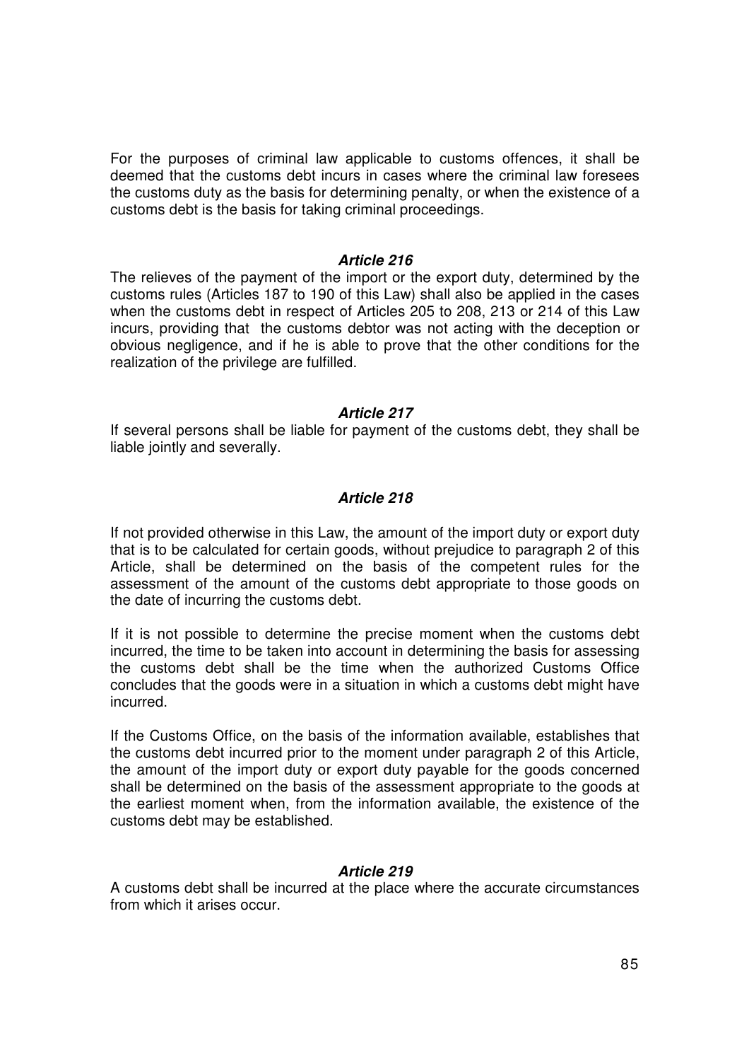For the purposes of criminal law applicable to customs offences, it shall be deemed that the customs debt incurs in cases where the criminal law foresees the customs duty as the basis for determining penalty, or when the existence of a customs debt is the basis for taking criminal proceedings.

### *Article 216*

The relieves of the payment of the import or the export duty, determined by the customs rules (Articles 187 to 190 of this Law) shall also be applied in the cases when the customs debt in respect of Articles 205 to 208, 213 or 214 of this Law incurs, providing that the customs debtor was not acting with the deception or obvious negligence, and if he is able to prove that the other conditions for the realization of the privilege are fulfilled.

### *Article 217*

If several persons shall be liable for payment of the customs debt, they shall be liable jointly and severally.

### *Article 218*

If not provided otherwise in this Law, the amount of the import duty or export duty that is to be calculated for certain goods, without prejudice to paragraph 2 of this Article, shall be determined on the basis of the competent rules for the assessment of the amount of the customs debt appropriate to those goods on the date of incurring the customs debt.

If it is not possible to determine the precise moment when the customs debt incurred, the time to be taken into account in determining the basis for assessing the customs debt shall be the time when the authorized Customs Office concludes that the goods were in a situation in which a customs debt might have incurred.

If the Customs Office, on the basis of the information available, establishes that the customs debt incurred prior to the moment under paragraph 2 of this Article, the amount of the import duty or export duty payable for the goods concerned shall be determined on the basis of the assessment appropriate to the goods at the earliest moment when, from the information available, the existence of the customs debt may be established.

### *Article 219*

A customs debt shall be incurred at the place where the accurate circumstances from which it arises occur.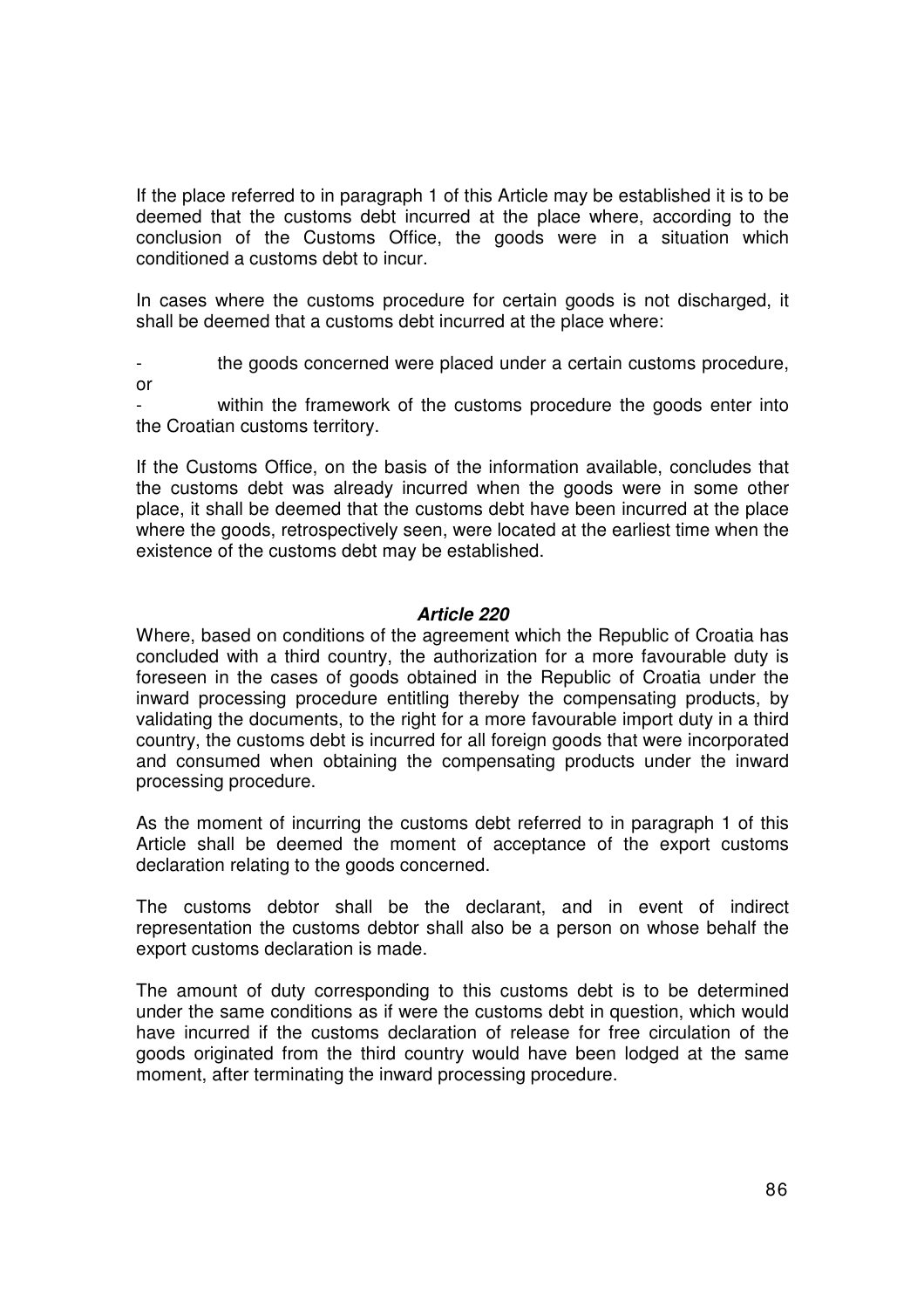If the place referred to in paragraph 1 of this Article may be established it is to be deemed that the customs debt incurred at the place where, according to the conclusion of the Customs Office, the goods were in a situation which conditioned a customs debt to incur.

In cases where the customs procedure for certain goods is not discharged, it shall be deemed that a customs debt incurred at the place where:

- the goods concerned were placed under a certain customs procedure, or
- within the framework of the customs procedure the goods enter into the Croatian customs territory.

If the Customs Office, on the basis of the information available, concludes that the customs debt was already incurred when the goods were in some other place, it shall be deemed that the customs debt have been incurred at the place where the goods, retrospectively seen, were located at the earliest time when the existence of the customs debt may be established.

### *Article 220*

Where, based on conditions of the agreement which the Republic of Croatia has concluded with a third country, the authorization for a more favourable duty is foreseen in the cases of goods obtained in the Republic of Croatia under the inward processing procedure entitling thereby the compensating products, by validating the documents, to the right for a more favourable import duty in a third country, the customs debt is incurred for all foreign goods that were incorporated and consumed when obtaining the compensating products under the inward processing procedure.

As the moment of incurring the customs debt referred to in paragraph 1 of this Article shall be deemed the moment of acceptance of the export customs declaration relating to the goods concerned.

The customs debtor shall be the declarant, and in event of indirect representation the customs debtor shall also be a person on whose behalf the export customs declaration is made.

The amount of duty corresponding to this customs debt is to be determined under the same conditions as if were the customs debt in question, which would have incurred if the customs declaration of release for free circulation of the goods originated from the third country would have been lodged at the same moment, after terminating the inward processing procedure.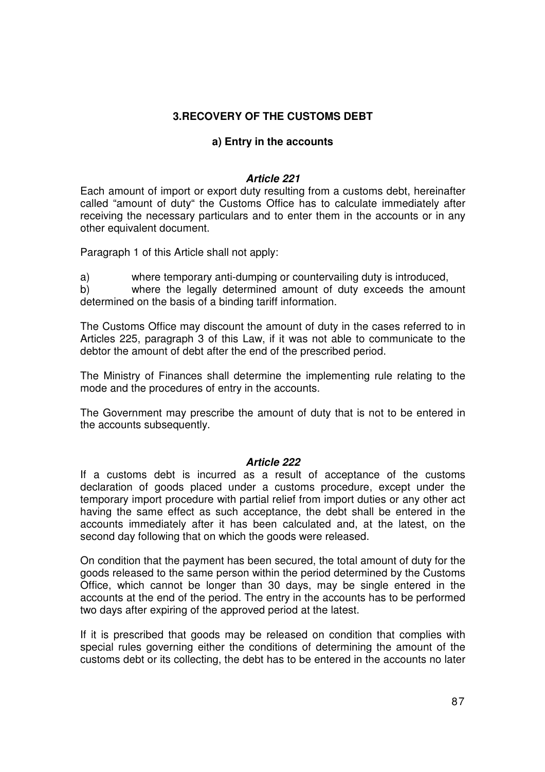### 3.RECOVERY OF THE CUSTOMS DEBT

#### a) Entry in the accounts

***Article 221***

Each amount of import or export duty resulting from a customs debt, hereinafter called "amount of duty" the Customs Office has to calculate immediately after receiving the necessary particulars and to enter them in the accounts or in any other equivalent document.

Paragraph 1 of this Article shall not apply:

a) where temporary anti-dumping or countervailing duty is introduced,
b) where the legally determined amount of duty exceeds the amount determined on the basis of a binding tariff information.

The Customs Office may discount the amount of duty in the cases referred to in Articles 225, paragraph 3 of this Law, if it was not able to communicate to the debtor the amount of debt after the end of the prescribed period.

The Ministry of Finances shall determine the implementing rule relating to the mode and the procedures of entry in the accounts.

The Government may prescribe the amount of duty that is not to be entered in the accounts subsequently.

***Article 222***

If a customs debt is incurred as a result of acceptance of the customs declaration of goods placed under a customs procedure, except under the temporary import procedure with partial relief from import duties or any other act having the same effect as such acceptance, the debt shall be entered in the accounts immediately after it has been calculated and, at the latest, on the second day following that on which the goods were released.

On condition that the payment has been secured, the total amount of duty for the goods released to the same person within the period determined by the Customs Office, which cannot be longer than 30 days, may be single entered in the accounts at the end of the period. The entry in the accounts has to be performed two days after expiring of the approved period at the latest.

If it is prescribed that goods may be released on condition that complies with special rules governing either the conditions of determining the amount of the customs debt or its collecting, the debt has to be entered in the accounts no later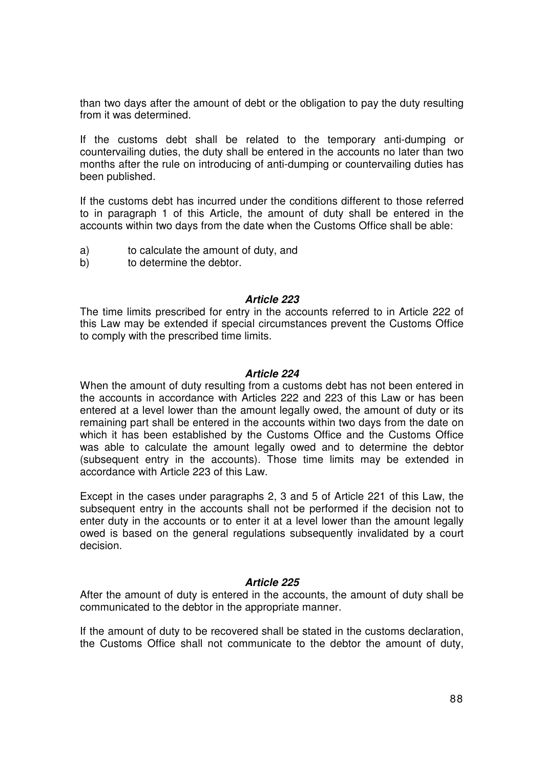than two days after the amount of debt or the obligation to pay the duty resulting from it was determined.

If the customs debt shall be related to the temporary anti-dumping or countervailing duties, the duty shall be entered in the accounts no later than two months after the rule on introducing of anti-dumping or countervailing duties has been published.

If the customs debt has incurred under the conditions different to those referred to in paragraph 1 of this Article, the amount of duty shall be entered in the accounts within two days from the date when the Customs Office shall be able:

a) to calculate the amount of duty, and
b) to determine the debtor.

### *Article 223*

The time limits prescribed for entry in the accounts referred to in Article 222 of this Law may be extended if special circumstances prevent the Customs Office to comply with the prescribed time limits.

### *Article 224*

When the amount of duty resulting from a customs debt has not been entered in the accounts in accordance with Articles 222 and 223 of this Law or has been entered at a level lower than the amount legally owed, the amount of duty or its remaining part shall be entered in the accounts within two days from the date on which it has been established by the Customs Office and the Customs Office was able to calculate the amount legally owed and to determine the debtor (subsequent entry in the accounts). Those time limits may be extended in accordance with Article 223 of this Law.

Except in the cases under paragraphs 2, 3 and 5 of Article 221 of this Law, the subsequent entry in the accounts shall not be performed if the decision not to enter duty in the accounts or to enter it at a level lower than the amount legally owed is based on the general regulations subsequently invalidated by a court decision.

### *Article 225*

After the amount of duty is entered in the accounts, the amount of duty shall be communicated to the debtor in the appropriate manner.

If the amount of duty to be recovered shall be stated in the customs declaration, the Customs Office shall not communicate to the debtor the amount of duty,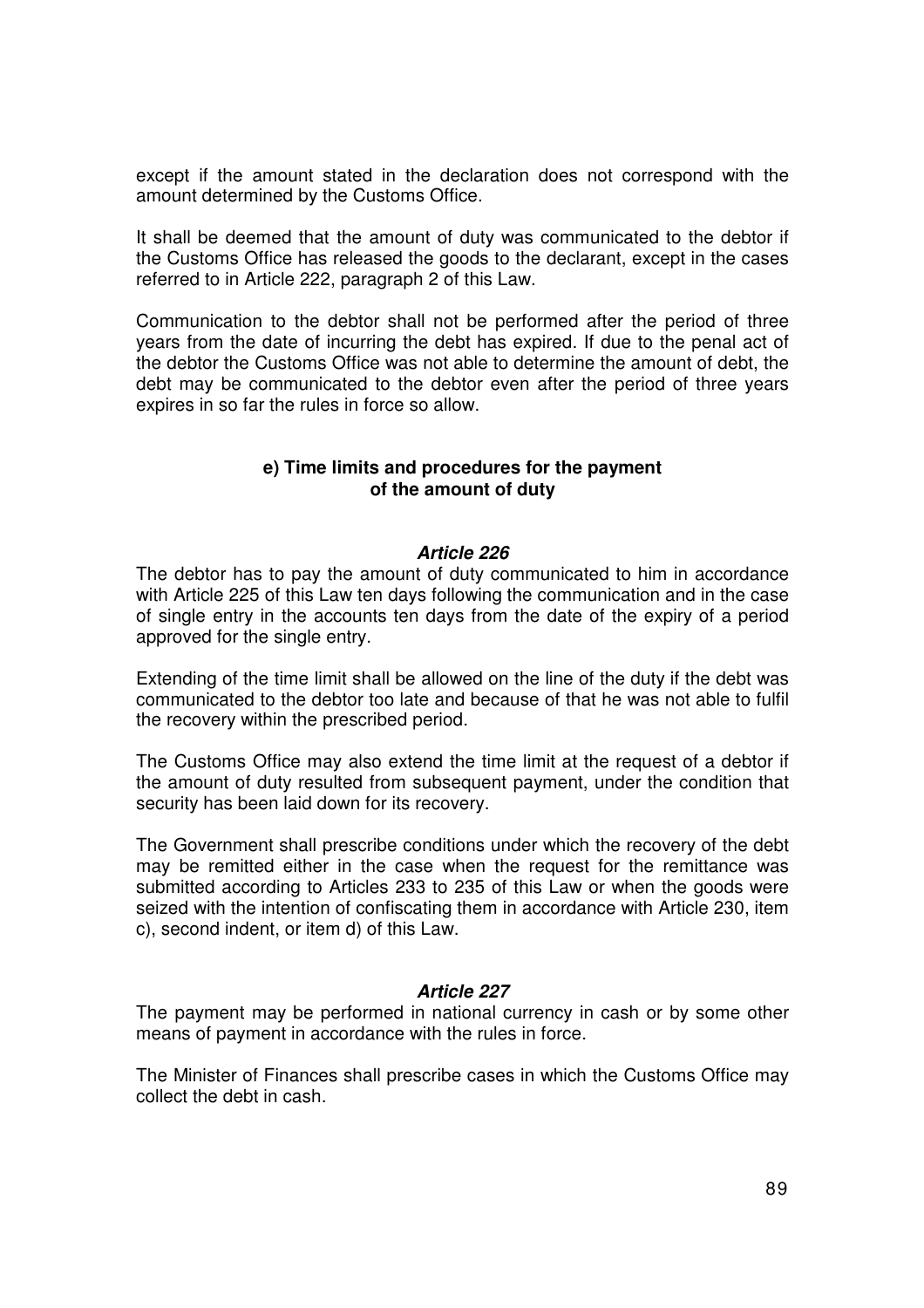except if the amount stated in the declaration does not correspond with the amount determined by the Customs Office.

It shall be deemed that the amount of duty was communicated to the debtor if the Customs Office has released the goods to the declarant, except in the cases referred to in Article 222, paragraph 2 of this Law.

Communication to the debtor shall not be performed after the period of three years from the date of incurring the debt has expired. If due to the penal act of the debtor the Customs Office was not able to determine the amount of debt, the debt may be communicated to the debtor even after the period of three years expires in so far the rules in force so allow.

### e) Time limits and procedures for the payment of the amount of duty

#### *Article 226*

The debtor has to pay the amount of duty communicated to him in accordance with Article 225 of this Law ten days following the communication and in the case of single entry in the accounts ten days from the date of the expiry of a period approved for the single entry.

Extending of the time limit shall be allowed on the line of the duty if the debt was communicated to the debtor too late and because of that he was not able to fulfil the recovery within the prescribed period.

The Customs Office may also extend the time limit at the request of a debtor if the amount of duty resulted from subsequent payment, under the condition that security has been laid down for its recovery.

The Government shall prescribe conditions under which the recovery of the debt may be remitted either in the case when the request for the remittance was submitted according to Articles 233 to 235 of this Law or when the goods were seized with the intention of confiscating them in accordance with Article 230, item c), second indent, or item d) of this Law.

#### *Article 227*

The payment may be performed in national currency in cash or by some other means of payment in accordance with the rules in force.

The Minister of Finances shall prescribe cases in which the Customs Office may collect the debt in cash.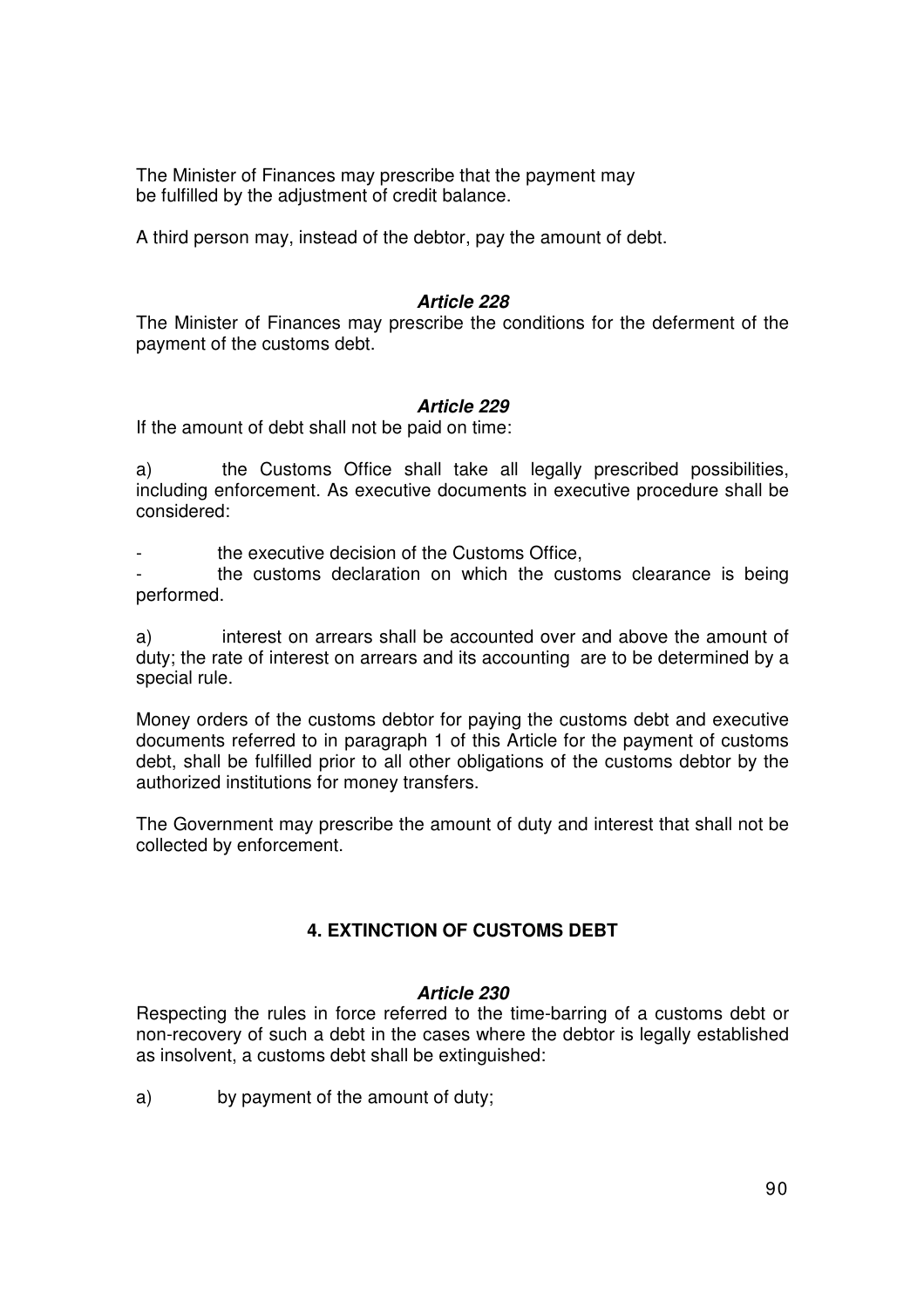The Minister of Finances may prescribe that the payment may be fulfilled by the adjustment of credit balance.

A third person may, instead of the debtor, pay the amount of debt.

***Article 228***

The Minister of Finances may prescribe the conditions for the deferment of the payment of the customs debt.

***Article 229***

If the amount of debt shall not be paid on time:

a) the Customs Office shall take all legally prescribed possibilities, including enforcement. As executive documents in executive procedure shall be considered:

- the executive decision of the Customs Office,
- the customs declaration on which the customs clearance is being performed.

a) interest on arrears shall be accounted over and above the amount of duty; the rate of interest on arrears and its accounting are to be determined by a special rule.

Money orders of the customs debtor for paying the customs debt and executive documents referred to in paragraph 1 of this Article for the payment of customs debt, shall be fulfilled prior to all other obligations of the customs debtor by the authorized institutions for money transfers.

The Government may prescribe the amount of duty and interest that shall not be collected by enforcement.

## 4. EXTINCTION OF CUSTOMS DEBT

***Article 230***

Respecting the rules in force referred to the time-barring of a customs debt or non-recovery of such a debt in the cases where the debtor is legally established as insolvent, a customs debt shall be extinguished:

a) by payment of the amount of duty;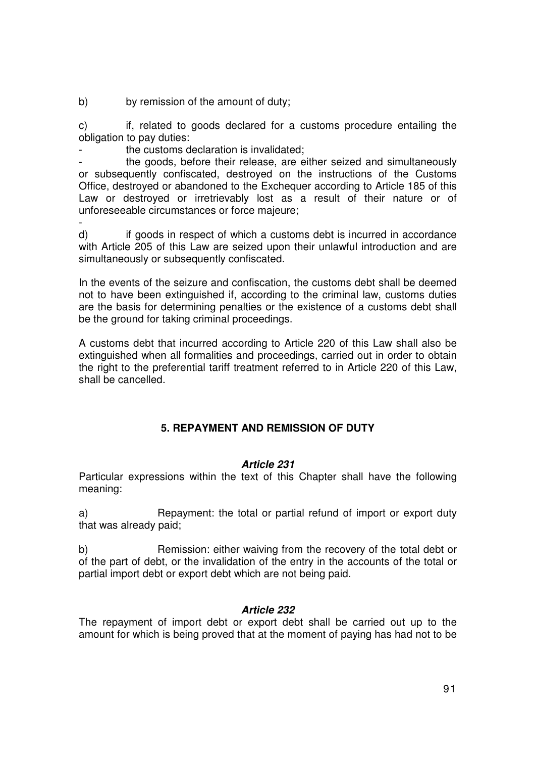b) by remission of the amount of duty;

c) if, related to goods declared for a customs procedure entailing the obligation to pay duties:

- the customs declaration is invalidated;
- the goods, before their release, are either seized and simultaneously or subsequently confiscated, destroyed on the instructions of the Customs Office, destroyed or abandoned to the Exchequer according to Article 185 of this Law or destroyed or irretrievably lost as a result of their nature or of unforeseeable circumstances or force majeure;
-

d) if goods in respect of which a customs debt is incurred in accordance with Article 205 of this Law are seized upon their unlawful introduction and are simultaneously or subsequently confiscated.

In the events of the seizure and confiscation, the customs debt shall be deemed not to have been extinguished if, according to the criminal law, customs duties are the basis for determining penalties or the existence of a customs debt shall be the ground for taking criminal proceedings.

A customs debt that incurred according to Article 220 of this Law shall also be extinguished when all formalities and proceedings, carried out in order to obtain the right to the preferential tariff treatment referred to in Article 220 of this Law, shall be cancelled.

## 5. REPAYMENT AND REMISSION OF DUTY

### *Article 231*

Particular expressions within the text of this Chapter shall have the following meaning:

a) Repayment: the total or partial refund of import or export duty that was already paid;

b) Remission: either waiving from the recovery of the total debt or of the part of debt, or the invalidation of the entry in the accounts of the total or partial import debt or export debt which are not being paid.

### *Article 232*

The repayment of import debt or export debt shall be carried out up to the amount for which is being proved that at the moment of paying has had not to be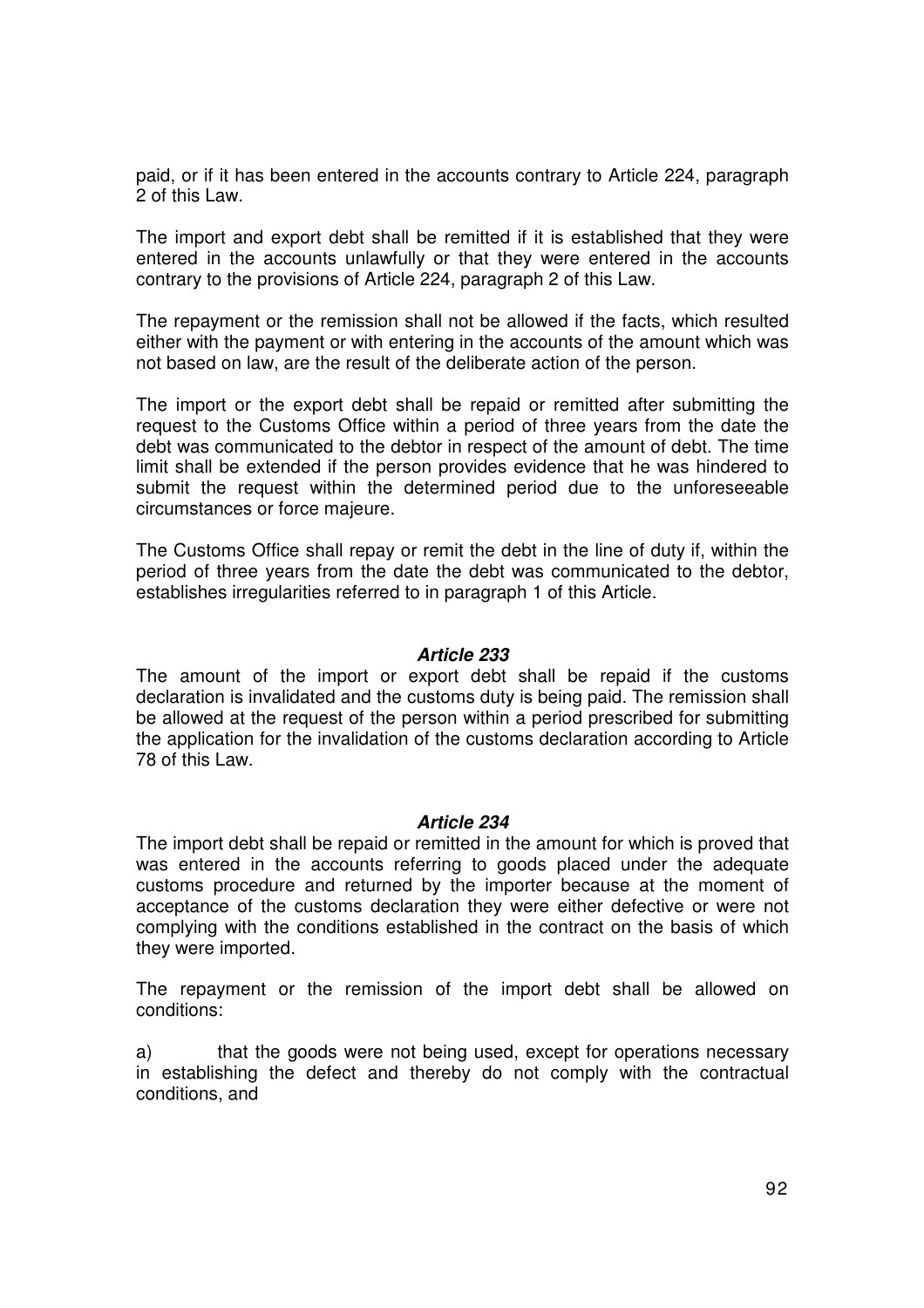paid, or if it has been entered in the accounts contrary to Article 224, paragraph 2 of this Law.

The import and export debt shall be remitted if it is established that they were entered in the accounts unlawfully or that they were entered in the accounts contrary to the provisions of Article 224, paragraph 2 of this Law.

The repayment or the remission shall not be allowed if the facts, which resulted either with the payment or with entering in the accounts of the amount which was not based on law, are the result of the deliberate action of the person.

The import or the export debt shall be repaid or remitted after submitting the request to the Customs Office within a period of three years from the date the debt was communicated to the debtor in respect of the amount of debt. The time limit shall be extended if the person provides evidence that he was hindered to submit the request within the determined period due to the unforeseeable circumstances or force majeure.

The Customs Office shall repay or remit the debt in the line of duty if, within the period of three years from the date the debt was communicated to the debtor, establishes irregularities referred to in paragraph 1 of this Article.

### *Article 233*

The amount of the import or export debt shall be repaid if the customs declaration is invalidated and the customs duty is being paid. The remission shall be allowed at the request of the person within a period prescribed for submitting the application for the invalidation of the customs declaration according to Article 78 of this Law.

### *Article 234*

The import debt shall be repaid or remitted in the amount for which is proved that was entered in the accounts referring to goods placed under the adequate customs procedure and returned by the importer because at the moment of acceptance of the customs declaration they were either defective or were not complying with the conditions established in the contract on the basis of which they were imported.

The repayment or the remission of the import debt shall be allowed on conditions:

a) that the goods were not being used, except for operations necessary in establishing the defect and thereby do not comply with the contractual conditions, and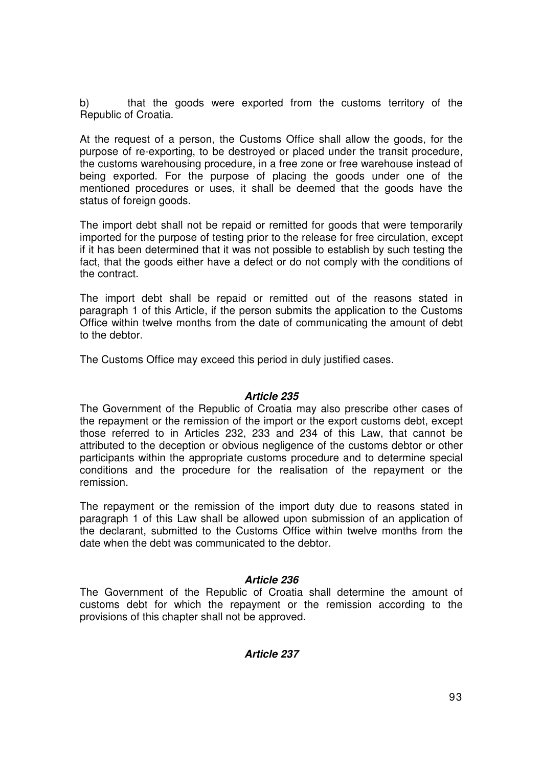b) that the goods were exported from the customs territory of the Republic of Croatia.

At the request of a person, the Customs Office shall allow the goods, for the purpose of re-exporting, to be destroyed or placed under the transit procedure, the customs warehousing procedure, in a free zone or free warehouse instead of being exported. For the purpose of placing the goods under one of the mentioned procedures or uses, it shall be deemed that the goods have the status of foreign goods.

The import debt shall not be repaid or remitted for goods that were temporarily imported for the purpose of testing prior to the release for free circulation, except if it has been determined that it was not possible to establish by such testing the fact, that the goods either have a defect or do not comply with the conditions of the contract.

The import debt shall be repaid or remitted out of the reasons stated in paragraph 1 of this Article, if the person submits the application to the Customs Office within twelve months from the date of communicating the amount of debt to the debtor.

The Customs Office may exceed this period in duly justified cases.

### *Article 235*

The Government of the Republic of Croatia may also prescribe other cases of the repayment or the remission of the import or the export customs debt, except those referred to in Articles 232, 233 and 234 of this Law, that cannot be attributed to the deception or obvious negligence of the customs debtor or other participants within the appropriate customs procedure and to determine special conditions and the procedure for the realisation of the repayment or the remission.

The repayment or the remission of the import duty due to reasons stated in paragraph 1 of this Law shall be allowed upon submission of an application of the declarant, submitted to the Customs Office within twelve months from the date when the debt was communicated to the debtor.

### *Article 236*

The Government of the Republic of Croatia shall determine the amount of customs debt for which the repayment or the remission according to the provisions of this chapter shall not be approved.

### *Article 237*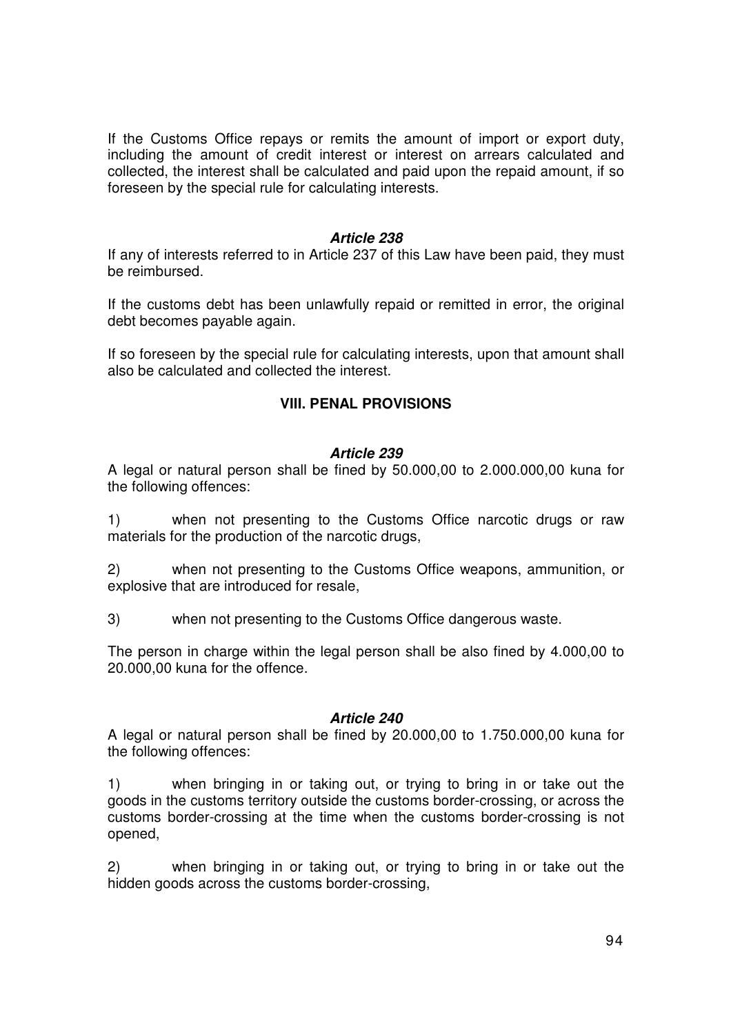If the Customs Office repays or remits the amount of import or export duty, including the amount of credit interest or interest on arrears calculated and collected, the interest shall be calculated and paid upon the repaid amount, if so foreseen by the special rule for calculating interests.

### *Article 238*

If any of interests referred to in Article 237 of this Law have been paid, they must be reimbursed.

If the customs debt has been unlawfully repaid or remitted in error, the original debt becomes payable again.

If so foreseen by the special rule for calculating interests, upon that amount shall also be calculated and collected the interest.

## VIII. PENAL PROVISIONS

### *Article 239*

A legal or natural person shall be fined by 50.000,00 to 2.000.000,00 kuna for the following offences:

1) when not presenting to the Customs Office narcotic drugs or raw materials for the production of the narcotic drugs,

2) when not presenting to the Customs Office weapons, ammunition, or explosive that are introduced for resale,

3) when not presenting to the Customs Office dangerous waste.

The person in charge within the legal person shall be also fined by 4.000,00 to 20.000,00 kuna for the offence.

### *Article 240*

A legal or natural person shall be fined by 20.000,00 to 1.750.000,00 kuna for the following offences:

1) when bringing in or taking out, or trying to bring in or take out the goods in the customs territory outside the customs border-crossing, or across the customs border-crossing at the time when the customs border-crossing is not opened,

2) when bringing in or taking out, or trying to bring in or take out the hidden goods across the customs border-crossing,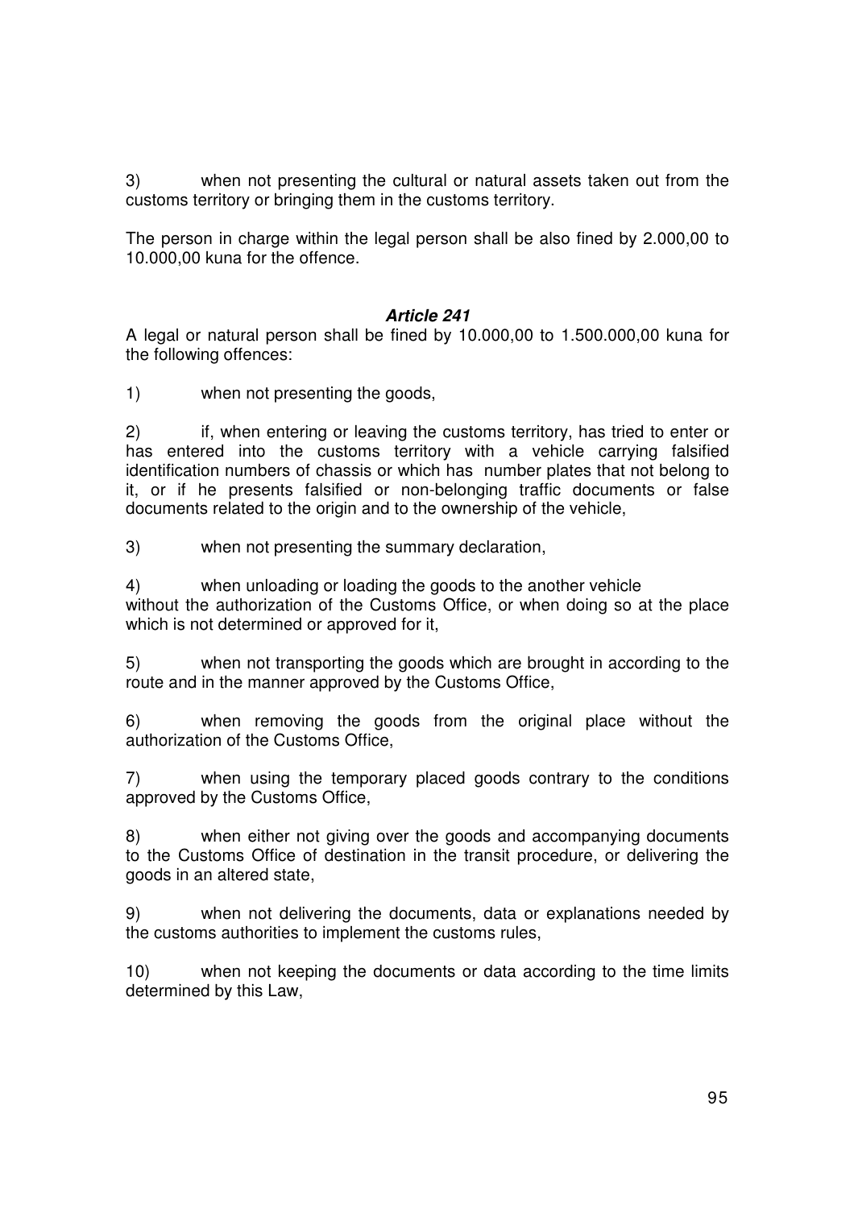3) when not presenting the cultural or natural assets taken out from the customs territory or bringing them in the customs territory.

The person in charge within the legal person shall be also fined by 2.000,00 to 10.000,00 kuna for the offence.

### *Article 241*

A legal or natural person shall be fined by 10.000,00 to 1.500.000,00 kuna for the following offences:

1) when not presenting the goods,

2) if, when entering or leaving the customs territory, has tried to enter or has entered into the customs territory with a vehicle carrying falsified identification numbers of chassis or which has number plates that not belong to it, or if he presents falsified or non-belonging traffic documents or false documents related to the origin and to the ownership of the vehicle,

3) when not presenting the summary declaration,

4) when unloading or loading the goods to the another vehicle without the authorization of the Customs Office, or when doing so at the place which is not determined or approved for it,

5) when not transporting the goods which are brought in according to the route and in the manner approved by the Customs Office,

6) when removing the goods from the original place without the authorization of the Customs Office,

7) when using the temporary placed goods contrary to the conditions approved by the Customs Office,

8) when either not giving over the goods and accompanying documents to the Customs Office of destination in the transit procedure, or delivering the goods in an altered state,

9) when not delivering the documents, data or explanations needed by the customs authorities to implement the customs rules,

10) when not keeping the documents or data according to the time limits determined by this Law,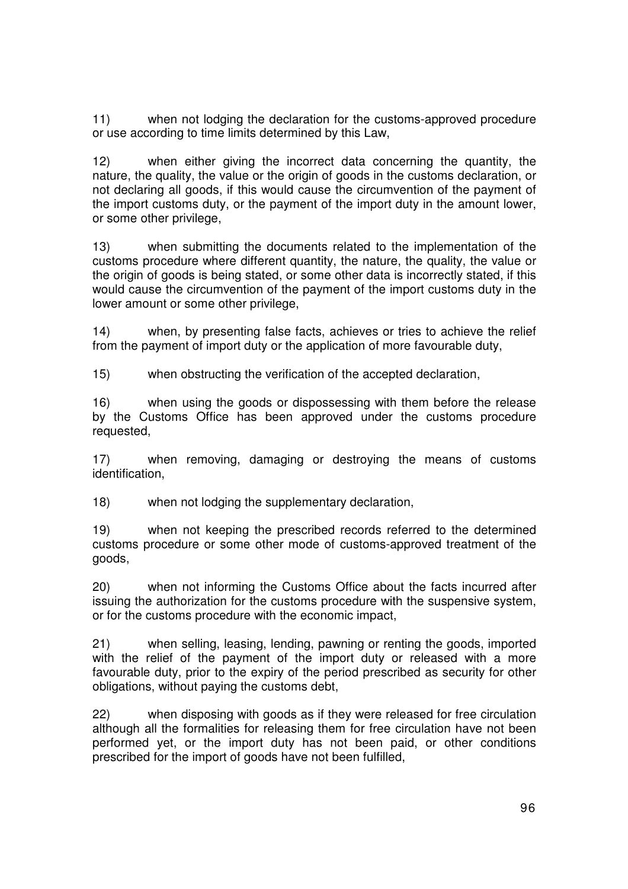11) when not lodging the declaration for the customs-approved procedure or use according to time limits determined by this Law,

12) when either giving the incorrect data concerning the quantity, the nature, the quality, the value or the origin of goods in the customs declaration, or not declaring all goods, if this would cause the circumvention of the payment of the import customs duty, or the payment of the import duty in the amount lower, or some other privilege,

13) when submitting the documents related to the implementation of the customs procedure where different quantity, the nature, the quality, the value or the origin of goods is being stated, or some other data is incorrectly stated, if this would cause the circumvention of the payment of the import customs duty in the lower amount or some other privilege,

14) when, by presenting false facts, achieves or tries to achieve the relief from the payment of import duty or the application of more favourable duty,

15) when obstructing the verification of the accepted declaration,

16) when using the goods or dispossessing with them before the release by the Customs Office has been approved under the customs procedure requested,

17) when removing, damaging or destroying the means of customs identification,

18) when not lodging the supplementary declaration,

19) when not keeping the prescribed records referred to the determined customs procedure or some other mode of customs-approved treatment of the goods,

20) when not informing the Customs Office about the facts incurred after issuing the authorization for the customs procedure with the suspensive system, or for the customs procedure with the economic impact,

21) when selling, leasing, lending, pawning or renting the goods, imported with the relief of the payment of the import duty or released with a more favourable duty, prior to the expiry of the period prescribed as security for other obligations, without paying the customs debt,

22) when disposing with goods as if they were released for free circulation although all the formalities for releasing them for free circulation have not been performed yet, or the import duty has not been paid, or other conditions prescribed for the import of goods have not been fulfilled,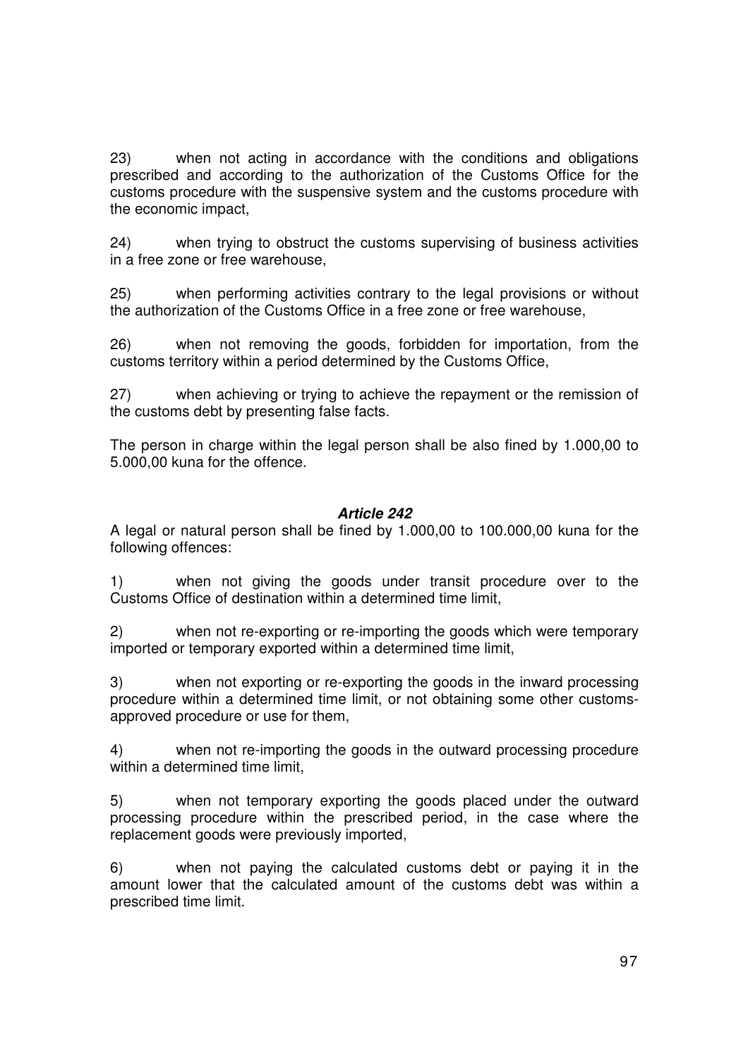23) when not acting in accordance with the conditions and obligations prescribed and according to the authorization of the Customs Office for the customs procedure with the suspensive system and the customs procedure with the economic impact,

24) when trying to obstruct the customs supervising of business activities in a free zone or free warehouse,

25) when performing activities contrary to the legal provisions or without the authorization of the Customs Office in a free zone or free warehouse,

26) when not removing the goods, forbidden for importation, from the customs territory within a period determined by the Customs Office,

27) when achieving or trying to achieve the repayment or the remission of the customs debt by presenting false facts.

The person in charge within the legal person shall be also fined by 1.000,00 to 5.000,00 kuna for the offence.

### ***Article 242***

A legal or natural person shall be fined by 1.000,00 to 100.000,00 kuna for the following offences:

1) when not giving the goods under transit procedure over to the Customs Office of destination within a determined time limit,

2) when not re-exporting or re-importing the goods which were temporary imported or temporary exported within a determined time limit,

3) when not exporting or re-exporting the goods in the inward processing procedure within a determined time limit, or not obtaining some other customs-approved procedure or use for them,

4) when not re-importing the goods in the outward processing procedure within a determined time limit,

5) when not temporary exporting the goods placed under the outward processing procedure within the prescribed period, in the case where the replacement goods were previously imported,

6) when not paying the calculated customs debt or paying it in the amount lower that the calculated amount of the customs debt was within a prescribed time limit.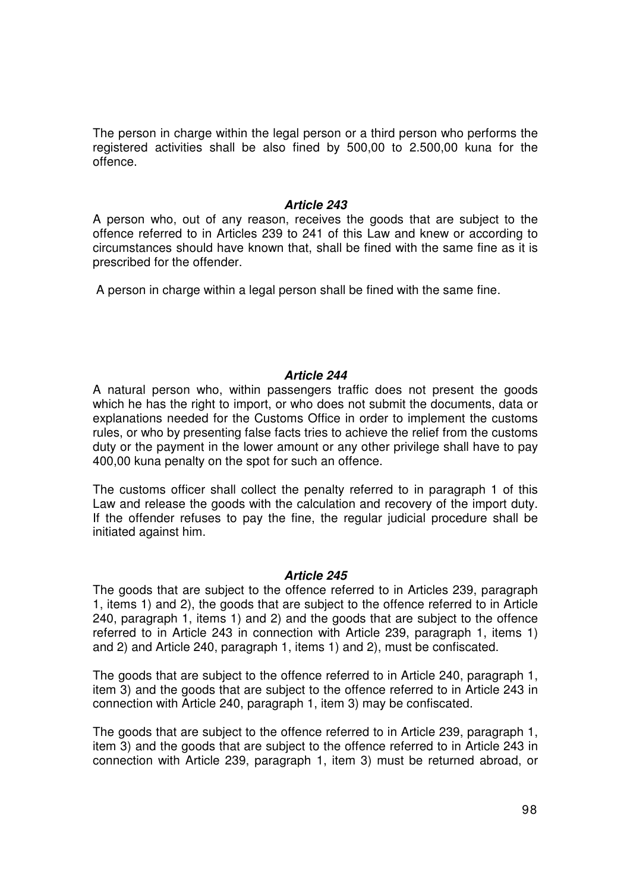The person in charge within the legal person or a third person who performs the registered activities shall be also fined by 500,00 to 2.500,00 kuna for the offence.

### *Article 243*

A person who, out of any reason, receives the goods that are subject to the offence referred to in Articles 239 to 241 of this Law and knew or according to circumstances should have known that, shall be fined with the same fine as it is prescribed for the offender.

A person in charge within a legal person shall be fined with the same fine.

### *Article 244*

A natural person who, within passengers traffic does not present the goods which he has the right to import, or who does not submit the documents, data or explanations needed for the Customs Office in order to implement the customs rules, or who by presenting false facts tries to achieve the relief from the customs duty or the payment in the lower amount or any other privilege shall have to pay 400,00 kuna penalty on the spot for such an offence.

The customs officer shall collect the penalty referred to in paragraph 1 of this Law and release the goods with the calculation and recovery of the import duty. If the offender refuses to pay the fine, the regular judicial procedure shall be initiated against him.

### *Article 245*

The goods that are subject to the offence referred to in Articles 239, paragraph 1, items 1) and 2), the goods that are subject to the offence referred to in Article 240, paragraph 1, items 1) and 2) and the goods that are subject to the offence referred to in Article 243 in connection with Article 239, paragraph 1, items 1) and 2) and Article 240, paragraph 1, items 1) and 2), must be confiscated.

The goods that are subject to the offence referred to in Article 240, paragraph 1, item 3) and the goods that are subject to the offence referred to in Article 243 in connection with Article 240, paragraph 1, item 3) may be confiscated.

The goods that are subject to the offence referred to in Article 239, paragraph 1, item 3) and the goods that are subject to the offence referred to in Article 243 in connection with Article 239, paragraph 1, item 3) must be returned abroad, or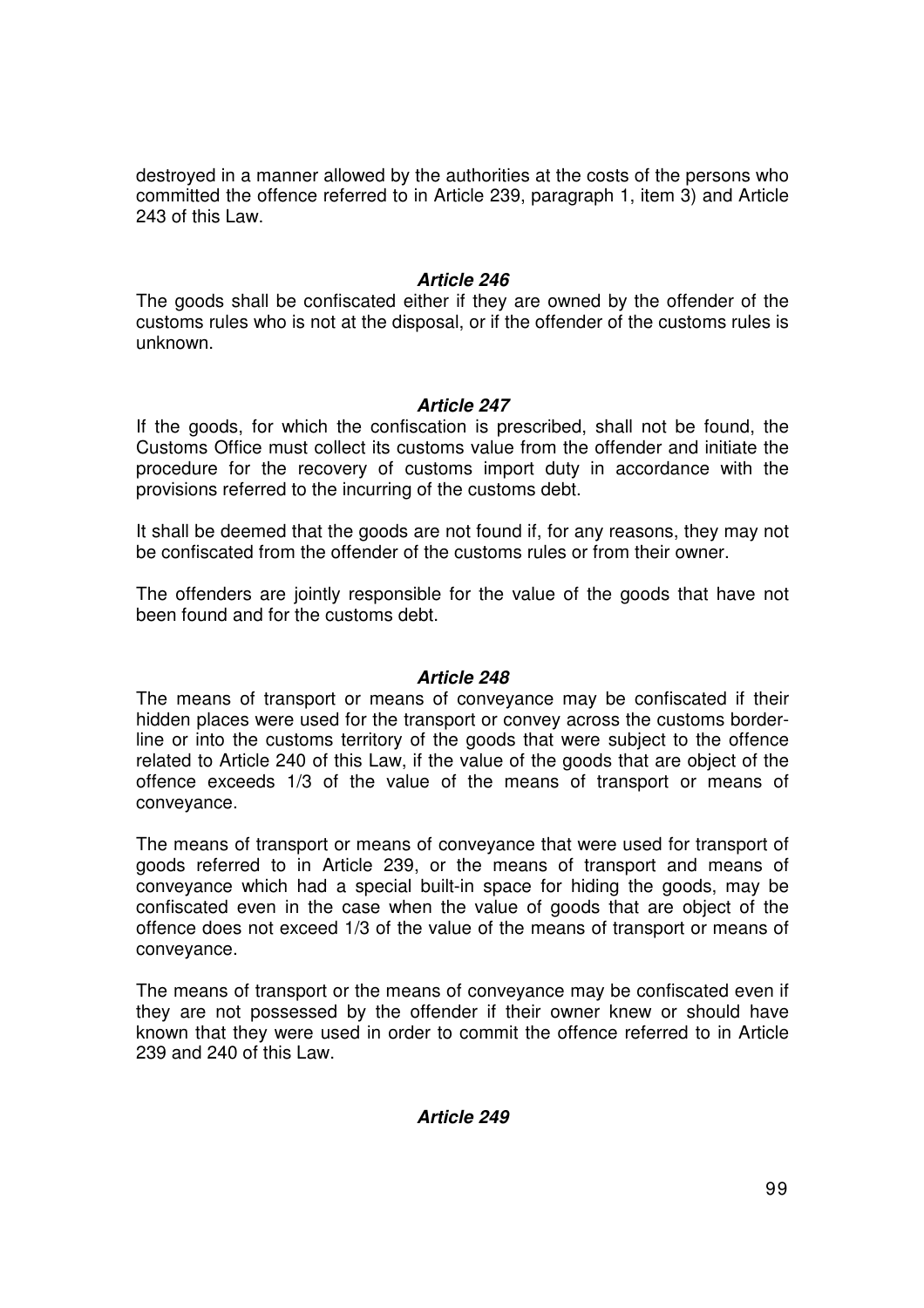destroyed in a manner allowed by the authorities at the costs of the persons who committed the offence referred to in Article 239, paragraph 1, item 3) and Article 243 of this Law.

#### *Article 246*

The goods shall be confiscated either if they are owned by the offender of the customs rules who is not at the disposal, or if the offender of the customs rules is unknown.

#### *Article 247*

If the goods, for which the confiscation is prescribed, shall not be found, the Customs Office must collect its customs value from the offender and initiate the procedure for the recovery of customs import duty in accordance with the provisions referred to the incurring of the customs debt.

It shall be deemed that the goods are not found if, for any reasons, they may not be confiscated from the offender of the customs rules or from their owner.

The offenders are jointly responsible for the value of the goods that have not been found and for the customs debt.

#### *Article 248*

The means of transport or means of conveyance may be confiscated if their hidden places were used for the transport or convey across the customs border-line or into the customs territory of the goods that were subject to the offence related to Article 240 of this Law, if the value of the goods that are object of the offence exceeds 1/3 of the value of the means of transport or means of conveyance.

The means of transport or means of conveyance that were used for transport of goods referred to in Article 239, or the means of transport and means of conveyance which had a special built-in space for hiding the goods, may be confiscated even in the case when the value of goods that are object of the offence does not exceed 1/3 of the value of the means of transport or means of conveyance.

The means of transport or the means of conveyance may be confiscated even if they are not possessed by the offender if their owner knew or should have known that they were used in order to commit the offence referred to in Article 239 and 240 of this Law.

#### *Article 249*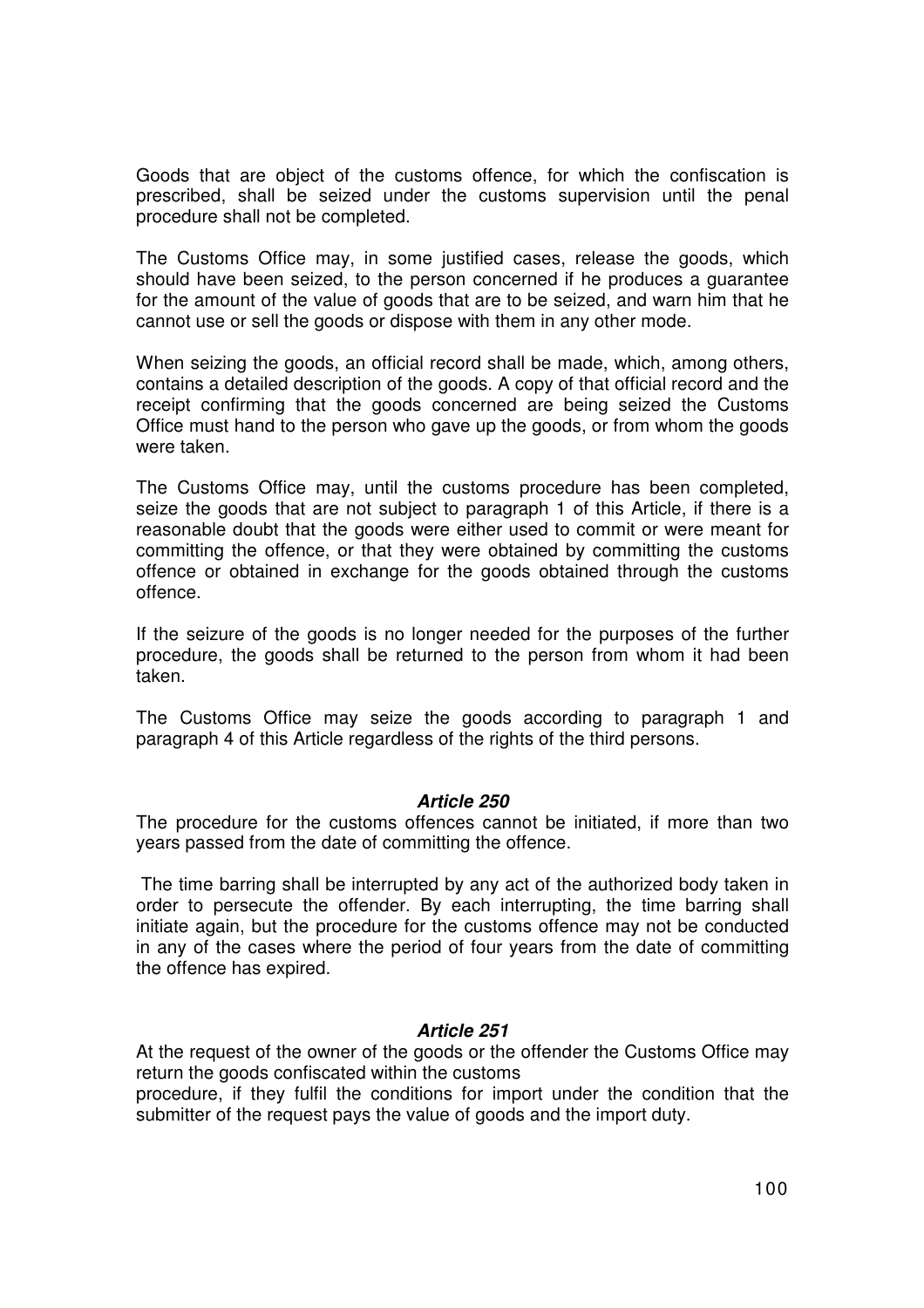Goods that are object of the customs offence, for which the confiscation is prescribed, shall be seized under the customs supervision until the penal procedure shall not be completed.

The Customs Office may, in some justified cases, release the goods, which should have been seized, to the person concerned if he produces a guarantee for the amount of the value of goods that are to be seized, and warn him that he cannot use or sell the goods or dispose with them in any other mode.

When seizing the goods, an official record shall be made, which, among others, contains a detailed description of the goods. A copy of that official record and the receipt confirming that the goods concerned are being seized the Customs Office must hand to the person who gave up the goods, or from whom the goods were taken.

The Customs Office may, until the customs procedure has been completed, seize the goods that are not subject to paragraph 1 of this Article, if there is a reasonable doubt that the goods were either used to commit or were meant for committing the offence, or that they were obtained by committing the customs offence or obtained in exchange for the goods obtained through the customs offence.

If the seizure of the goods is no longer needed for the purposes of the further procedure, the goods shall be returned to the person from whom it had been taken.

The Customs Office may seize the goods according to paragraph 1 and paragraph 4 of this Article regardless of the rights of the third persons.

### *Article 250*

The procedure for the customs offences cannot be initiated, if more than two years passed from the date of committing the offence.

The time barring shall be interrupted by any act of the authorized body taken in order to persecute the offender. By each interrupting, the time barring shall initiate again, but the procedure for the customs offence may not be conducted in any of the cases where the period of four years from the date of committing the offence has expired.

### *Article 251*

At the request of the owner of the goods or the offender the Customs Office may return the goods confiscated within the customs procedure, if they fulfil the conditions for import under the condition that the submitter of the request pays the value of goods and the import duty.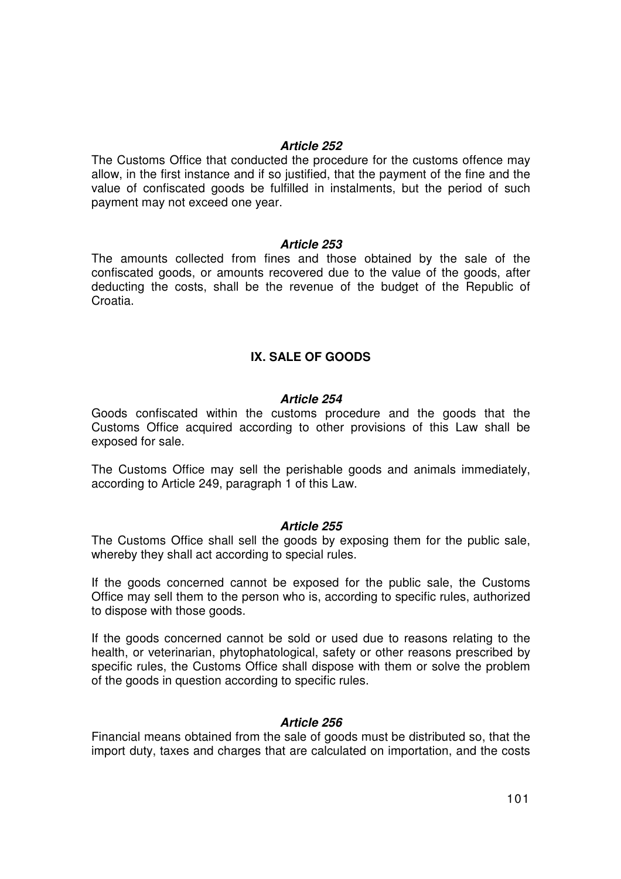#### *Article 252*

The Customs Office that conducted the procedure for the customs offence may allow, in the first instance and if so justified, that the payment of the fine and the value of confiscated goods be fulfilled in instalments, but the period of such payment may not exceed one year.

#### *Article 253*

The amounts collected from fines and those obtained by the sale of the confiscated goods, or amounts recovered due to the value of the goods, after deducting the costs, shall be the revenue of the budget of the Republic of Croatia.

## IX. SALE OF GOODS

#### *Article 254*

Goods confiscated within the customs procedure and the goods that the Customs Office acquired according to other provisions of this Law shall be exposed for sale.

The Customs Office may sell the perishable goods and animals immediately, according to Article 249, paragraph 1 of this Law.

#### *Article 255*

The Customs Office shall sell the goods by exposing them for the public sale, whereby they shall act according to special rules.

If the goods concerned cannot be exposed for the public sale, the Customs Office may sell them to the person who is, according to specific rules, authorized to dispose with those goods.

If the goods concerned cannot be sold or used due to reasons relating to the health, or veterinarian, phytophatological, safety or other reasons prescribed by specific rules, the Customs Office shall dispose with them or solve the problem of the goods in question according to specific rules.

#### *Article 256*

Financial means obtained from the sale of goods must be distributed so, that the import duty, taxes and charges that are calculated on importation, and the costs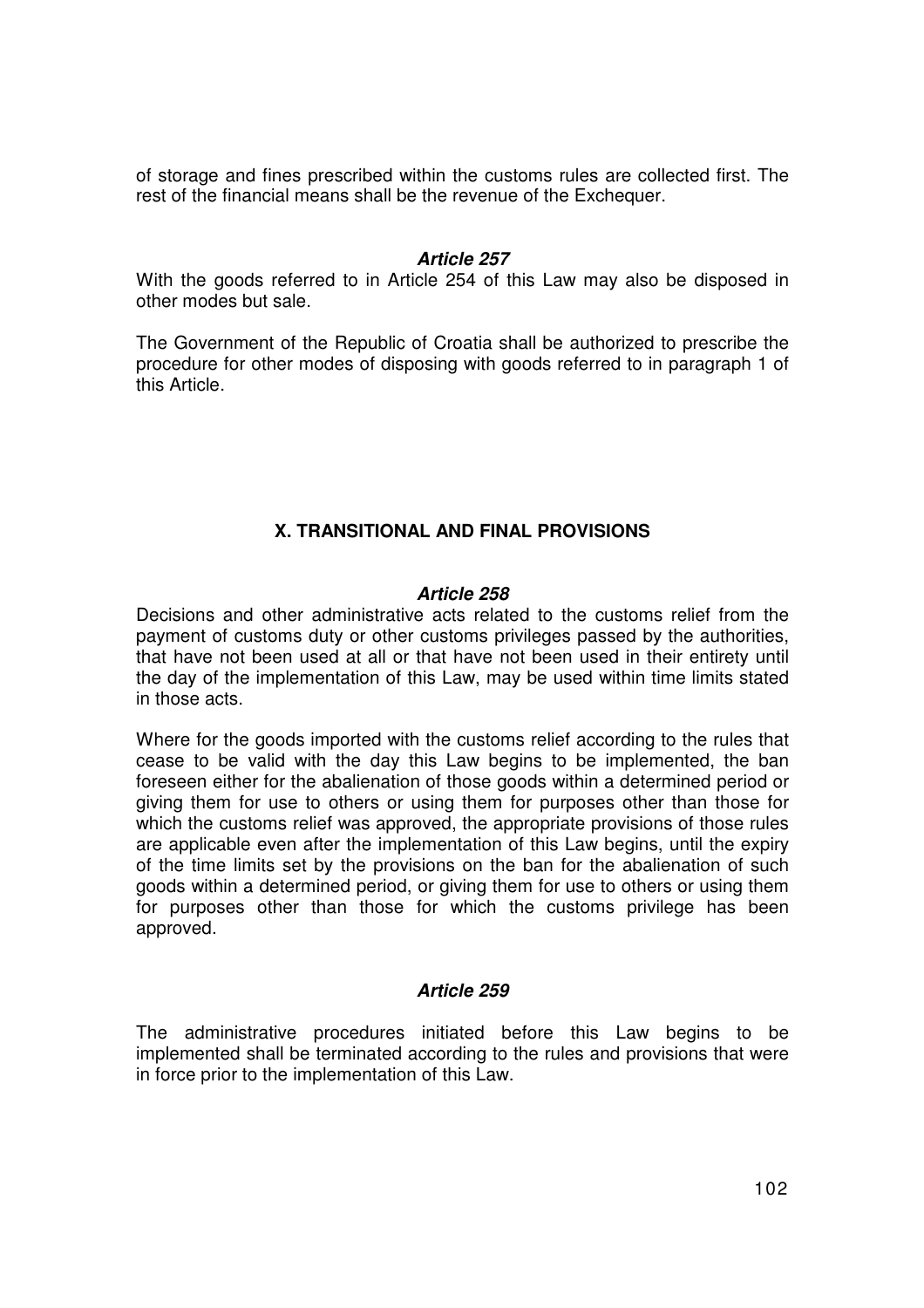of storage and fines prescribed within the customs rules are collected first. The rest of the financial means shall be the revenue of the Exchequer.

### *Article 257*

With the goods referred to in Article 254 of this Law may also be disposed in other modes but sale.

The Government of the Republic of Croatia shall be authorized to prescribe the procedure for other modes of disposing with goods referred to in paragraph 1 of this Article.

## X. TRANSITIONAL AND FINAL PROVISIONS

### *Article 258*

Decisions and other administrative acts related to the customs relief from the payment of customs duty or other customs privileges passed by the authorities, that have not been used at all or that have not been used in their entirety until the day of the implementation of this Law, may be used within time limits stated in those acts.

Where for the goods imported with the customs relief according to the rules that cease to be valid with the day this Law begins to be implemented, the ban foreseen either for the abalienation of those goods within a determined period or giving them for use to others or using them for purposes other than those for which the customs relief was approved, the appropriate provisions of those rules are applicable even after the implementation of this Law begins, until the expiry of the time limits set by the provisions on the ban for the abalienation of such goods within a determined period, or giving them for use to others or using them for purposes other than those for which the customs privilege has been approved.

### *Article 259*

The administrative procedures initiated before this Law begins to be implemented shall be terminated according to the rules and provisions that were in force prior to the implementation of this Law.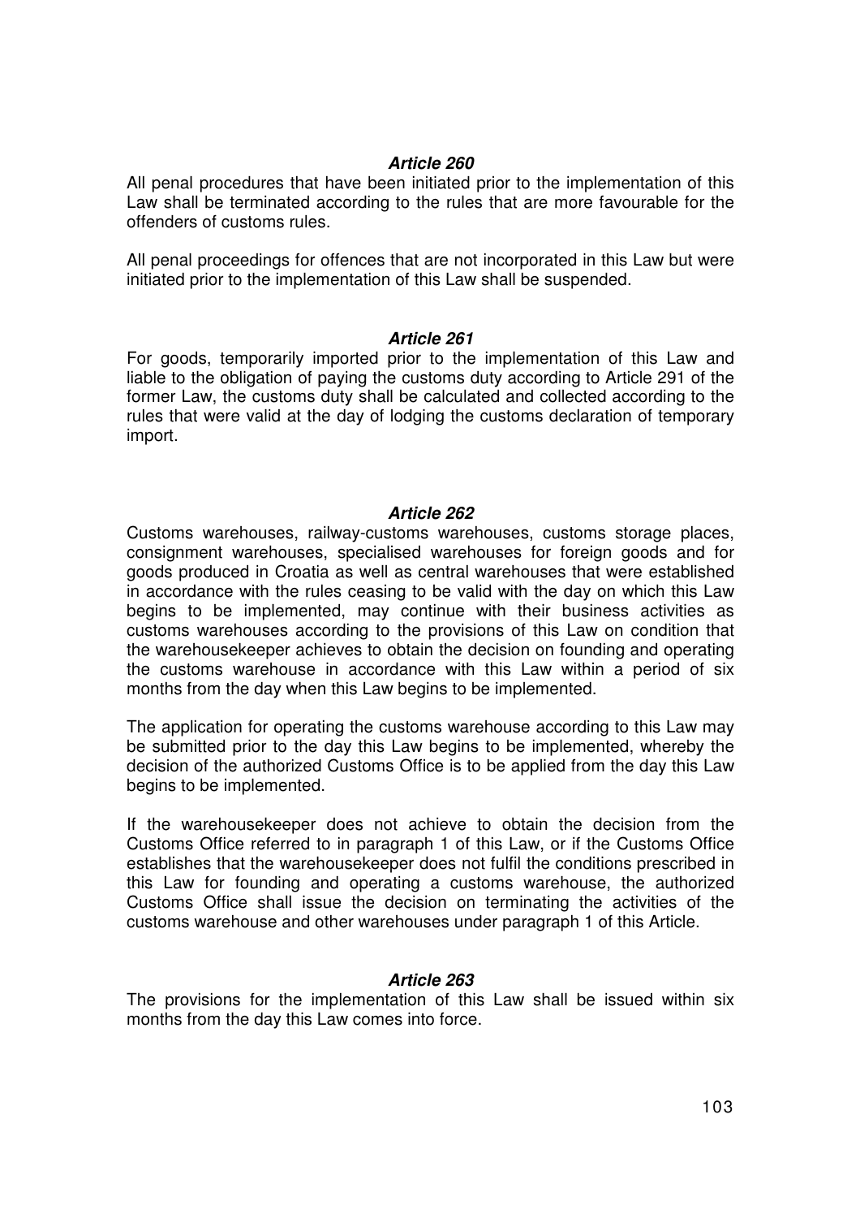### *Article 260*

All penal procedures that have been initiated prior to the implementation of this Law shall be terminated according to the rules that are more favourable for the offenders of customs rules.

All penal proceedings for offences that are not incorporated in this Law but were initiated prior to the implementation of this Law shall be suspended.

### *Article 261*

For goods, temporarily imported prior to the implementation of this Law and liable to the obligation of paying the customs duty according to Article 291 of the former Law, the customs duty shall be calculated and collected according to the rules that were valid at the day of lodging the customs declaration of temporary import.

### *Article 262*

Customs warehouses, railway-customs warehouses, customs storage places, consignment warehouses, specialised warehouses for foreign goods and for goods produced in Croatia as well as central warehouses that were established in accordance with the rules ceasing to be valid with the day on which this Law begins to be implemented, may continue with their business activities as customs warehouses according to the provisions of this Law on condition that the warehousekeeper achieves to obtain the decision on founding and operating the customs warehouse in accordance with this Law within a period of six months from the day when this Law begins to be implemented.

The application for operating the customs warehouse according to this Law may be submitted prior to the day this Law begins to be implemented, whereby the decision of the authorized Customs Office is to be applied from the day this Law begins to be implemented.

If the warehousekeeper does not achieve to obtain the decision from the Customs Office referred to in paragraph 1 of this Law, or if the Customs Office establishes that the warehousekeeper does not fulfil the conditions prescribed in this Law for founding and operating a customs warehouse, the authorized Customs Office shall issue the decision on terminating the activities of the customs warehouse and other warehouses under paragraph 1 of this Article.

### *Article 263*

The provisions for the implementation of this Law shall be issued within six months from the day this Law comes into force.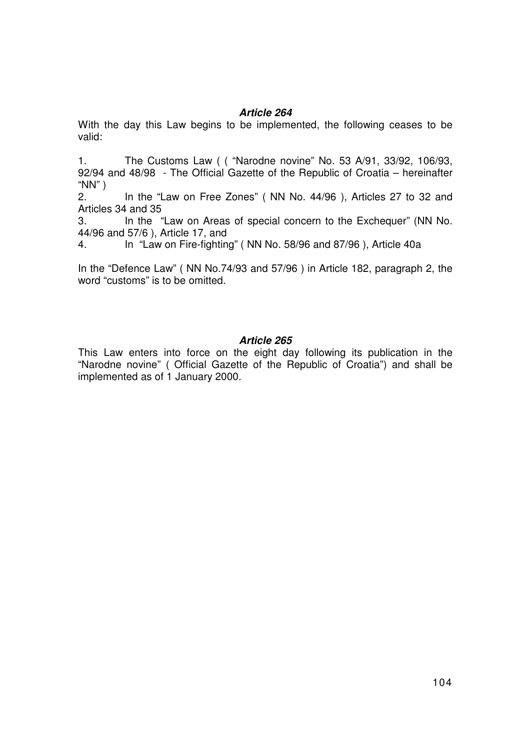### *Article 264*

With the day this Law begins to be implemented, the following ceases to be valid:

1. The Customs Law ( ( "Narodne novine" No. 53 A/91, 33/92, 106/93, 92/94 and 48/98 - The Official Gazette of the Republic of Croatia – hereinafter "NN" )
2. In the "Law on Free Zones" ( NN No. 44/96 ), Articles 27 to 32 and Articles 34 and 35
3. In the "Law on Areas of special concern to the Exchequer" (NN No. 44/96 and 57/6 ), Article 17, and
4. In "Law on Fire-fighting" ( NN No. 58/96 and 87/96 ), Article 40a

In the "Defence Law" ( NN No.74/93 and 57/96 ) in Article 182, paragraph 2, the word "customs" is to be omitted.

### *Article 265*

This Law enters into force on the eight day following its publication in the "Narodne novine" ( Official Gazette of the Republic of Croatia") and shall be implemented as of 1 January 2000.